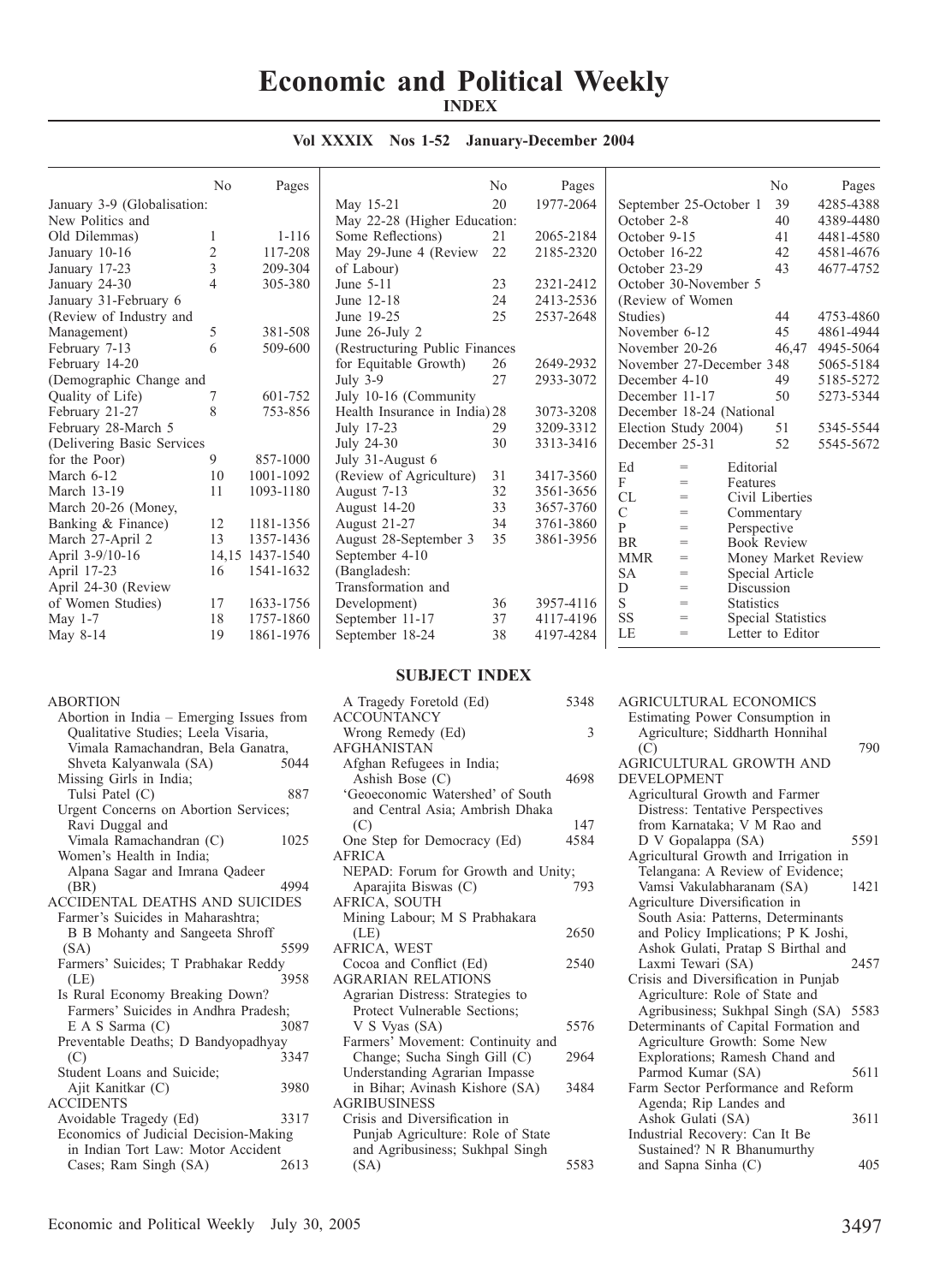# Economic and Political Weekly

## INDEX

**Vol XXXIX Nos 1-52 January-December 2004**

| | No | Pages |
|---|---|---|
| January 3-9 (Globalisation: New Politics and Old Dilemmas) | 1 | 1-116 |
| January 10-16 | 2 | 117-208 |
| January 17-23 | 3 | 209-304 |
| January 24-30 | 4 | 305-380 |
| January 31-February 6 (Review of Industry and Management) | 5 | 381-508 |
| February 7-13 | 6 | 509-600 |
| February 14-20 (Demographic Change and Quality of Life) | 7 | 601-752 |
| February 21-27 | 8 | 753-856 |
| February 28-March 5 (Delivering Basic Services for the Poor) | 9 | 857-1000 |
| March 6-12 | 10 | 1001-1092 |
| March 13-19 | 11 | 1093-1180 |
| March 20-26 (Money, Banking & Finance) | 12 | 1181-1356 |
| March 27-April 2 | 13 | 1357-1436 |
| April 3-9/10-16 | 14,15 | 1437-1540 |
| April 17-23 | 16 | 1541-1632 |
| April 24-30 (Review of Women Studies) | 17 | 1633-1756 |
| May 1-7 | 18 | 1757-1860 |
| May 8-14 | 19 | 1861-1976 |
| May 15-21 | 20 | 1977-2064 |
| May 22-28 (Higher Education: Some Reflections) | 21 | 2065-2184 |
| May 29-June 4 (Review of Labour) | 22 | 2185-2320 |
| June 5-11 | 23 | 2321-2412 |
| June 12-18 | 24 | 2413-2536 |
| June 19-25 | 25 | 2537-2648 |
| June 26-July 2 (Restructuring Public Finances for Equitable Growth) | 26 | 2649-2932 |
| July 3-9 | 27 | 2933-3072 |
| July 10-16 (Community Health Insurance in India) | 28 | 3073-3208 |
| July 17-23 | 29 | 3209-3312 |
| July 24-30 | 30 | 3313-3416 |
| July 31-August 6 (Review of Agriculture) | 31 | 3417-3560 |
| August 7-13 | 32 | 3561-3656 |
| August 14-20 | 33 | 3657-3760 |
| August 21-27 | 34 | 3761-3860 |
| August 28-September 3 | 35 | 3861-3956 |
| September 4-10 (Bangladesh: Transformation and Development) | 36 | 3957-4116 |
| September 11-17 | 37 | 4117-4196 |
| September 18-24 | 38 | 4197-4284 |
| September 25-October 1 | 39 | 4285-4388 |
| October 2-8 | 40 | 4389-4480 |
| October 9-15 | 41 | 4481-4580 |
| October 16-22 | 42 | 4581-4676 |
| October 23-29 | 43 | 4677-4752 |
| October 30-November 5 (Review of Women Studies) | 44 | 4753-4860 |
| November 6-12 | 45 | 4861-4944 |
| November 20-26 | 46,47 | 4945-5064 |
| November 27-December 3 | 48 | 5065-5184 |
| December 4-10 | 49 | 5185-5272 |
| December 11-17 | 50 | 5273-5344 |
| December 18-24 (National Election Study 2004) | 51 | 5345-5544 |
| December 25-31 | 52 | 5545-5672 |

| | | |
|---|---|---|
| Ed | = | Editorial |
| F | = | Features |
| CL | = | Civil Liberties |
| C | = | Commentary |
| P | = | Perspective |
| BR | = | Book Review |
| MMR | = | Money Market Review |
| SA | = | Special Article |
| D | = | Discussion |
| S | = | Statistics |
| SS | = | Special Statistics |
| LE | = | Letter to Editor |

## SUBJECT INDEX

ABORTION
- Abortion in India – Emerging Issues from Qualitative Studies; Leela Visaria, Vimala Ramachandran, Bela Ganatra, Shveta Kalyanwala (SA) 5044
- Missing Girls in India; Tulsi Patel (C) 887
- Urgent Concerns on Abortion Services; Ravi Duggal and Vimala Ramachandran (C) 1025
- Women's Health in India; Alpana Sagar and Imrana Qadeer (BR) 4994

ACCIDENTAL DEATHS AND SUICIDES
- Farmer's Suicides in Maharashtra; B B Mohanty and Sangeeta Shroff (SA) 5599
- Farmers' Suicides; T Prabhakar Reddy (LE) 3958
- Is Rural Economy Breaking Down? Farmers' Suicides in Andhra Pradesh; E A S Sarma (C) 3087
- Preventable Deaths; D Bandyopadhyay (C) 3347
- Student Loans and Suicide; Ajit Kanitkar (C) 3980

ACCIDENTS
- Avoidable Tragedy (Ed) 3317
- Economics of Judicial Decision-Making in Indian Tort Law: Motor Accident Cases; Ram Singh (SA) 2613
- A Tragedy Foretold (Ed) 5348

ACCOUNTANCY
- Wrong Remedy (Ed) 3

AFGHANISTAN
- Afghan Refugees in India; Ashish Bose (C) 4698
- 'Geoeconomic Watershed' of South and Central Asia; Ambrish Dhaka (C) 147
- One Step for Democracy (Ed) 4584

AFRICA
- NEPAD: Forum for Growth and Unity; Aparajita Biswas (C) 793

AFRICA, SOUTH
- Mining Labour; M S Prabhakara (LE) 2650

AFRICA, WEST
- Cocoa and Conflict (Ed) 2540

AGRARIAN RELATIONS
- Agrarian Distress: Strategies to Protect Vulnerable Sections; V S Vyas (SA) 5576
- Farmers' Movement: Continuity and Change; Sucha Singh Gill (C) 2964
- Understanding Agrarian Impasse in Bihar; Avinash Kishore (SA) 3484

AGRIBUSINESS
- Crisis and Diversification in Punjab Agriculture: Role of State and Agribusiness; Sukhpal Singh (SA) 5583

AGRICULTURAL ECONOMICS
- Estimating Power Consumption in Agriculture; Siddharth Honnihal (C) 790

AGRICULTURAL GROWTH AND DEVELOPMENT
- Agricultural Growth and Farmer Distress: Tentative Perspectives from Karnataka; V M Rao and D V Gopalappa (SA) 5591
- Agricultural Growth and Irrigation in Telangana: A Review of Evidence; Vamsi Vakulabharanam (SA) 1421
- Agriculture Diversification in South Asia: Patterns, Determinants and Policy Implications; P K Joshi, Ashok Gulati, Pratap S Birthal and Laxmi Tewari (SA) 2457
- Crisis and Diversification in Punjab Agriculture: Role of State and Agribusiness; Sukhpal Singh (SA) 5583
- Determinants of Capital Formation and Agriculture Growth: Some New Explorations; Ramesh Chand and Parmod Kumar (SA) 5611
- Farm Sector Performance and Reform Agenda; Rip Landes and Ashok Gulati (SA) 3611
- Industrial Recovery: Can It Be Sustained? N R Bhanumurthy and Sapna Sinha (C) 405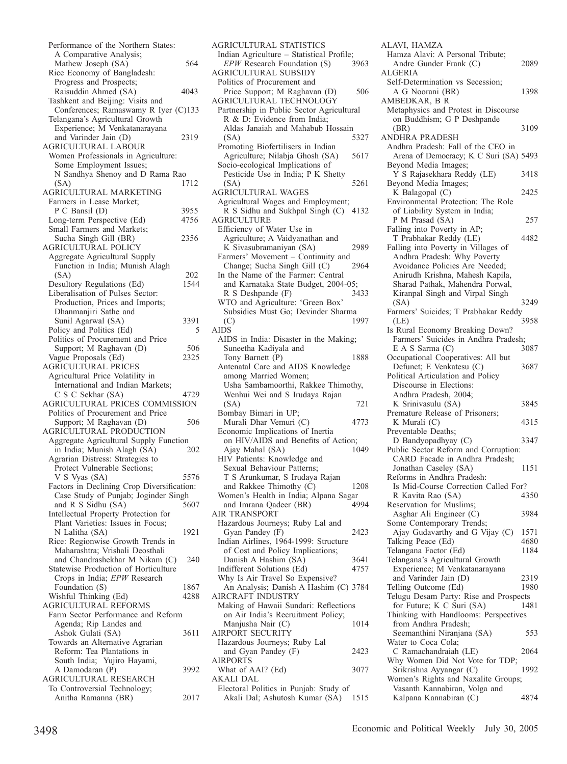Performance of the Northern States: A Comparative Analysis; Mathew Joseph (SA) 564

Rice Economy of Bangladesh: Progress and Prospects; Raisuddin Ahmed (SA) 4043

Tashkent and Beijing: Visits and Conferences; Ramaswamy R Iyer (C) 133

Telangana's Agricultural Growth Experience; M Venkatanarayana and Varinder Jain (D) 2319

AGRICULTURAL LABOUR

Women Professionals in Agriculture: Some Employment Issues; N Sandhya Shenoy and D Rama Rao (SA) 1712

AGRICULTURAL MARKETING

Farmers in Lease Market; P C Bansil (D) 3955

Long-term Perspective (Ed) 4756

Small Farmers and Markets; Sucha Singh Gill (BR) 2356

AGRICULTURAL POLICY

Aggregate Agricultural Supply Function in India; Munish Alagh (SA) 202

Desultory Regulations (Ed) 1544

Liberalisation of Pulses Sector: Production, Prices and Imports; Dhanmanjiri Sathe and Sunil Agarwal (SA) 3391

Policy and Politics (Ed) 5

Politics of Procurement and Price Support; M Raghavan (D) 506

Vague Proposals (Ed) 2325

AGRICULTURAL PRICES

Agricultural Price Volatility in International and Indian Markets; C S C Sekhar (SA) 4729

AGRICULTURAL PRICES COMMISSION

Politics of Procurement and Price Support; M Raghavan (D) 506

AGRICULTURAL PRODUCTION

Aggregate Agricultural Supply Function in India; Munish Alagh (SA) 202

Agrarian Distress: Strategies to Protect Vulnerable Sections; V S Vyas (SA) 5576

Factors in Declining Crop Diversification: Case Study of Punjab; Joginder Singh and R S Sidhu (SA) 5607

Intellectual Property Protection for Plant Varieties: Issues in Focus; N Lalitha (SA) 1921

Rice: Regionwise Growth Trends in Maharashtra; Vrishali Deosthali and Chandrashekhar M Nikam (C) 240

Statewise Production of Horticulture Crops in India; *EPW* Research Foundation (S) 1867

Wishful Thinking (Ed) 4288

AGRICULTURAL REFORMS

Farm Sector Performance and Reform Agenda; Rip Landes and Ashok Gulati (SA) 3611

Towards an Alternative Agrarian Reform: Tea Plantations in South India; Yujiro Hayami, A Damodaran (P) 3992

AGRICULTURAL RESEARCH

To Controversial Technology; Anitha Ramanna (BR) 2017

AGRICULTURAL STATISTICS

Indian Agriculture – Statistical Profile; *EPW* Research Foundation (S) 3963

AGRICULTURAL SUBSIDY

Politics of Procurement and Price Support; M Raghavan (D) 506

AGRICULTURAL TECHNOLOGY

Partnership in Public Sector Agricultural R & D: Evidence from India; Aldas Janaiah and Mahabub Hossain (SA) 5327

Promoting Biofertilisers in Indian Agriculture; Nilabja Ghosh (SA) 5617

Socio-ecological Implications of Pesticide Use in India; P K Shetty (SA) 5261

AGRICULTURAL WAGES

Agricultural Wages and Employment; R S Sidhu and Sukhpal Singh (C) 4132

AGRICULTURE

Efficiency of Water Use in Agriculture; A Vaidyanathan and K Sivasubramaniyan (SA) 2989

Farmers' Movement – Continuity and Change; Sucha Singh Gill (C) 2964

In the Name of the Farmer: Central and Karnataka State Budget, 2004-05; R S Deshpande (F) 3433

WTO and Agriculture: 'Green Box' Subsidies Must Go; Devinder Sharma (C) 1997

AIDS

AIDS in India: Disaster in the Making; Suneetha Kadiyala and Tony Barnett (P) 1888

Antenatal Care and AIDS Knowledge among Married Women; Usha Sambamoorthi, Rakkee Thimothy, Wenhui Wei and S Irudaya Rajan (SA) 721

Bombay Bimari in UP; Murali Dhar Vemuri (C) 4773

Economic Implications of Inertia on HIV/AIDS and Benefits of Action; Ajay Mahal (SA) 1049

HIV Patients: Knowledge and Sexual Behaviour Patterns; T S Arunkumar, S Irudaya Rajan and Rakkee Thimothy (C) 1208

Women's Health in India; Alpana Sagar and Imrana Qadeer (BR) 4994

AIR TRANSPORT

Hazardous Journeys; Ruby Lal and Gyan Pandey (F) 2423

Indian Airlines, 1964-1999: Structure of Cost and Policy Implications; Danish A Hashim (SA) 3641

Indifferent Solutions (Ed) 4757

Why Is Air Travel So Expensive? An Analysis; Danish A Hashim (C) 3784

AIRCRAFT INDUSTRY

Making of Hawaii Sundari: Reflections on Air India's Recruitment Policy; Manjusha Nair (C) 1014

AIRPORT SECURITY

Hazardous Journeys; Ruby Lal and Gyan Pandey (F) 2423

AIRPORTS

What of AAI? (Ed) 3077

AKALI DAL

Electoral Politics in Punjab: Study of Akali Dal; Ashutosh Kumar (SA) 1515

ALAVI, HAMZA

Hamza Alavi: A Personal Tribute; Andre Gunder Frank (C) 2089

ALGERIA

Self-Determination vs Secession; A G Noorani (BR) 1398

AMBEDKAR, B R

Metaphysics and Protest in Discourse on Buddhism; G P Deshpande (BR) 3109

ANDHRA PRADESH

Andhra Pradesh: Fall of the CEO in Arena of Democracy; K C Suri (SA) 5493

Beyond Media Images; Y S Rajasekhara Reddy (LE) 3418

Beyond Media Images; K Balagopal (C) 2425

Environmental Protection: The Role of Liability System in India; P M Prasad (SA) 257

Falling into Poverty in AP; T Prabhakar Reddy (LE) 4482

Falling into Poverty in Villages of Andhra Pradesh: Why Poverty Avoidance Policies Are Needed; Anirudh Krishna, Mahesh Kapila, Sharad Pathak, Mahendra Porwal, Kiranpal Singh and Virpal Singh (SA) 3249

Farmers' Suicides; T Prabhakar Reddy (LE) 3958

Is Rural Economy Breaking Down? Farmers' Suicides in Andhra Pradesh; E A S Sarma (C) 3087

Occupational Cooperatives: All but Defunct; E Venkatesu (C) 3687

Political Articulation and Policy Discourse in Elections: Andhra Pradesh, 2004; K Srinivasulu (SA) 3845

Premature Release of Prisoners; K Murali (C) 4315

Preventable Deaths; D Bandyopadhyay (C) 3347

Public Sector Reform and Corruption: CARD Facade in Andhra Pradesh; Jonathan Caseley (SA) 1151

Reforms in Andhra Pradesh: Is Mid-Course Correction Called For? R Kavita Rao (SA) 4350

Reservation for Muslims; Asghar Ali Engineer (C) 3984

Some Contemporary Trends; Ajay Gudavarthy and G Vijay (C) 1571

Talking Peace (Ed) 4680

Telangana Factor (Ed) 1184

Telangana's Agricultural Growth Experience; M Venkatanarayana and Varinder Jain (D) 2319

Telling Outcome (Ed) 1980

Telugu Desam Party: Rise and Prospects for Future; K C Suri (SA) 1481

Thinking with Handlooms: Perspectives from Andhra Pradesh; Seemanthini Niranjana (SA) 553

Water to Coca Cola; C Ramachandraiah (LE) 2064

Why Women Did Not Vote for TDP; Srikrishna Ayyangar (C) 1992

Women's Rights and Naxalite Groups; Vasanth Kannabiran, Volga and Kalpana Kannabiran (C) 4874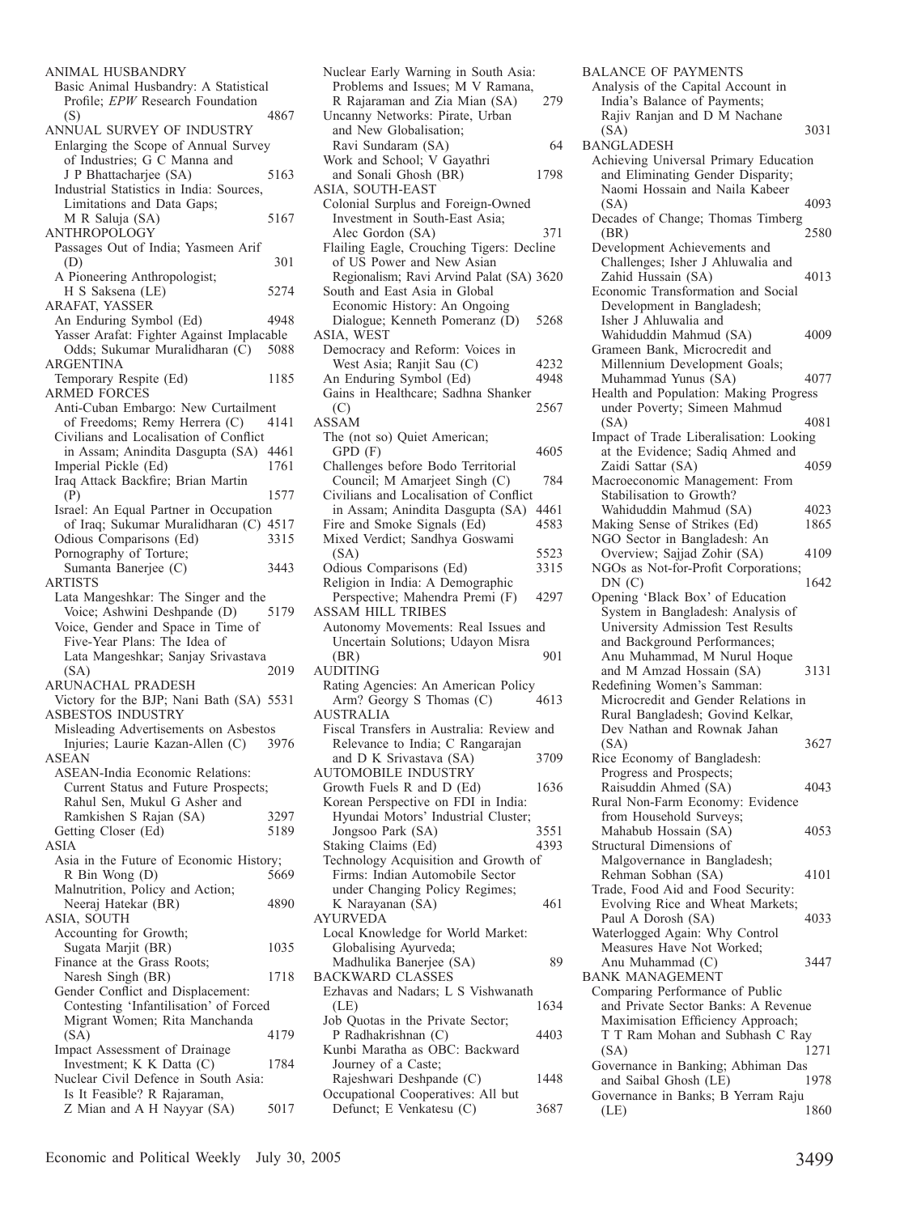ANIMAL HUSBANDRY
- Basic Animal Husbandry: A Statistical Profile; *EPW* Research Foundation (S) 4867

ANNUAL SURVEY OF INDUSTRY
- Enlarging the Scope of Annual Survey of Industries; G C Manna and J P Bhattacharjee (SA) 5163
- Industrial Statistics in India: Sources, Limitations and Data Gaps; M R Saluja (SA) 5167

ANTHROPOLOGY
- Passages Out of India; Yasmeen Arif (D) 301
- A Pioneering Anthropologist; H S Saksena (LE) 5274

ARAFAT, YASSER
- An Enduring Symbol (Ed) 4948
- Yasser Arafat: Fighter Against Implacable Odds; Sukumar Muralidharan (C) 5088

ARGENTINA
- Temporary Respite (Ed) 1185

ARMED FORCES
- Anti-Cuban Embargo: New Curtailment of Freedoms; Remy Herrera (C) 4141
- Civilians and Localisation of Conflict in Assam; Anindita Dasgupta (SA) 4461
- Imperial Pickle (Ed) 1761
- Iraq Attack Backfire; Brian Martin (P) 1577
- Israel: An Equal Partner in Occupation of Iraq; Sukumar Muralidharan (C) 4517
- Odious Comparisons (Ed) 3315
- Pornography of Torture; Sumanta Banerjee (C) 3443

ARTISTS
- Lata Mangeshkar: The Singer and the Voice; Ashwini Deshpande (D) 5179
- Voice, Gender and Space in Time of Five-Year Plans: The Idea of Lata Mangeshkar; Sanjay Srivastava (SA) 2019

ARUNACHAL PRADESH
- Victory for the BJP; Nani Bath (SA) 5531

ASBESTOS INDUSTRY
- Misleading Advertisements on Asbestos Injuries; Laurie Kazan-Allen (C) 3976

ASEAN
- ASEAN-India Economic Relations: Current Status and Future Prospects; Rahul Sen, Mukul G Asher and Ramkishen S Rajan (SA) 3297
- Getting Closer (Ed) 5189

ASIA
- Asia in the Future of Economic History; R Bin Wong (D) 5669
- Malnutrition, Policy and Action; Neeraj Hatekar (BR) 4890

ASIA, SOUTH
- Accounting for Growth; Sugata Marjit (BR) 1035
- Finance at the Grass Roots; Naresh Singh (BR) 1718
- Gender Conflict and Displacement: Contesting 'Infantilisation' of Forced Migrant Women; Rita Manchanda (SA) 4179
- Impact Assessment of Drainage Investment; K K Datta (C) 1784
- Nuclear Civil Defence in South Asia: Is It Feasible? R Rajaraman, Z Mian and A H Nayyar (SA) 5017
- Nuclear Early Warning in South Asia: Problems and Issues; M V Ramana, R Rajaraman and Zia Mian (SA) 279
- Uncanny Networks: Pirate, Urban and New Globalisation; Ravi Sundaram (SA) 64
- Work and School; V Gayathri and Sonali Ghosh (BR) 1798

ASIA, SOUTH-EAST
- Colonial Surplus and Foreign-Owned Investment in South-East Asia; Alec Gordon (SA) 371
- Flailing Eagle, Crouching Tigers: Decline of US Power and New Asian Regionalism; Ravi Arvind Palat (SA) 3620
- South and East Asia in Global Economic History: An Ongoing Dialogue; Kenneth Pomeranz (D) 5268

ASIA, WEST
- Democracy and Reform: Voices in West Asia; Ranjit Sau (C) 4232
- An Enduring Symbol (Ed) 4948
- Gains in Healthcare; Sadhna Shanker (C) 2567

ASSAM
- The (not so) Quiet American; GPD (F) 4605
- Challenges before Bodo Territorial Council; M Amarjeet Singh (C) 784
- Civilians and Localisation of Conflict in Assam; Anindita Dasgupta (SA) 4461
- Fire and Smoke Signals (Ed) 4583
- Mixed Verdict; Sandhya Goswami (SA) 5523
- Odious Comparisons (Ed) 3315
- Religion in India: A Demographic Perspective; Mahendra Premi (F) 4297

ASSAM HILL TRIBES
- Autonomy Movements: Real Issues and Uncertain Solutions; Udayon Misra (BR) 901

AUDITING
- Rating Agencies: An American Policy Arm? Georgy S Thomas (C) 4613

AUSTRALIA
- Fiscal Transfers in Australia: Review and Relevance to India; C Rangarajan and D K Srivastava (SA) 3709

AUTOMOBILE INDUSTRY
- Growth Fuels R and D (Ed) 1636
- Korean Perspective on FDI in India: Hyundai Motors' Industrial Cluster; Jongsoo Park (SA) 3551
- Staking Claims (Ed) 4393
- Technology Acquisition and Growth of Firms: Indian Automobile Sector under Changing Policy Regimes; K Narayanan (SA) 461

AYURVEDA
- Local Knowledge for World Market: Globalising Ayurveda; Madhulika Banerjee (SA) 89

BACKWARD CLASSES
- Ezhavas and Nadars; L S Vishwanath (LE) 1634
- Job Quotas in the Private Sector; P Radhakrishnan (C) 4403
- Kunbi Maratha as OBC: Backward Journey of a Caste; Rajeshwari Deshpande (C) 1448
- Occupational Cooperatives: All but Defunct; E Venkatesu (C) 3687

BALANCE OF PAYMENTS
- Analysis of the Capital Account in India's Balance of Payments; Rajiv Ranjan and D M Nachane (SA) 3031

BANGLADESH
- Achieving Universal Primary Education and Eliminating Gender Disparity; Naomi Hossain and Naila Kabeer (SA) 4093
- Decades of Change; Thomas Timberg (BR) 2580
- Development Achievements and Challenges; Isher J Ahluwalia and Zahid Hussain (SA) 4013
- Economic Transformation and Social Development in Bangladesh; Isher J Ahluwalia and Wahiduddin Mahmud (SA) 4009
- Grameen Bank, Microcredit and Millennium Development Goals; Muhammad Yunus (SA) 4077
- Health and Population: Making Progress under Poverty; Simeen Mahmud (SA) 4081
- Impact of Trade Liberalisation: Looking at the Evidence; Sadiq Ahmed and Zaidi Sattar (SA) 4059
- Macroeconomic Management: From Stabilisation to Growth? Wahiduddin Mahmud (SA) 4023
- Making Sense of Strikes (Ed) 1865
- NGO Sector in Bangladesh: An Overview; Sajjad Zohir (SA) 4109
- NGOs as Not-for-Profit Corporations; DN (C) 1642
- Opening 'Black Box' of Education System in Bangladesh: Analysis of University Admission Test Results and Background Performances; Anu Muhammad, M Nurul Hoque and M Amzad Hossain (SA) 3131
- Redefining Women's Samman: Microcredit and Gender Relations in Rural Bangladesh; Govind Kelkar, Dev Nathan and Rownak Jahan (SA) 3627
- Rice Economy of Bangladesh: Progress and Prospects; Raisuddin Ahmed (SA) 4043
- Rural Non-Farm Economy: Evidence from Household Surveys; Mahabub Hossain (SA) 4053
- Structural Dimensions of Malgovernance in Bangladesh; Rehman Sobhan (SA) 4101
- Trade, Food Aid and Food Security: Evolving Rice and Wheat Markets; Paul A Dorosh (SA) 4033
- Waterlogged Again: Why Control Measures Have Not Worked; Anu Muhammad (C) 3447

BANK MANAGEMENT
- Comparing Performance of Public and Private Sector Banks: A Revenue Maximisation Efficiency Approach; T T Ram Mohan and Subhash C Ray (SA) 1271
- Governance in Banking; Abhiman Das and Saibal Ghosh (LE) 1978
- Governance in Banks; B Yerram Raju (LE) 1860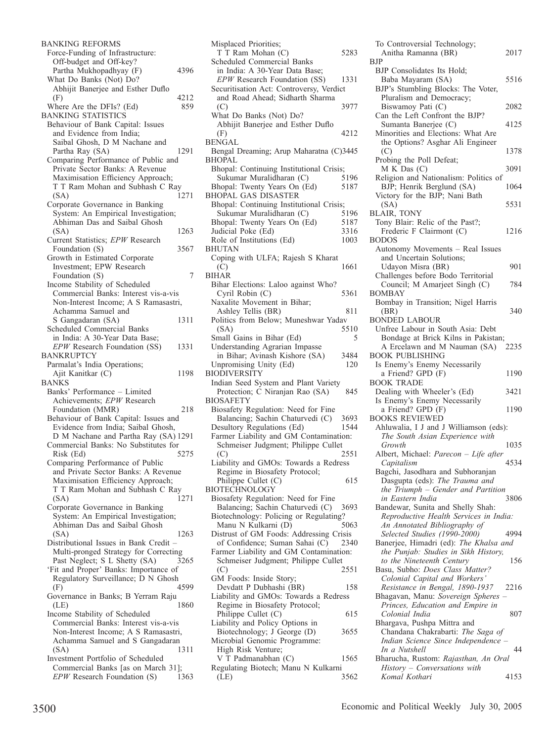BANKING REFORMS

Force-Funding of Infrastructure: Off-budget and Off-key? Partha Mukhopadhyay (F) 4396

What Do Banks (Not) Do? Abhijit Banerjee and Esther Duflo (F) 4212

Where Are the DFIs? (Ed) 859

BANKING STATISTICS

Behaviour of Bank Capital: Issues and Evidence from India; Saibal Ghosh, D M Nachane and Partha Ray (SA) 1291

Comparing Performance of Public and Private Sector Banks: A Revenue Maximisation Efficiency Approach; T T Ram Mohan and Subhash C Ray (SA) 1271

Corporate Governance in Banking System: An Empirical Investigation; Abhiman Das and Saibal Ghosh (SA) 1263

Current Statistics; *EPW* Research Foundation (S) 3567

Growth in Estimated Corporate Investment; EPW Research Foundation (S) 7

Income Stability of Scheduled Commercial Banks: Interest vis-a-vis Non-Interest Income; A S Ramasastri, Achamma Samuel and S Gangadaran (SA) 1311

Scheduled Commercial Banks in India: A 30-Year Data Base; *EPW* Research Foundation (SS) 1331

BANKRUPTCY

Parmalat's India Operations; Ajit Kanitkar (C) 1198

BANKS

Banks' Performance – Limited Achievements; *EPW* Research Foundation (MMR) 218

Behaviour of Bank Capital: Issues and Evidence from India; Saibal Ghosh, D M Nachane and Partha Ray (SA) 1291

Commercial Banks: No Substitutes for Risk (Ed) 5275

Comparing Performance of Public and Private Sector Banks: A Revenue Maximisation Efficiency Approach; T T Ram Mohan and Subhash C Ray (SA) 1271

Corporate Governance in Banking System: An Empirical Investigation; Abhiman Das and Saibal Ghosh (SA) 1263

Distributional Issues in Bank Credit – Multi-pronged Strategy for Correcting Past Neglect; S L Shetty (SA) 3265

'Fit and Proper' Banks: Importance of Regulatory Surveillance; D N Ghosh (F) 4599

Governance in Banks; B Yerram Raju (LE) 1860

Income Stability of Scheduled Commercial Banks: Interest vis-a-vis Non-Interest Income; A S Ramasastri, Achamma Samuel and S Gangadaran (SA) 1311

Investment Portfolio of Scheduled Commercial Banks [as on March 31]; *EPW* Research Foundation (S) 1363

Misplaced Priorities; T T Ram Mohan (C) 5283

Scheduled Commercial Banks in India: A 30-Year Data Base; *EPW* Research Foundation (SS) 1331

Securitisation Act: Controversy, Verdict and Road Ahead; Sidharth Sharma (C) 3977

What Do Banks (Not) Do? Abhijit Banerjee and Esther Duflo (F) 4212

BENGAL

Bengal Dreaming; Arup Maharatna (C) 3445

BHOPAL

Bhopal: Continuing Institutional Crisis; Sukumar Muralidharan (C) 5196

Bhopal: Twenty Years On (Ed) 5187

BHOPAL GAS DISASTER

Bhopal: Continuing Institutional Crisis; Sukumar Muralidharan (C) 5196

Bhopal: Twenty Years On (Ed) 5187

Judicial Poke (Ed) 3316

Role of Institutions (Ed) 1003

BHUTAN

Coping with ULFA; Rajesh S Kharat (C) 1661

BIHAR

Bihar Elections: Laloo against Who? Cyril Robin (C) 5361

Naxalite Movement in Bihar; Ashley Tellis (BR) 811

Politics from Below; Muneshwar Yadav (SA) 5510

Small Gains in Bihar (Ed) 5

Understanding Agrarian Impasse in Bihar; Avinash Kishore (SA) 3484

Unpromising Unity (Ed) 120

BIODIVERSITY

Indian Seed System and Plant Variety Protection; C Niranjan Rao (SA) 845

BIOSAFETY

Biosafety Regulation: Need for Fine Balancing; Sachin Chaturvedi (C) 3693

Desultory Regulations (Ed) 1544

Farmer Liability and GM Contamination: Schmeiser Judgment; Philippe Cullet (C) 2551

Liability and GMOs: Towards a Redress Regime in Biosafety Protocol; Philippe Cullet (C) 615

BIOTECHNOLOGY

Biosafety Regulation: Need for Fine Balancing; Sachin Chaturvedi (C) 3693

Biotechnology: Policing or Regulating? Manu N Kulkarni (D) 5063

Distrust of GM Foods: Addressing Crisis of Confidence; Suman Sahai (C) 2340

Farmer Liability and GM Contamination: Schmeiser Judgment; Philippe Cullet (C) 2551

GM Foods: Inside Story; Devdatt P Dubhashi (BR) 158

Liability and GMOs: Towards a Redress Regime in Biosafety Protocol; Philippe Cullet (C) 615

Liability and Policy Options in Biotechnology; J George (D) 3655

Microbial Genomic Programme: High Risk Venture; V T Padmanabhan (C) 1565

Regulating Biotech; Manu N Kulkarni (LE) 3562

To Controversial Technology; Anitha Ramanna (BR) 2017

BJP

BJP Consolidates Its Hold; Baba Mayaram (SA) 5516

BJP's Stumbling Blocks: The Voter, Pluralism and Democracy; Biswamoy Pati (C) 2082

Can the Left Confront the BJP? Sumanta Banerjee (C) 4125

Minorities and Elections: What Are the Options? Asghar Ali Engineer (C) 1378

Probing the Poll Defeat; M K Das (C) 3091

Religion and Nationalism: Politics of BJP; Henrik Berglund (SA) 1064

Victory for the BJP; Nani Bath (SA) 5531

BLAIR, TONY

Tony Blair: Relic of the Past?; Frederic F Clairmont (C) 1216

BODOS

Autonomy Movements – Real Issues and Uncertain Solutions; Udayon Misra (BR) 901

Challenges before Bodo Territorial Council; M Amarjeet Singh (C) 784

BOMBAY

Bombay in Transition; Nigel Harris (BR) 340

BONDED LABOUR

Unfree Labour in South Asia: Debt Bondage at Brick Kilns in Pakistan; A Ercelawn and M Nauman (SA) 2235

BOOK PUBLISHING

Is Enemy's Enemy Necessarily a Friend? GPD (F) 1190

BOOK TRADE

Dealing with Wheeler's (Ed) 3421

Is Enemy's Enemy Necessarily a Friend? GPD (F) 1190

BOOKS REVIEWED

Ahluwalia, I J and J Williamson (eds): *The South Asian Experience with Growth* 1035

Albert, Michael: *Parecon – Life after Capitalism* 4534

Bagchi, Jasodhara and Subhoranjan Dasgupta (eds): *The Trauma and the Triumph – Gender and Partition in Eastern India* 3806

Bandewar, Sunita and Shelly Shah: *Reproductive Health Services in India: An Annotated Bibliography of Selected Studies (1990-2000)* 4994

Banerjee, Himadri (ed): *The Khalsa and the Punjab: Studies in Sikh History, to the Nineteenth Century* 156

Basu, Subho: *Does Class Matter? Colonial Capital and Workers' Resistance in Bengal, 1890-1937* 2216

Bhagavan, Manu: *Sovereign Spheres – Princes, Education and Empire in Colonial India* 807

Bhargava, Pushpa Mittra and Chandana Chakrabarti: *The Saga of Indian Science Since Independence – In a Nutshell* 44

Bharucha, Rustom: *Rajasthan, An Oral History – Conversations with Komal Kothari* 4153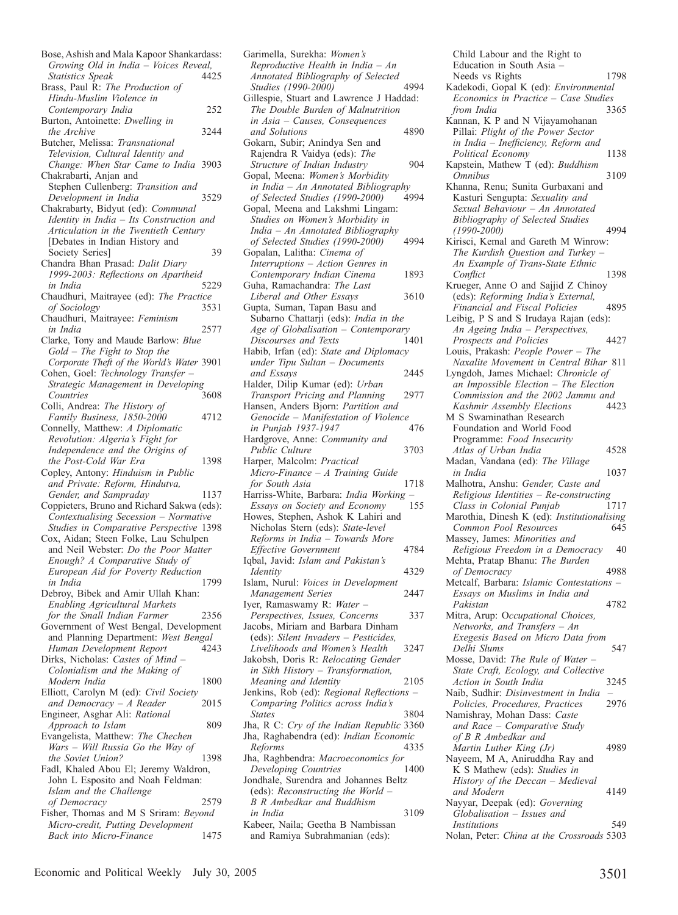Bose, Ashish and Mala Kapoor Shankardass: *Growing Old in India – Voices Reveal, Statistics Speak* 4425

Brass, Paul R: *The Production of Hindu-Muslim Violence in Contemporary India* 252

Burton, Antoinette: *Dwelling in the Archive* 3244

Butcher, Melissa: *Transnational Television, Cultural Identity and Change: When Star Came to India* 3903

Chakrabarti, Anjan and Stephen Cullenberg: *Transition and Development in India* 3529

Chakrabarty, Bidyut (ed): *Communal Identity in India – Its Construction and Articulation in the Twentieth Century* [Debates in Indian History and Society Series] 39

Chandra Bhan Prasad: *Dalit Diary 1999-2003: Reflections on Apartheid in India* 5229

Chaudhuri, Maitrayee (ed): *The Practice of Sociology* 3531

Chaudhuri, Maitrayee: *Feminism in India* 2577

Clarke, Tony and Maude Barlow: *Blue Gold – The Fight to Stop the Corporate Theft of the World's Water* 3901

Cohen, Goel: *Technology Transfer – Strategic Management in Developing Countries* 3608

Colli, Andrea: *The History of Family Business, 1850-2000* 4712

Connelly, Matthew: *A Diplomatic Revolution: Algeria's Fight for Independence and the Origins of the Post-Cold War Era* 1398

Copley, Antony: *Hinduism in Public and Private: Reform, Hindutva, Gender, and Sampraday* 1137

Coppieters, Bruno and Richard Sakwa (eds): *Contextualising Secession – Normative Studies in Comparative Perspective* 1398

Cox, Aidan; Steen Folke, Lau Schulpen and Neil Webster: *Do the Poor Matter Enough? A Comparative Study of European Aid for Poverty Reduction in India* 1799

Debroy, Bibek and Amir Ullah Khan: *Enabling Agricultural Markets for the Small Indian Farmer* 2356

Government of West Bengal, Development and Planning Department: *West Bengal Human Development Report* 4243

Dirks, Nicholas: *Castes of Mind – Colonialism and the Making of Modern India* 1800

Elliott, Carolyn M (ed): *Civil Society and Democracy – A Reader* 2015

Engineer, Asghar Ali: *Rational Approach to Islam* 809

Evangelista, Matthew: *The Chechen Wars – Will Russia Go the Way of the Soviet Union?* 1398

Fadl, Khaled Abou El; Jeremy Waldron, John L Esposito and Noah Feldman: *Islam and the Challenge of Democracy* 2579

Fisher, Thomas and M S Sriram: *Beyond Micro-credit, Putting Development Back into Micro-Finance* 1475

Garimella, Surekha: *Women's Reproductive Health in India – An Annotated Bibliography of Selected Studies (1990-2000)* 4994

Gillespie, Stuart and Lawrence J Haddad: *The Double Burden of Malnutrition in Asia – Causes, Consequences and Solutions* 4890

Gokarn, Subir; Anindya Sen and Rajendra R Vaidya (eds): *The Structure of Indian Industry* 904

Gopal, Meena: *Women's Morbidity in India – An Annotated Bibliography of Selected Studies (1990-2000)* 4994

Gopal, Meena and Lakshmi Lingam: *Studies on Women's Morbidity in India – An Annotated Bibliography of Selected Studies (1990-2000)* 4994

Gopalan, Lalitha: *Cinema of Interruptions – Action Genres in Contemporary Indian Cinema* 1893

Guha, Ramachandra: *The Last Liberal and Other Essays* 3610

Gupta, Suman, Tapan Basu and Subarno Chattarji (eds): *India in the Age of Globalisation – Contemporary Discourses and Texts* 1401

Habib, Irfan (ed): *State and Diplomacy under Tipu Sultan – Documents and Essays* 2445

Halder, Dilip Kumar (ed): *Urban Transport Pricing and Planning* 2977

Hansen, Anders Bjorn: *Partition and Genocide – Manifestation of Violence in Punjab 1937-1947* 476

Hardgrove, Anne: *Community and Public Culture* 3703

Harper, Malcolm: *Practical Micro-Finance – A Training Guide for South Asia* 1718

Harriss-White, Barbara: *India Working – Essays on Society and Economy* 155

Howes, Stephen, Ashok K Lahiri and Nicholas Stern (eds): *State-level Reforms in India – Towards More Effective Government* 4784

Iqbal, Javid: *Islam and Pakistan's Identity* 4329

Islam, Nurul: *Voices in Development Management Series* 2447

Iyer, Ramaswamy R: *Water – Perspectives, Issues, Concerns* 337

Jacobs, Miriam and Barbara Dinham (eds): *Silent Invaders – Pesticides, Livelihoods and Women's Health* 3247

Jakobsh, Doris R: *Relocating Gender in Sikh History – Transformation, Meaning and Identity* 2105

Jenkins, Rob (ed): *Regional Reflections – Comparing Politics across India's States* 3804

Jha, R C: *Cry of the Indian Republic* 3360

Jha, Raghabendra (ed): *Indian Economic Reforms* 4335

Jha, Raghbendra: *Macroeconomics for Developing Countries* 1400

Jondhale, Surendra and Johannes Beltz (eds): *Reconstructing the World – B R Ambedkar and Buddhism in India* 3109

Kabeer, Naila; Geetha B Nambissan and Ramiya Subrahmanian (eds): *Child Labour and the Right to Education in South Asia – Needs vs Rights* 1798

Kadekodi, Gopal K (ed): *Environmental Economics in Practice – Case Studies from India* 3365

Kannan, K P and N Vijayamohanan Pillai: *Plight of the Power Sector in India – Inefficiency, Reform and Political Economy* 1138

Kapstein, Mathew T (ed): *Buddhism Omnibus* 3109

Khanna, Renu; Sunita Gurbaxani and Kasturi Sengupta: *Sexuality and Sexual Behaviour – An Annotated Bibliography of Selected Studies (1990-2000)* 4994

Kirisci, Kemal and Gareth M Winrow: *The Kurdish Question and Turkey – An Example of Trans-State Ethnic Conflict* 1398

Krueger, Anne O and Sajjid Z Chinoy (eds): *Reforming India's External, Financial and Fiscal Policies* 4895

Leibig, P S and S Irudaya Rajan (eds): *An Ageing India – Perspectives, Prospects and Policies* 4427

Louis, Prakash: *People Power – The Naxalite Movement in Central Bihar* 811

Lyngdoh, James Michael: *Chronicle of an Impossible Election – The Election Commission and the 2002 Jammu and Kashmir Assembly Elections* 4423

M S Swaminathan Research Foundation and World Food Programme: *Food Insecurity Atlas of Urban India* 4528

Madan, Vandana (ed): *The Village in India* 1037

Malhotra, Anshu: *Gender, Caste and Religious Identities – Re-constructing Class in Colonial Punjab* 1717

Marothia, Dinesh K (ed): *Institutionalising Common Pool Resources* 645

Massey, James: *Minorities and Religious Freedom in a Democracy* 40

Mehta, Pratap Bhanu: *The Burden of Democracy* 4988

Metcalf, Barbara: *Islamic Contestations – Essays on Muslims in India and Pakistan* 4782

Mitra, Arup: *Occupational Choices, Networks, and Transfers – An Exegesis Based on Micro Data from Delhi Slums* 547

Mosse, David: *The Rule of Water – State Craft, Ecology, and Collective Action in South India* 3245

Naib, Sudhir: *Disinvestment in India – Policies, Procedures, Practices* 2976

Namishray, Mohan Dass: *Caste and Race – Comparative Study of B R Ambedkar and Martin Luther King (Jr)* 4989

Nayeem, M A, Aniruddha Ray and K S Mathew (eds): *Studies in History of the Deccan – Medieval and Modern* 4149

Nayyar, Deepak (ed): *Governing Globalisation – Issues and Institutions* 549

Nolan, Peter: *China at the Crossroads* 5303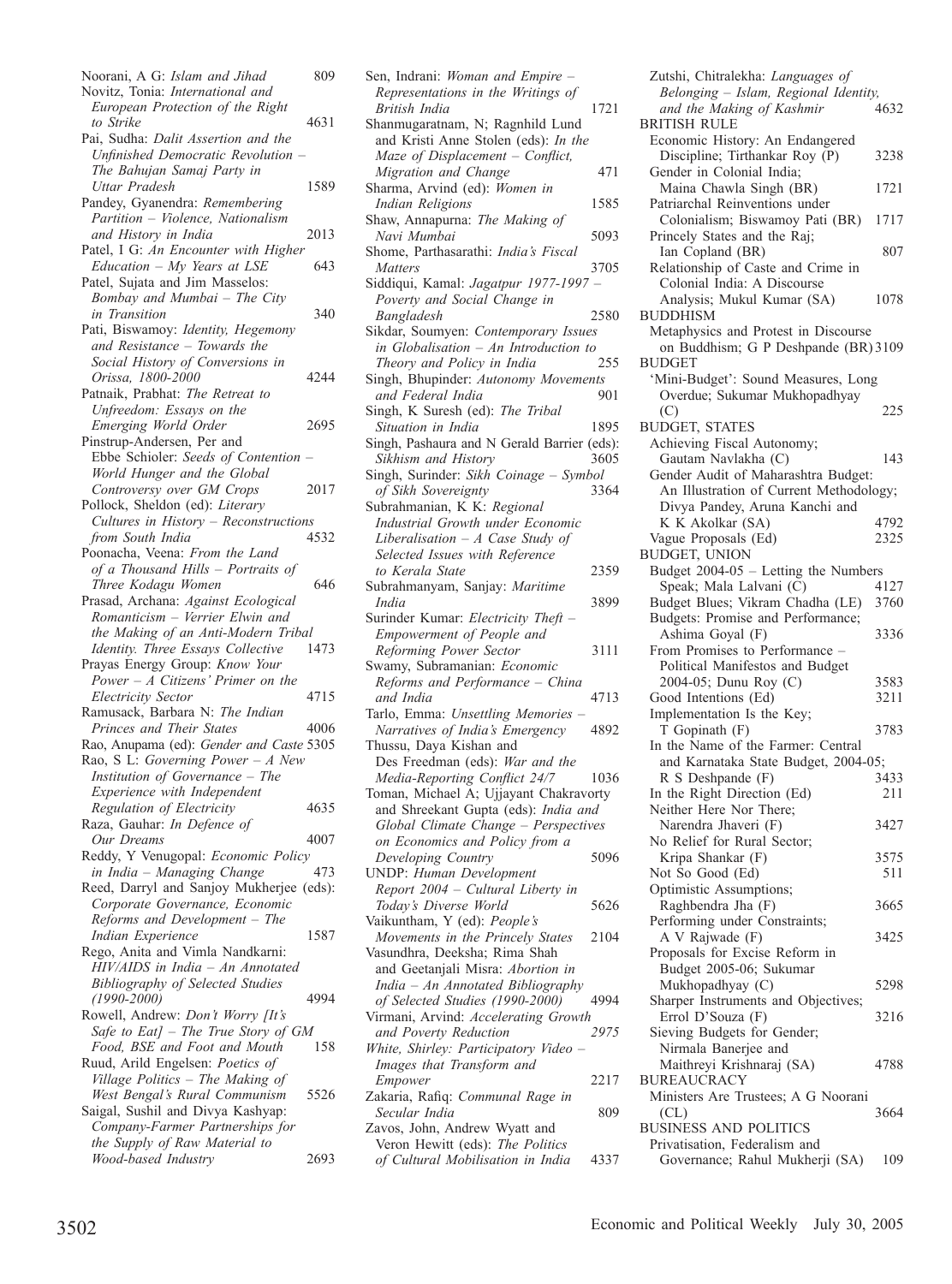Noorani, A G: *Islam and Jihad* 809

Novitz, Tonia: *International and European Protection of the Right to Strike* 4631

Pai, Sudha: *Dalit Assertion and the Unfinished Democratic Revolution – The Bahujan Samaj Party in Uttar Pradesh* 1589

Pandey, Gyanendra: *Remembering Partition – Violence, Nationalism and History in India* 2013

Patel, I G: *An Encounter with Higher Education – My Years at LSE* 643

Patel, Sujata and Jim Masselos: *Bombay and Mumbai – The City in Transition* 340

Pati, Biswamoy: *Identity, Hegemony and Resistance – Towards the Social History of Conversions in Orissa, 1800-2000* 4244

Patnaik, Prabhat: *The Retreat to Unfreedom: Essays on the Emerging World Order* 2695

Pinstrup-Andersen, Per and Ebbe Schioler: *Seeds of Contention – World Hunger and the Global Controversy over GM Crops* 2017

Pollock, Sheldon (ed): *Literary Cultures in History – Reconstructions from South India* 4532

Poonacha, Veena: *From the Land of a Thousand Hills – Portraits of Three Kodagu Women* 646

Prasad, Archana: *Against Ecological Romanticism – Verrier Elwin and the Making of an Anti-Modern Tribal Identity. Three Essays Collective* 1473

Prayas Energy Group: *Know Your Power – A Citizens' Primer on the Electricity Sector* 4715

Ramusack, Barbara N: *The Indian Princes and Their States* 4006

Rao, Anupama (ed): *Gender and Caste* 5305

Rao, S L: *Governing Power – A New Institution of Governance – The Experience with Independent Regulation of Electricity* 4635

Raza, Gauhar: *In Defence of Our Dreams* 4007

Reddy, Y Venugopal: *Economic Policy in India – Managing Change* 473

Reed, Darryl and Sanjoy Mukherjee (eds): *Corporate Governance, Economic Reforms and Development – The Indian Experience* 1587

Rego, Anita and Vimla Nandkarni: *HIV/AIDS in India – An Annotated Bibliography of Selected Studies (1990-2000)* 4994

Rowell, Andrew: *Don't Worry [It's Safe to Eat] – The True Story of GM Food, BSE and Foot and Mouth* 158

Ruud, Arild Engelsen: *Poetics of Village Politics – The Making of West Bengal's Rural Communism* 5526

Saigal, Sushil and Divya Kashyap: *Company-Farmer Partnerships for the Supply of Raw Material to Wood-based Industry* 2693

Sen, Indrani: *Woman and Empire – Representations in the Writings of British India* 1721

Shanmugaratnam, N; Ragnhild Lund and Kristi Anne Stolen (eds): *In the Maze of Displacement – Conflict, Migration and Change* 471

Sharma, Arvind (ed): *Women in Indian Religions* 1585

Shaw, Annapurna: *The Making of Navi Mumbai* 5093

Shome, Parthasarathi: *India's Fiscal Matters* 3705

Siddiqui, Kamal: *Jagatpur 1977-1997 – Poverty and Social Change in Bangladesh* 2580

Sikdar, Soumyen: *Contemporary Issues in Globalisation – An Introduction to Theory and Policy in India* 255

Singh, Bhupinder: *Autonomy Movements and Federal India* 901

Singh, K Suresh (ed): *The Tribal Situation in India* 1895

Singh, Pashaura and N Gerald Barrier (eds): *Sikhism and History* 3605

Singh, Surinder: *Sikh Coinage – Symbol of Sikh Sovereignty* 3364

Subrahmanian, K K: *Regional Industrial Growth under Economic Liberalisation – A Case Study of Selected Issues with Reference to Kerala State* 2359

Subrahmanyam, Sanjay: *Maritime India* 3899

Surinder Kumar: *Electricity Theft – Empowerment of People and Reforming Power Sector* 3111

Swamy, Subramanian: *Economic Reforms and Performance – China and India* 4713

Tarlo, Emma: *Unsettling Memories – Narratives of India's Emergency* 4892

Thussu, Daya Kishan and Des Freedman (eds): *War and the Media-Reporting Conflict 24/7* 1036

Toman, Michael A; Ujjayant Chakravorty and Shreekant Gupta (eds): *India and Global Climate Change – Perspectives on Economics and Policy from a Developing Country* 5096

UNDP: *Human Development Report 2004 – Cultural Liberty in Today's Diverse World* 5626

Vaikuntham, Y (ed): *People's Movements in the Princely States* 2104

Vasundhra, Deeksha; Rima Shah and Geetanjali Misra: *Abortion in India – An Annotated Bibliography of Selected Studies (1990-2000)* 4994

Virmani, Arvind: *Accelerating Growth and Poverty Reduction* 2975

*White, Shirley: Participatory Video – Images that Transform and Empower* 2217

Zakaria, Rafiq: *Communal Rage in Secular India* 809

Zavos, John, Andrew Wyatt and Veron Hewitt (eds): *The Politics of Cultural Mobilisation in India* 4337

Zutshi, Chitralekha: *Languages of Belonging – Islam, Regional Identity, and the Making of Kashmir* 4632

BRITISH RULE

Economic History: An Endangered Discipline; Tirthankar Roy (P) 3238

Gender in Colonial India; Maina Chawla Singh (BR) 1721

Patriarchal Reinventions under Colonialism; Biswamoy Pati (BR) 1717

Princely States and the Raj; Ian Copland (BR) 807

Relationship of Caste and Crime in Colonial India: A Discourse Analysis; Mukul Kumar (SA) 1078

BUDDHISM

Metaphysics and Protest in Discourse on Buddhism; G P Deshpande (BR) 3109

BUDGET

'Mini-Budget': Sound Measures, Long Overdue; Sukumar Mukhopadhyay (C) 225

BUDGET, STATES

Achieving Fiscal Autonomy; Gautam Navlakha (C) 143

Gender Audit of Maharashtra Budget: An Illustration of Current Methodology; Divya Pandey, Aruna Kanchi and K K Akolkar (SA) 4792

Vague Proposals (Ed) 2325

BUDGET, UNION

Budget 2004-05 – Letting the Numbers Speak; Mala Lalvani (C) 4127

Budget Blues; Vikram Chadha (LE) 3760

Budgets: Promise and Performance; Ashima Goyal (F) 3336

From Promises to Performance – Political Manifestos and Budget 2004-05; Dunu Roy (C) 3583

Good Intentions (Ed) 3211

Implementation Is the Key; T Gopinath (F) 3783

In the Name of the Farmer: Central and Karnataka State Budget, 2004-05; R S Deshpande (F) 3433

In the Right Direction (Ed) 211

Neither Here Nor There; Narendra Jhaveri (F) 3427

No Relief for Rural Sector; Kripa Shankar (F) 3575

Not So Good (Ed) 511

Optimistic Assumptions; Raghbendra Jha (F) 3665

Performing under Constraints; A V Rajwade (F) 3425

Proposals for Excise Reform in Budget 2005-06; Sukumar Mukhopadhyay (C) 5298

Sharper Instruments and Objectives; Errol D'Souza (F) 3216

Sieving Budgets for Gender; Nirmala Banerjee and Maithreyi Krishnaraj (SA) 4788

BUREAUCRACY

Ministers Are Trustees; A G Noorani (CL) 3664

BUSINESS AND POLITICS

Privatisation, Federalism and Governance; Rahul Mukherji (SA) 109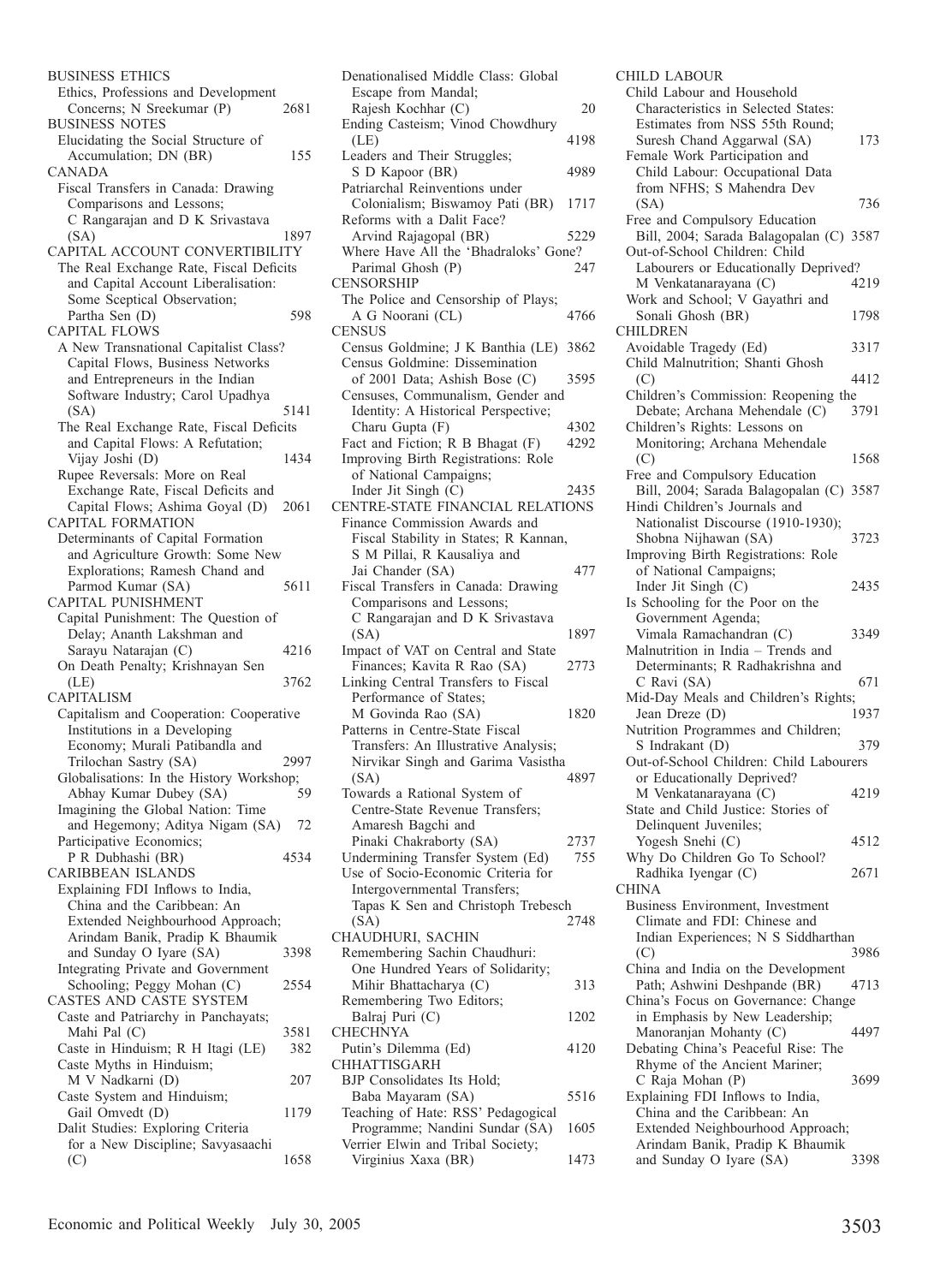BUSINESS ETHICS
Ethics, Professions and Development Concerns; N Sreekumar (P) 2681

BUSINESS NOTES
Elucidating the Social Structure of Accumulation; DN (BR) 155

CANADA
Fiscal Transfers in Canada: Drawing Comparisons and Lessons; C Rangarajan and D K Srivastava (SA) 1897

CAPITAL ACCOUNT CONVERTIBILITY
The Real Exchange Rate, Fiscal Deficits and Capital Account Liberalisation: Some Sceptical Observation; Partha Sen (D) 598

CAPITAL FLOWS
A New Transnational Capitalist Class? Capital Flows, Business Networks and Entrepreneurs in the Indian Software Industry; Carol Upadhya (SA) 5141
The Real Exchange Rate, Fiscal Deficits and Capital Flows: A Refutation; Vijay Joshi (D) 1434
Rupee Reversals: More on Real Exchange Rate, Fiscal Deficits and Capital Flows; Ashima Goyal (D) 2061

CAPITAL FORMATION
Determinants of Capital Formation and Agriculture Growth: Some New Explorations; Ramesh Chand and Parmod Kumar (SA) 5611

CAPITAL PUNISHMENT
Capital Punishment: The Question of Delay; Ananth Lakshman and Sarayu Natarajan (C) 4216
On Death Penalty; Krishnayan Sen (LE) 3762

CAPITALISM
Capitalism and Cooperation: Cooperative Institutions in a Developing Economy; Murali Patibandla and Trilochan Sastry (SA) 2997
Globalisations: In the History Workshop; Abhay Kumar Dubey (SA) 59
Imagining the Global Nation: Time and Hegemony; Aditya Nigam (SA) 72
Participative Economics; P R Dubhashi (BR) 4534

CARIBBEAN ISLANDS
Explaining FDI Inflows to India, China and the Caribbean: An Extended Neighbourhood Approach; Arindam Banik, Pradip K Bhaumik and Sunday O Iyare (SA) 3398
Integrating Private and Government Schooling; Peggy Mohan (C) 2554

CASTES AND CASTE SYSTEM
Caste and Patriarchy in Panchayats; Mahi Pal (C) 3581
Caste in Hinduism; R H Itagi (LE) 382
Caste Myths in Hinduism; M V Nadkarni (D) 207
Caste System and Hinduism; Gail Omvedt (D) 1179
Dalit Studies: Exploring Criteria for a New Discipline; Savyasaachi (C) 1658
Denationalised Middle Class: Global Escape from Mandal; Rajesh Kochhar (C) 20
Ending Casteism; Vinod Chowdhury (LE) 4198
Leaders and Their Struggles; S D Kapoor (BR) 4989
Patriarchal Reinventions under Colonialism; Biswamoy Pati (BR) 1717
Reforms with a Dalit Face? Arvind Rajagopal (BR) 5229
Where Have All the 'Bhadraloks' Gone? Parimal Ghosh (P) 247

CENSORSHIP
The Police and Censorship of Plays; A G Noorani (CL) 4766

CENSUS
Census Goldmine; J K Banthia (LE) 3862
Census Goldmine: Dissemination of 2001 Data; Ashish Bose (C) 3595
Censuses, Communalism, Gender and Identity: A Historical Perspective; Charu Gupta (F) 4302
Fact and Fiction; R B Bhagat (F) 4292
Improving Birth Registrations: Role of National Campaigns; Inder Jit Singh (C) 2435

CENTRE-STATE FINANCIAL RELATIONS
Finance Commission Awards and Fiscal Stability in States; R Kannan, S M Pillai, R Kausaliya and Jai Chander (SA) 477
Fiscal Transfers in Canada: Drawing Comparisons and Lessons; C Rangarajan and D K Srivastava (SA) 1897
Impact of VAT on Central and State Finances; Kavita R Rao (SA) 2773
Linking Central Transfers to Fiscal Performance of States; M Govinda Rao (SA) 1820
Patterns in Centre-State Fiscal Transfers: An Illustrative Analysis; Nirvikar Singh and Garima Vasistha (SA) 4897
Towards a Rational System of Centre-State Revenue Transfers; Amaresh Bagchi and Pinaki Chakraborty (SA) 2737
Undermining Transfer System (Ed) 755
Use of Socio-Economic Criteria for Intergovernmental Transfers; Tapas K Sen and Christoph Trebesch (SA) 2748

CHAUDHURI, SACHIN
Remembering Sachin Chaudhuri: One Hundred Years of Solidarity; Mihir Bhattacharya (C) 313
Remembering Two Editors; Balraj Puri (C) 1202

CHECHNYA
Putin's Dilemma (Ed) 4120

CHHATTISGARH
BJP Consolidates Its Hold; Baba Mayaram (SA) 5516
Teaching of Hate: RSS' Pedagogical Programme; Nandini Sundar (SA) 1605
Verrier Elwin and Tribal Society; Virginius Xaxa (BR) 1473

CHILD LABOUR
Child Labour and Household Characteristics in Selected States: Estimates from NSS 55th Round; Suresh Chand Aggarwal (SA) 173
Female Work Participation and Child Labour: Occupational Data from NFHS; S Mahendra Dev (SA) 736
Free and Compulsory Education Bill, 2004; Sarada Balagopalan (C) 3587
Out-of-School Children: Child Labourers or Educationally Deprived? M Venkatanarayana (C) 4219
Work and School; V Gayathri and Sonali Ghosh (BR) 1798

CHILDREN
Avoidable Tragedy (Ed) 3317
Child Malnutrition; Shanti Ghosh (C) 4412
Children's Commission: Reopening the Debate; Archana Mehendale (C) 3791
Children's Rights: Lessons on Monitoring; Archana Mehendale (C) 1568
Free and Compulsory Education Bill, 2004; Sarada Balagopalan (C) 3587
Hindi Children's Journals and Nationalist Discourse (1910-1930); Shobna Nijhawan (SA) 3723
Improving Birth Registrations: Role of National Campaigns; Inder Jit Singh (C) 2435
Is Schooling for the Poor on the Government Agenda; Vimala Ramachandran (C) 3349
Malnutrition in India – Trends and Determinants; R Radhakrishna and C Ravi (SA) 671
Mid-Day Meals and Children's Rights; Jean Dreze (D) 1937
Nutrition Programmes and Children; S Indrakant (D) 379
Out-of-School Children: Child Labourers or Educationally Deprived? M Venkatanarayana (C) 4219
State and Child Justice: Stories of Delinquent Juveniles; Yogesh Snehi (C) 4512
Why Do Children Go To School? Radhika Iyengar (C) 2671

CHINA
Business Environment, Investment Climate and FDI: Chinese and Indian Experiences; N S Siddharthan (C) 3986
China and India on the Development Path; Ashwini Deshpande (BR) 4713
China's Focus on Governance: Change in Emphasis by New Leadership; Manoranjan Mohanty (C) 4497
Debating China's Peaceful Rise: The Rhyme of the Ancient Mariner; C Raja Mohan (P) 3699
Explaining FDI Inflows to India, China and the Caribbean: An Extended Neighbourhood Approach; Arindam Banik, Pradip K Bhaumik and Sunday O Iyare (SA) 3398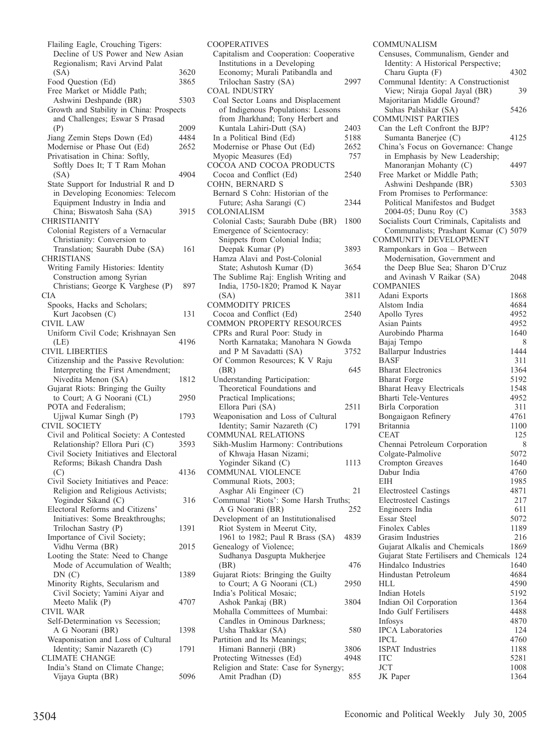Flailing Eagle, Crouching Tigers: Decline of US Power and New Asian Regionalism; Ravi Arvind Palat (SA) 3620
Food Question (Ed) 3865
Free Market or Middle Path; Ashwini Deshpande (BR) 5303
Growth and Stability in China: Prospects and Challenges; Eswar S Prasad (P) 2009
Jiang Zemin Steps Down (Ed) 4484
Modernise or Phase Out (Ed) 2652
Privatisation in China: Softly, Softly Does It; T T Ram Mohan (SA) 4904
State Support for Industrial R and D in Developing Economies: Telecom Equipment Industry in India and China; Biswatosh Saha (SA) 3915

CHRISTIANITY
Colonial Registers of a Vernacular Christianity: Conversion to Translation; Saurabh Dube (SA) 161

CHRISTIANS
Writing Family Histories: Identity Construction among Syrian Christians; George K Varghese (P) 897

CIA
Spooks, Hacks and Scholars; Kurt Jacobsen (C) 131

CIVIL LAW
Uniform Civil Code; Krishnayan Sen (LE) 4196

CIVIL LIBERTIES
Citizenship and the Passive Revolution: Interpreting the First Amendment; Nivedita Menon (SA) 1812
Gujarat Riots: Bringing the Guilty to Court; A G Noorani (CL) 2950
POTA and Federalism; Ujjwal Kumar Singh (P) 1793

CIVIL SOCIETY
Civil and Political Society: A Contested Relationship? Ellora Puri (C) 3593
Civil Society Initiatives and Electoral Reforms; Bikash Chandra Dash (C) 4136
Civil Society Initiatives and Peace: Religion and Religious Activists; Yoginder Sikand (C) 316
Electoral Reforms and Citizens' Initiatives: Some Breakthroughs; Trilochan Sastry (P) 1391
Importance of Civil Society; Vidhu Verma (BR) 2015
Looting the State: Need to Change Mode of Accumulation of Wealth; DN (C) 1389
Minority Rights, Secularism and Civil Society; Yamini Aiyar and Meeto Malik (P) 4707

CIVIL WAR
Self-Determination vs Secession; A G Noorani (BR) 1398
Weaponisation and Loss of Cultural Identity; Samir Nazareth (C) 1791

CLIMATE CHANGE
India's Stand on Climate Change; Vijaya Gupta (BR) 5096

COOPERATIVES
Capitalism and Cooperation: Cooperative Institutions in a Developing Economy; Murali Patibandla and Trilochan Sastry (SA) 2997

COAL INDUSTRY
Coal Sector Loans and Displacement of Indigenous Populations: Lessons from Jharkhand; Tony Herbert and Kuntala Lahiri-Dutt (SA) 2403
In a Political Bind (Ed) 5188
Modernise or Phase Out (Ed) 2652
Myopic Measures (Ed) 757

COCOA AND COCOA PRODUCTS
Cocoa and Conflict (Ed) 2540

COHN, BERNARD S
Bernard S Cohn: Historian of the Future; Asha Sarangi (C) 2344

COLONIALISM
Colonial Casts; Saurabh Dube (BR) 1800
Emergence of Scientocracy: Snippets from Colonial India; Deepak Kumar (P) 3893
Hamza Alavi and Post-Colonial State; Ashutosh Kumar (D) 3654
The Sublime Raj: English Writing and India, 1750-1820; Pramod K Nayar (SA) 3811

COMMODITY PRICES
Cocoa and Conflict (Ed) 2540

COMMON PROPERTY RESOURCES
CPRs and Rural Poor: Study in North Karnataka; Manohara N Gowda and P M Savadatti (SA) 3752
Of Common Resources; K V Raju (BR) 645
Understanding Participation: Theoretical Foundations and Practical Implications; Ellora Puri (SA) 2511
Weaponisation and Loss of Cultural Identity; Samir Nazareth (C) 1791

COMMUNAL RELATIONS
Sikh-Muslim Harmony: Contributions of Khwaja Hasan Nizami; Yoginder Sikand (C) 1113

COMMUNAL VIOLENCE
Communal Riots, 2003; Asghar Ali Engineer (C) 21
Communal 'Riots': Some Harsh Truths; A G Noorani (BR) 252
Development of an Institutionalised Riot System in Meerut City, 1961 to 1982; Paul R Brass (SA) 4839
Genealogy of Violence; Sudhanya Dasgupta Mukherjee (BR) 476
Gujarat Riots: Bringing the Guilty to Court; A G Noorani (CL) 2950
India's Political Mosaic; Ashok Pankaj (BR) 3804
Mohalla Committees of Mumbai: Candles in Ominous Darkness; Usha Thakkar (SA) 580
Partition and Its Meanings; Himani Bannerji (BR) 3806
Protecting Witnesses (Ed) 4948
Religion and State: Case for Synergy; Amit Pradhan (D) 855

COMMUNALISM
Censuses, Communalism, Gender and Identity: A Historical Perspective; Charu Gupta (F) 4302
Communal Identity: A Constructionist View; Niraja Gopal Jayal (BR) 39
Majoritarian Middle Ground? Suhas Palshikar (SA) 5426

COMMUNIST PARTIES
Can the Left Confront the BJP? Sumanta Banerjee (C) 4125
China's Focus on Governance: Change in Emphasis by New Leadership; Manoranjan Mohanty (C) 4497
Free Market or Middle Path; Ashwini Deshpande (BR) 5303
From Promises to Performance: Political Manifestos and Budget 2004-05; Dunu Roy (C) 3583
Socialists Court Criminals, Capitalists and Communalists; Prashant Kumar (C) 5079

COMMUNITY DEVELOPMENT
Ramponkars in Goa – Between Modernisation, Government and the Deep Blue Sea; Sharon D'Cruz and Avinash V Raikar (SA) 2048

COMPANIES
Adani Exports 1868
Alstom India 4684
Apollo Tyres 4952
Asian Paints 4952
Aurobindo Pharma 1640
Bajaj Tempo 8
Ballarpur Industries 1444
BASF 311
Bharat Electronics 1364
Bharat Forge 5192
Bharat Heavy Electricals 1548
Bharti Tele-Ventures 4952
Birla Corporation 311
Bongaigaon Refinery 4761
Britannia 1100
CEAT 125
Chennai Petroleum Corporation 8
Colgate-Palmolive 5072
Crompton Greaves 1640
Dabur India 4760
EIH 1985
Electrosteel Castings 4871
Electrosteel Castings 217
Engineers India 611
Essar Steel 5072
Finolex Cables 1189
Grasim Industries 216
Gujarat Alkalis and Chemicals 1869
Gujarat State Fertilisers and Chemicals 124
Hindalco Industries 1640
Hindustan Petroleum 4684
HLL 4590
Indian Hotels 5192
Indian Oil Corporation 1364
Indo Gulf Fertilisers 4488
Infosys 4870
IPCA Laboratories 124
IPCL 4760
ISPAT Industries 1188
ITC 5281
JCT 1008
JK Paper 1364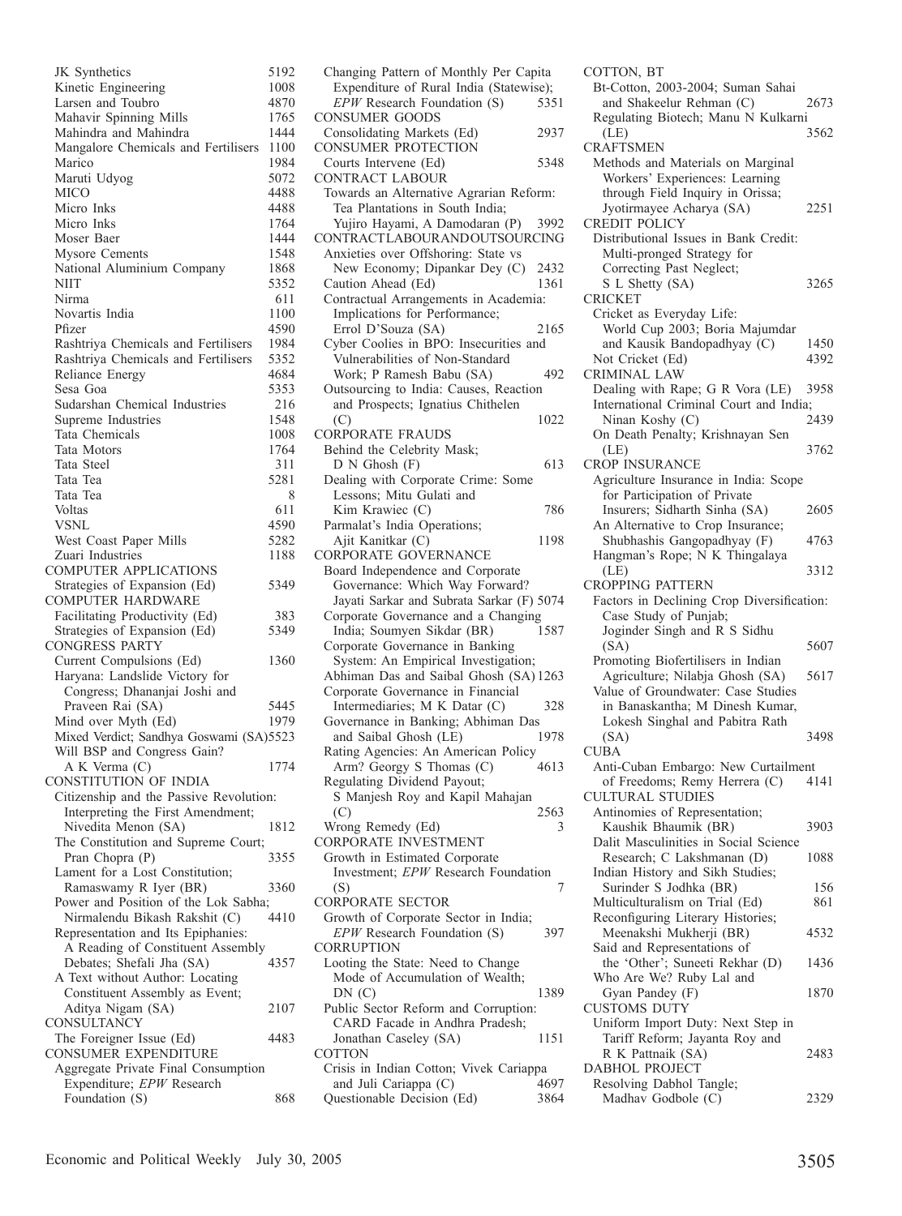JK Synthetics 5192
Kinetic Engineering 1008
Larsen and Toubro 4870
Mahavir Spinning Mills 1765
Mahindra and Mahindra 1444
Mangalore Chemicals and Fertilisers 1100
Marico 1984
Maruti Udyog 5072
MICO 4488
Micro Inks 4488
Micro Inks 1764
Moser Baer 1444
Mysore Cements 1548
National Aluminium Company 1868
NIIT 5352
Nirma 611
Novartis India 1100
Pfizer 4590
Rashtriya Chemicals and Fertilisers 1984
Rashtriya Chemicals and Fertilisers 5352
Reliance Energy 4684
Sesa Goa 5353
Sudarshan Chemical Industries 216
Supreme Industries 1548
Tata Chemicals 1008
Tata Motors 1764
Tata Steel 311
Tata Tea 5281
Tata Tea 8
Voltas 611
VSNL 4590
West Coast Paper Mills 5282
Zuari Industries 1188

COMPUTER APPLICATIONS
Strategies of Expansion (Ed) 5349

COMPUTER HARDWARE
Facilitating Productivity (Ed) 383
Strategies of Expansion (Ed) 5349

CONGRESS PARTY
Current Compulsions (Ed) 1360
Haryana: Landslide Victory for Congress; Dhananjai Joshi and Praveen Rai (SA) 5445
Mind over Myth (Ed) 1979
Mixed Verdict; Sandhya Goswami (SA) 5523
Will BSP and Congress Gain? A K Verma (C) 1774

CONSTITUTION OF INDIA
Citizenship and the Passive Revolution: Interpreting the First Amendment; Nivedita Menon (SA) 1812
The Constitution and Supreme Court; Pran Chopra (P) 3355
Lament for a Lost Constitution; Ramaswamy R Iyer (BR) 3360
Power and Position of the Lok Sabha; Nirmalendu Bikash Rakshit (C) 4410
Representation and Its Epiphanies: A Reading of Constituent Assembly Debates; Shefali Jha (SA) 4357
A Text without Author: Locating Constituent Assembly as Event; Aditya Nigam (SA) 2107

CONSULTANCY
The Foreigner Issue (Ed) 4483

CONSUMER EXPENDITURE
Aggregate Private Final Consumption Expenditure; *EPW* Research Foundation (S) 868
Changing Pattern of Monthly Per Capita Expenditure of Rural India (Statewise); *EPW* Research Foundation (S) 5351

CONSUMER GOODS
Consolidating Markets (Ed) 2937

CONSUMER PROTECTION
Courts Intervene (Ed) 5348

CONTRACT LABOUR
Towards an Alternative Agrarian Reform: Tea Plantations in South India; Yujiro Hayami, A Damodaran (P) 3992

CONTRACTLABOURANDOUTSOURCING
Anxieties over Offshoring: State vs New Economy; Dipankar Dey (C) 2432
Caution Ahead (Ed) 1361
Contractual Arrangements in Academia: Implications for Performance; Errol D'Souza (SA) 2165
Cyber Coolies in BPO: Insecurities and Vulnerabilities of Non-Standard Work; P Ramesh Babu (SA) 492
Outsourcing to India: Causes, Reaction and Prospects; Ignatius Chithelen (C) 1022

CORPORATE FRAUDS
Behind the Celebrity Mask; D N Ghosh (F) 613
Dealing with Corporate Crime: Some Lessons; Mitu Gulati and Kim Krawiec (C) 786
Parmalat's India Operations; Ajit Kanitkar (C) 1198

CORPORATE GOVERNANCE
Board Independence and Corporate Governance: Which Way Forward? Jayati Sarkar and Subrata Sarkar (F) 5074
Corporate Governance and a Changing India; Soumyen Sikdar (BR) 1587
Corporate Governance in Banking System: An Empirical Investigation; Abhiman Das and Saibal Ghosh (SA) 1263
Corporate Governance in Financial Intermediaries; M K Datar (C) 328
Governance in Banking; Abhiman Das and Saibal Ghosh (LE) 1978
Rating Agencies: An American Policy Arm? Georgy S Thomas (C) 4613
Regulating Dividend Payout; S Manjesh Roy and Kapil Mahajan (C) 2563
Wrong Remedy (Ed) 3

CORPORATE INVESTMENT
Growth in Estimated Corporate Investment; *EPW* Research Foundation (S) 7

CORPORATE SECTOR
Growth of Corporate Sector in India; *EPW* Research Foundation (S) 397

CORRUPTION
Looting the State: Need to Change Mode of Accumulation of Wealth; DN (C) 1389
Public Sector Reform and Corruption: CARD Facade in Andhra Pradesh; Jonathan Caseley (SA) 1151

COTTON
Crisis in Indian Cotton; Vivek Cariappa and Juli Cariappa (C) 4697
Questionable Decision (Ed) 3864

COTTON, BT
Bt-Cotton, 2003-2004; Suman Sahai and Shakeelur Rehman (C) 2673
Regulating Biotech; Manu N Kulkarni (LE) 3562

CRAFTSMEN
Methods and Materials on Marginal Workers' Experiences: Learning through Field Inquiry in Orissa; Jyotirmayee Acharya (SA) 2251

CREDIT POLICY
Distributional Issues in Bank Credit: Multi-pronged Strategy for Correcting Past Neglect; S L Shetty (SA) 3265

CRICKET
Cricket as Everyday Life: World Cup 2003; Boria Majumdar and Kausik Bandopadhyay (C) 1450
Not Cricket (Ed) 4392

CRIMINAL LAW
Dealing with Rape; G R Vora (LE) 3958
International Criminal Court and India; Ninan Koshy (C) 2439
On Death Penalty; Krishnayan Sen (LE) 3762

CROP INSURANCE
Agriculture Insurance in India: Scope for Participation of Private Insurers; Sidharth Sinha (SA) 2605
An Alternative to Crop Insurance; Shubhashis Gangopadhyay (F) 4763
Hangman's Rope; N K Thingalaya (LE) 3312

CROPPING PATTERN
Factors in Declining Crop Diversification: Case Study of Punjab; Joginder Singh and R S Sidhu (SA) 5607
Promoting Biofertilisers in Indian Agriculture; Nilabja Ghosh (SA) 5617
Value of Groundwater: Case Studies in Banaskantha; M Dinesh Kumar, Lokesh Singhal and Pabitra Rath (SA) 3498

CUBA
Anti-Cuban Embargo: New Curtailment of Freedoms; Remy Herrera (C) 4141

CULTURAL STUDIES
Antinomies of Representation; Kaushik Bhaumik (BR) 3903
Dalit Masculinities in Social Science Research; C Lakshmanan (D) 1088
Indian History and Sikh Studies; Surinder S Jodhka (BR) 156
Multiculturalism on Trial (Ed) 861
Reconfiguring Literary Histories; Meenakshi Mukherji (BR) 4532
Said and Representations of the 'Other'; Suneeti Rekhar (D) 1436
Who Are We? Ruby Lal and Gyan Pandey (F) 1870

CUSTOMS DUTY
Uniform Import Duty: Next Step in Tariff Reform; Jayanta Roy and R K Pattnaik (SA) 2483

DABHOL PROJECT
Resolving Dabhol Tangle; Madhav Godbole (C) 2329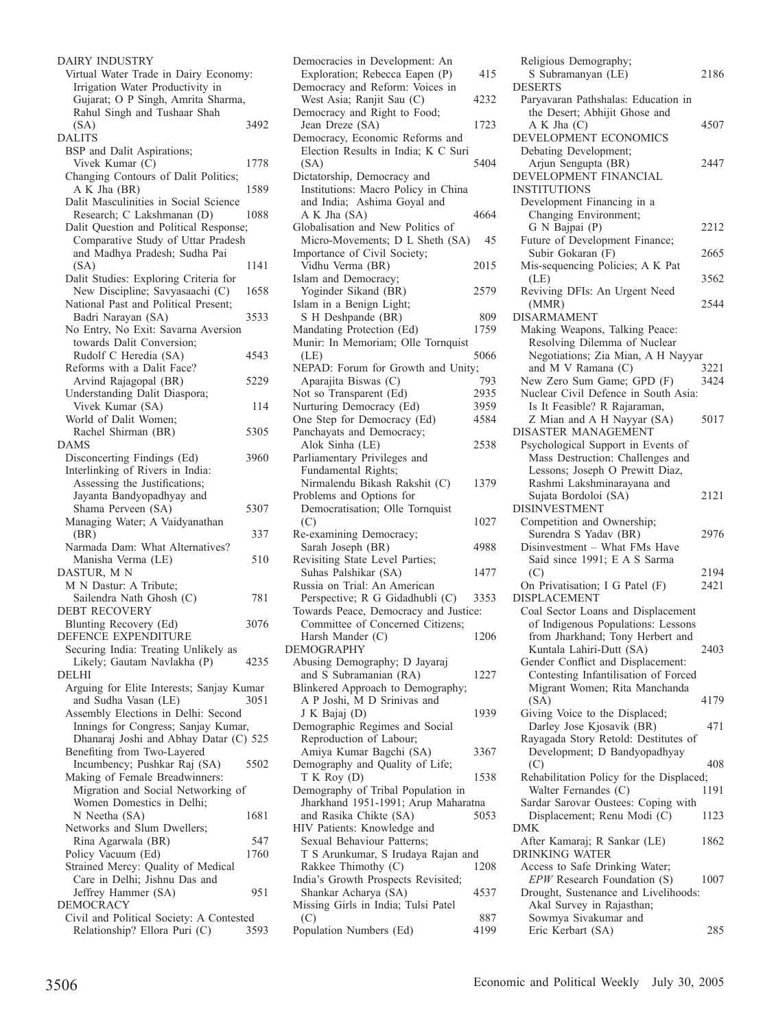DAIRY INDUSTRY

Virtual Water Trade in Dairy Economy: Irrigation Water Productivity in Gujarat; O P Singh, Amrita Sharma, Rahul Singh and Tushaar Shah (SA) 3492

DALITS

BSP and Dalit Aspirations; Vivek Kumar (C) 1778

Changing Contours of Dalit Politics; A K Jha (BR) 1589

Dalit Masculinities in Social Science Research; C Lakshmanan (D) 1088

Dalit Question and Political Response; Comparative Study of Uttar Pradesh and Madhya Pradesh; Sudha Pai (SA) 1141

Dalit Studies: Exploring Criteria for New Discipline; Savyasaachi (C) 1658

National Past and Political Present; Badri Narayan (SA) 3533

No Entry, No Exit: Savarna Aversion towards Dalit Conversion; Rudolf C Heredia (SA) 4543

Reforms with a Dalit Face? Arvind Rajagopal (BR) 5229

Understanding Dalit Diaspora; Vivek Kumar (SA) 114

World of Dalit Women; Rachel Shirman (BR) 5305

DAMS

Disconcerting Findings (Ed) 3960

Interlinking of Rivers in India: Assessing the Justifications; Jayanta Bandyopadhyay and Shama Perveen (SA) 5307

Managing Water; A Vaidyanathan (BR) 337

Narmada Dam: What Alternatives? Manisha Verma (LE) 510

DASTUR, M N

M N Dastur: A Tribute; Sailendra Nath Ghosh (C) 781

DEBT RECOVERY

Blunting Recovery (Ed) 3076

DEFENCE EXPENDITURE

Securing India: Treating Unlikely as Likely; Gautam Navlakha (P) 4235

DELHI

Arguing for Elite Interests; Sanjay Kumar and Sudha Vasan (LE) 3051

Assembly Elections in Delhi: Second Innings for Congress; Sanjay Kumar, Dhanaraj Joshi and Abhay Datar (C) 525

Benefiting from Two-Layered Incumbency; Pushkar Raj (SA) 5502

Making of Female Breadwinners: Migration and Social Networking of Women Domestics in Delhi; N Neetha (SA) 1681

Networks and Slum Dwellers; Rina Agarwala (BR) 547

Policy Vacuum (Ed) 1760

Strained Mercy: Quality of Medical Care in Delhi; Jishnu Das and Jeffrey Hammer (SA) 951

DEMOCRACY

Civil and Political Society: A Contested Relationship? Ellora Puri (C) 3593

Democracies in Development: An Exploration; Rebecca Eapen (P) 415

Democracy and Reform: Voices in West Asia; Ranjit Sau (C) 4232

Democracy and Right to Food; Jean Dreze (SA) 1723

Democracy, Economic Reforms and Election Results in India; K C Suri (SA) 5404

Dictatorship, Democracy and Institutions: Macro Policy in China and India; Ashima Goyal and A K Jha (SA) 4664

Globalisation and New Politics of Micro-Movements; D L Sheth (SA) 45

Importance of Civil Society; Vidhu Verma (BR) 2015

Islam and Democracy; Yoginder Sikand (BR) 2579

Islam in a Benign Light; S H Deshpande (BR) 809

Mandating Protection (Ed) 1759

Munir: In Memoriam; Olle Tornquist (LE) 5066

NEPAD: Forum for Growth and Unity; Aparajita Biswas (C) 793

Not so Transparent (Ed) 2935

Nurturing Democracy (Ed) 3959

One Step for Democracy (Ed) 4584

Panchayats and Democracy; Alok Sinha (LE) 2538

Parliamentary Privileges and Fundamental Rights; Nirmalendu Bikash Rakshit (C) 1379

Problems and Options for Democratisation; Olle Tornquist (C) 1027

Re-examining Democracy; Sarah Joseph (BR) 4988

Revisiting State Level Parties; Suhas Palshikar (SA) 1477

Russia on Trial: An American Perspective; R G Gidadhubli (C) 3353

Towards Peace, Democracy and Justice: Committee of Concerned Citizens; Harsh Mander (C) 1206

DEMOGRAPHY

Abusing Demography; D Jayaraj and S Subramanian (RA) 1227

Blinkered Approach to Demography; A P Joshi, M D Srinivas and J K Bajaj (D) 1939

Demographic Regimes and Social Reproduction of Labour; Amiya Kumar Bagchi (SA) 3367

Demography and Quality of Life; T K Roy (D) 1538

Demography of Tribal Population in Jharkhand 1951-1991; Arup Maharatna and Rasika Chikte (SA) 5053

HIV Patients: Knowledge and Sexual Behaviour Patterns; T S Arunkumar, S Irudaya Rajan and Rakkee Thimothy (C) 1208

India's Growth Prospects Revisited; Shankar Acharya (SA) 4537

Missing Girls in India; Tulsi Patel (C) 887

Population Numbers (Ed) 4199

Religious Demography; S Subramanyan (LE) 2186

DESERTS

Paryavaran Pathshalas: Education in the Desert; Abhijit Ghose and A K Jha (C) 4507

DEVELOPMENT ECONOMICS

Debating Development; Arjun Sengupta (BR) 2447

DEVELOPMENT FINANCIAL INSTITUTIONS

Development Financing in a Changing Environment; G N Bajpai (P) 2212

Future of Development Finance; Subir Gokaran (F) 2665

Mis-sequencing Policies; A K Pat (LE) 3562

Reviving DFIs: An Urgent Need (MMR) 2544

DISARMAMENT

Making Weapons, Talking Peace: Resolving Dilemma of Nuclear Negotiations; Zia Mian, A H Nayyar and M V Ramana (C) 3221

New Zero Sum Game; GPD (F) 3424

Nuclear Civil Defence in South Asia: Is It Feasible? R Rajaraman, Z Mian and A H Nayyar (SA) 5017

DISASTER MANAGEMENT

Psychological Support in Events of Mass Destruction: Challenges and Lessons; Joseph O Prewitt Diaz, Rashmi Lakshminarayana and Sujata Bordoloi (SA) 2121

DISINVESTMENT

Competition and Ownership; Surendra S Yadav (BR) 2976

Disinvestment – What FMs Have Said since 1991; E A S Sarma (C) 2194

On Privatisation; I G Patel (F) 2421

DISPLACEMENT

Coal Sector Loans and Displacement of Indigenous Populations: Lessons from Jharkhand; Tony Herbert and Kuntala Lahiri-Dutt (SA) 2403

Gender Conflict and Displacement: Contesting Infantilisation of Forced Migrant Women; Rita Manchanda (SA) 4179

Giving Voice to the Displaced; Darley Jose Kjosavik (BR) 471

Rayagada Story Retold: Destitutes of Development; D Bandyopadhyay (C) 408

Rehabilitation Policy for the Displaced; Walter Fernandes (C) 1191

Sardar Sarovar Oustees: Coping with Displacement; Renu Modi (C) 1123

DMK

After Kamaraj; R Sankar (LE) 1862

DRINKING WATER

Access to Safe Drinking Water; *EPW* Research Foundation (S) 1007

Drought, Sustenance and Livelihoods: Akal Survey in Rajasthan; Sowmya Sivakumar and Eric Kerbart (SA) 285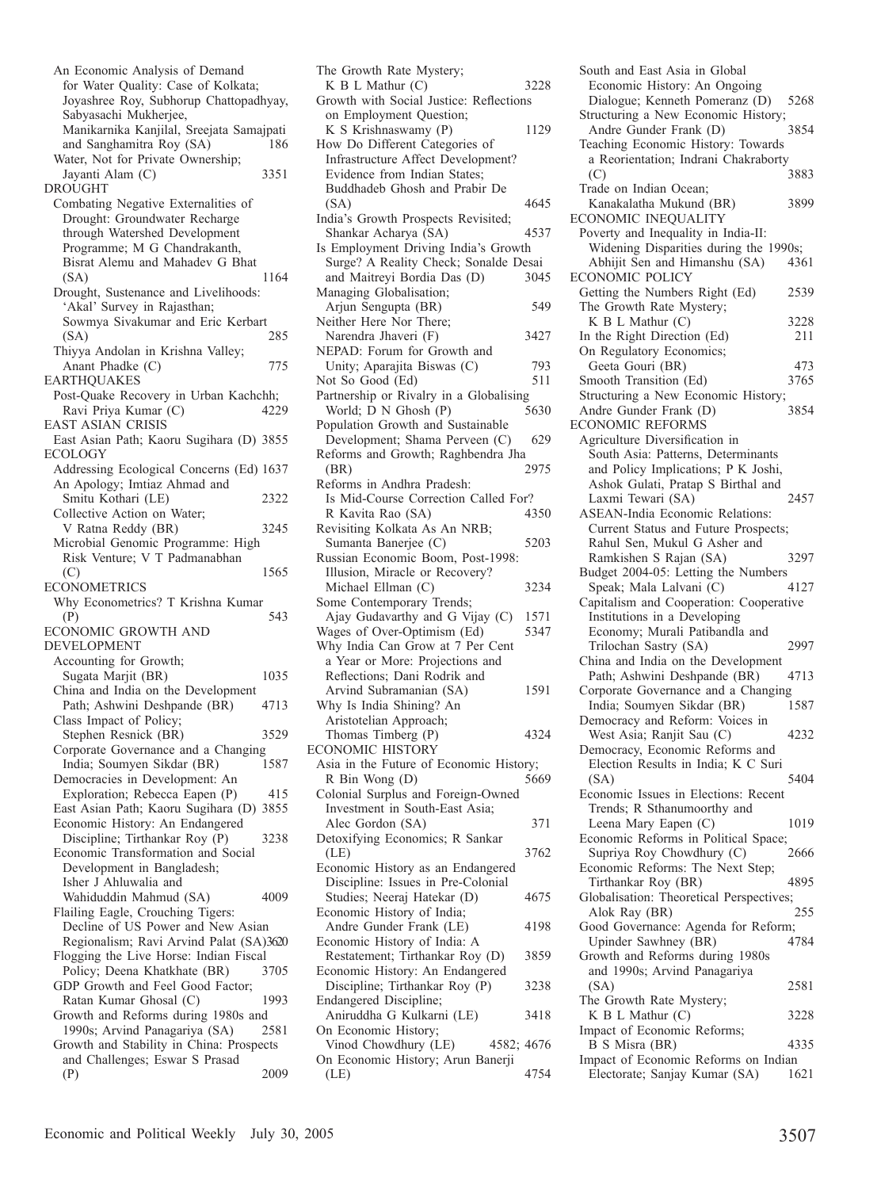An Economic Analysis of Demand for Water Quality: Case of Kolkata; Joyashree Roy, Subhorup Chattopadhyay, Sabyasachi Mukherjee, Manikarnika Kanjilal, Sreejata Samajpati and Sanghamitra Roy (SA) 186

Water, Not for Private Ownership; Jayanti Alam (C) 3351

DROUGHT

Combating Negative Externalities of Drought: Groundwater Recharge through Watershed Development Programme; M G Chandrakanth, Bisrat Alemu and Mahadev G Bhat (SA) 1164

Drought, Sustenance and Livelihoods: 'Akal' Survey in Rajasthan; Sowmya Sivakumar and Eric Kerbart (SA) 285

Thiyya Andolan in Krishna Valley; Anant Phadke (C) 775

EARTHQUAKES

Post-Quake Recovery in Urban Kachchh; Ravi Priya Kumar (C) 4229

EAST ASIAN CRISIS

East Asian Path; Kaoru Sugihara (D) 3855

ECOLOGY

Addressing Ecological Concerns (Ed) 1637

An Apology; Imtiaz Ahmad and Smitu Kothari (LE) 2322

Collective Action on Water; V Ratna Reddy (BR) 3245

Microbial Genomic Programme: High Risk Venture; V T Padmanabhan (C) 1565

ECONOMETRICS

Why Econometrics? T Krishna Kumar (P) 543

ECONOMIC GROWTH AND DEVELOPMENT

Accounting for Growth; Sugata Marjit (BR) 1035

China and India on the Development Path; Ashwini Deshpande (BR) 4713

Class Impact of Policy; Stephen Resnick (BR) 3529

Corporate Governance and a Changing India; Soumyen Sikdar (BR) 1587

Democracies in Development: An Exploration; Rebecca Eapen (P) 415

East Asian Path; Kaoru Sugihara (D) 3855

Economic History: An Endangered Discipline; Tirthankar Roy (P) 3238

Economic Transformation and Social Development in Bangladesh; Isher J Ahluwalia and Wahiduddin Mahmud (SA) 4009

Flailing Eagle, Crouching Tigers: Decline of US Power and New Asian Regionalism; Ravi Arvind Palat (SA) 3620

Flogging the Live Horse: Indian Fiscal Policy; Deena Khatkhate (BR) 3705

GDP Growth and Feel Good Factor; Ratan Kumar Ghosal (C) 1993

Growth and Reforms during 1980s and 1990s; Arvind Panagariya (SA) 2581

Growth and Stability in China: Prospects and Challenges; Eswar S Prasad (P) 2009

The Growth Rate Mystery; K B L Mathur (C) 3228

Growth with Social Justice: Reflections on Employment Question; K S Krishnaswamy (P) 1129

How Do Different Categories of Infrastructure Affect Development? Evidence from Indian States; Buddhadeb Ghosh and Prabir De (SA) 4645

India's Growth Prospects Revisited; Shankar Acharya (SA) 4537

Is Employment Driving India's Growth Surge? A Reality Check; Sonalde Desai and Maitreyi Bordia Das (D) 3045

Managing Globalisation; Arjun Sengupta (BR) 549

Neither Here Nor There; Narendra Jhaveri (F) 3427

NEPAD: Forum for Growth and Unity; Aparajita Biswas (C) 793

Not So Good (Ed) 511

Partnership or Rivalry in a Globalising World; D N Ghosh (P) 5630

Population Growth and Sustainable Development; Shama Perveen (C) 629

Reforms and Growth; Raghbendra Jha (BR) 2975

Reforms in Andhra Pradesh: Is Mid-Course Correction Called For? R Kavita Rao (SA) 4350

Revisiting Kolkata As An NRB; Sumanta Banerjee (C) 5203

Russian Economic Boom, Post-1998: Illusion, Miracle or Recovery? Michael Ellman (C) 3234

Some Contemporary Trends; Ajay Gudavarthy and G Vijay (C) 1571

Wages of Over-Optimism (Ed) 5347

Why India Can Grow at 7 Per Cent a Year or More: Projections and Reflections; Dani Rodrik and Arvind Subramanian (SA) 1591

Why Is India Shining? An Aristotelian Approach; Thomas Timberg (P) 4324

ECONOMIC HISTORY

Asia in the Future of Economic History; R Bin Wong (D) 5669

Colonial Surplus and Foreign-Owned Investment in South-East Asia; Alec Gordon (SA) 371

Detoxifying Economics; R Sankar (LE) 3762

Economic History as an Endangered Discipline: Issues in Pre-Colonial Studies; Neeraj Hatekar (D) 4675

Economic History of India; Andre Gunder Frank (LE) 4198

Economic History of India: A Restatement; Tirthankar Roy (D) 3859

Economic History: An Endangered Discipline; Tirthankar Roy (P) 3238

Endangered Discipline; Aniruddha G Kulkarni (LE) 3418

On Economic History; Vinod Chowdhury (LE) 4582; 4676

On Economic History; Arun Banerji (LE) 4754

South and East Asia in Global Economic History: An Ongoing Dialogue; Kenneth Pomeranz (D) 5268

Structuring a New Economic History; Andre Gunder Frank (D) 3854

Teaching Economic History: Towards a Reorientation; Indrani Chakraborty (C) 3883

Trade on Indian Ocean; Kanakalatha Mukund (BR) 3899

ECONOMIC INEQUALITY

Poverty and Inequality in India-II: Widening Disparities during the 1990s; Abhijit Sen and Himanshu (SA) 4361

ECONOMIC POLICY

Getting the Numbers Right (Ed) 2539

The Growth Rate Mystery; K B L Mathur (C) 3228

In the Right Direction (Ed) 211

On Regulatory Economics; Geeta Gouri (BR) 473

Smooth Transition (Ed) 3765

Structuring a New Economic History; Andre Gunder Frank (D) 3854

ECONOMIC REFORMS

Agriculture Diversification in South Asia: Patterns, Determinants and Policy Implications; P K Joshi, Ashok Gulati, Pratap S Birthal and Laxmi Tewari (SA) 2457

ASEAN-India Economic Relations: Current Status and Future Prospects; Rahul Sen, Mukul G Asher and Ramkishen S Rajan (SA) 3297

Budget 2004-05: Letting the Numbers Speak; Mala Lalvani (C) 4127

Capitalism and Cooperation: Cooperative Institutions in a Developing Economy; Murali Patibandla and Trilochan Sastry (SA) 2997

China and India on the Development Path; Ashwini Deshpande (BR) 4713

Corporate Governance and a Changing India; Soumyen Sikdar (BR) 1587

Democracy and Reform: Voices in West Asia; Ranjit Sau (C) 4232

Democracy, Economic Reforms and Election Results in India; K C Suri (SA) 5404

Economic Issues in Elections: Recent Trends; R Sthanumoorthy and Leena Mary Eapen (C) 1019

Economic Reforms in Political Space; Supriya Roy Chowdhury (C) 2666

Economic Reforms: The Next Step; Tirthankar Roy (BR) 4895

Globalisation: Theoretical Perspectives; Alok Ray (BR) 255

Good Governance: Agenda for Reform; Upinder Sawhney (BR) 4784

Growth and Reforms during 1980s and 1990s; Arvind Panagariya (SA) 2581

The Growth Rate Mystery; K B L Mathur (C) 3228

Impact of Economic Reforms; B S Misra (BR) 4335

Impact of Economic Reforms on Indian Electorate; Sanjay Kumar (SA) 1621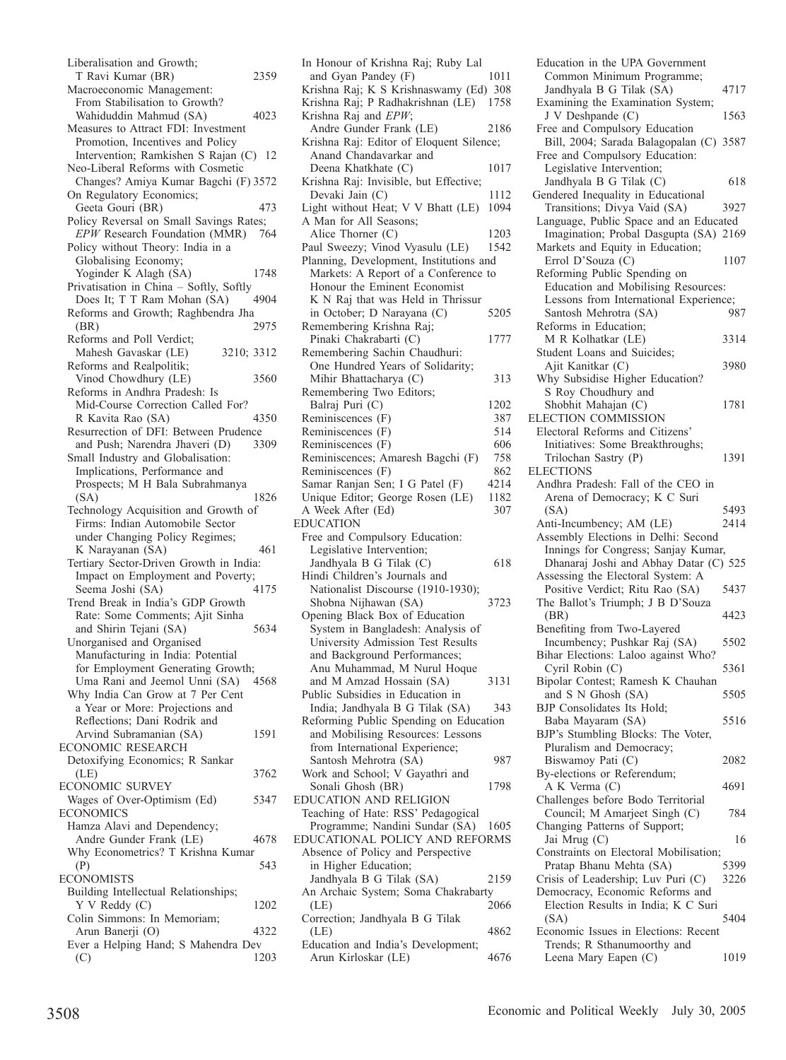Liberalisation and Growth; T Ravi Kumar (BR) 2359

Macroeconomic Management: From Stabilisation to Growth? Wahiduddin Mahmud (SA) 4023

Measures to Attract FDI: Investment Promotion, Incentives and Policy Intervention; Ramkishen S Rajan (C) 12

Neo-Liberal Reforms with Cosmetic Changes? Amiya Kumar Bagchi (F) 3572

On Regulatory Economics; Geeta Gouri (BR) 473

Policy Reversal on Small Savings Rates; *EPW* Research Foundation (MMR) 764

Policy without Theory: India in a Globalising Economy; Yoginder K Alagh (SA) 1748

Privatisation in China – Softly, Softly Does It; T T Ram Mohan (SA) 4904

Reforms and Growth; Raghbendra Jha (BR) 2975

Reforms and Poll Verdict; Mahesh Gavaskar (LE) 3210; 3312

Reforms and Realpolitik; Vinod Chowdhury (LE) 3560

Reforms in Andhra Pradesh: Is Mid-Course Correction Called For? R Kavita Rao (SA) 4350

Resurrection of DFI: Between Prudence and Push; Narendra Jhaveri (D) 3309

Small Industry and Globalisation: Implications, Performance and Prospects; M H Bala Subrahmanya (SA) 1826

Technology Acquisition and Growth of Firms: Indian Automobile Sector under Changing Policy Regimes; K Narayanan (SA) 461

Tertiary Sector-Driven Growth in India: Impact on Employment and Poverty; Seema Joshi (SA) 4175

Trend Break in India's GDP Growth Rate: Some Comments; Ajit Sinha and Shirin Tejani (SA) 5634

Unorganised and Organised Manufacturing in India: Potential for Employment Generating Growth; Uma Rani and Jeemol Unni (SA) 4568

Why India Can Grow at 7 Per Cent a Year or More: Projections and Reflections; Dani Rodrik and Arvind Subramanian (SA) 1591

ECONOMIC RESEARCH

Detoxifying Economics; R Sankar (LE) 3762

ECONOMIC SURVEY

Wages of Over-Optimism (Ed) 5347

ECONOMICS

Hamza Alavi and Dependency; Andre Gunder Frank (LE) 4678

Why Econometrics? T Krishna Kumar (P) 543

ECONOMISTS

Building Intellectual Relationships; Y V Reddy (C) 1202

Colin Simmons: In Memoriam; Arun Banerji (O) 4322

Ever a Helping Hand; S Mahendra Dev (C) 1203

In Honour of Krishna Raj; Ruby Lal and Gyan Pandey (F) 1011

Krishna Raj; K S Krishnaswamy (Ed) 308

Krishna Raj; P Radhakrishnan (LE) 1758

Krishna Raj and *EPW*; Andre Gunder Frank (LE) 2186

Krishna Raj: Editor of Eloquent Silence; Anand Chandavarkar and Deena Khatkhate (C) 1017

Krishna Raj: Invisible, but Effective; Devaki Jain (C) 1112

Light without Heat; V V Bhatt (LE) 1094

A Man for All Seasons; Alice Thorner (C) 1203

Paul Sweezy; Vinod Vyasulu (LE) 1542

Planning, Development, Institutions and Markets: A Report of a Conference to Honour the Eminent Economist K N Raj that was Held in Thrissur in October; D Narayana (C) 5205

Remembering Krishna Raj; Pinaki Chakrabarti (C) 1777

Remembering Sachin Chaudhuri: One Hundred Years of Solidarity; Mihir Bhattacharya (C) 313

Remembering Two Editors; Balraj Puri (C) 1202

Reminiscences (F) 387

Reminiscences (F) 514

Reminiscences (F) 606

Reminiscences; Amaresh Bagchi (F) 758

Reminiscences (F) 862

Samar Ranjan Sen; I G Patel (F) 4214

Unique Editor; George Rosen (LE) 1182

A Week After (Ed) 307

EDUCATION

Free and Compulsory Education: Legislative Intervention; Jandhyala B G Tilak (C) 618

Hindi Children's Journals and Nationalist Discourse (1910-1930); Shobna Nijhawan (SA) 3723

Opening Black Box of Education System in Bangladesh: Analysis of University Admission Test Results and Background Performances; Anu Muhammad, M Nurul Hoque and M Amzad Hossain (SA) 3131

Public Subsidies in Education in India; Jandhyala B G Tilak (SA) 343

Reforming Public Spending on Education and Mobilising Resources: Lessons from International Experience; Santosh Mehrotra (SA) 987

Work and School; V Gayathri and Sonali Ghosh (BR) 1798

EDUCATION AND RELIGION

Teaching of Hate: RSS' Pedagogical Programme; Nandini Sundar (SA) 1605

EDUCATIONAL POLICY AND REFORMS

Absence of Policy and Perspective in Higher Education; Jandhyala B G Tilak (SA) 2159

An Archaic System; Soma Chakrabarty (LE) 2066

Correction; Jandhyala B G Tilak (LE) 4862

Education and India's Development; Arun Kirloskar (LE) 4676

Education in the UPA Government Common Minimum Programme; Jandhyala B G Tilak (SA) 4717

Examining the Examination System; J V Deshpande (C) 1563

Free and Compulsory Education Bill, 2004; Sarada Balagopalan (C) 3587

Free and Compulsory Education: Legislative Intervention; Jandhyala B G Tilak (C) 618

Gendered Inequality in Educational Transitions; Divya Vaid (SA) 3927

Language, Public Space and an Educated Imagination; Probal Dasgupta (SA) 2169

Markets and Equity in Education; Errol D'Souza (C) 1107

Reforming Public Spending on Education and Mobilising Resources: Lessons from International Experience; Santosh Mehrotra (SA) 987

Reforms in Education; M R Kolhatkar (LE) 3314

Student Loans and Suicides; Ajit Kanitkar (C) 3980

Why Subsidise Higher Education? S Roy Choudhury and Shobhit Mahajan (C) 1781

ELECTION COMMISSION

Electoral Reforms and Citizens' Initiatives: Some Breakthroughs; Trilochan Sastry (P) 1391

ELECTIONS

Andhra Pradesh: Fall of the CEO in Arena of Democracy; K C Suri (SA) 5493

Anti-Incumbency; AM (LE) 2414

Assembly Elections in Delhi: Second Innings for Congress; Sanjay Kumar, Dhanaraj Joshi and Abhay Datar (C) 525

Assessing the Electoral System: A Positive Verdict; Ritu Rao (SA) 5437

The Ballot's Triumph; J B D'Souza (BR) 4423

Benefiting from Two-Layered Incumbency; Pushkar Raj (SA) 5502

Bihar Elections: Laloo against Who? Cyril Robin (C) 5361

Bipolar Contest; Ramesh K Chauhan and S N Ghosh (SA) 5505

BJP Consolidates Its Hold; Baba Mayaram (SA) 5516

BJP's Stumbling Blocks: The Voter, Pluralism and Democracy; Biswamoy Pati (C) 2082

By-elections or Referendum; A K Verma (C) 4691

Challenges before Bodo Territorial Council; M Amarjeet Singh (C) 784

Changing Patterns of Support; Jai Mrug (C) 16

Constraints on Electoral Mobilisation; Pratap Bhanu Mehta (SA) 5399

Crisis of Leadership; Luv Puri (C) 3226

Democracy, Economic Reforms and Election Results in India; K C Suri (SA) 5404

Economic Issues in Elections: Recent Trends; R Sthanumoorthy and Leena Mary Eapen (C) 1019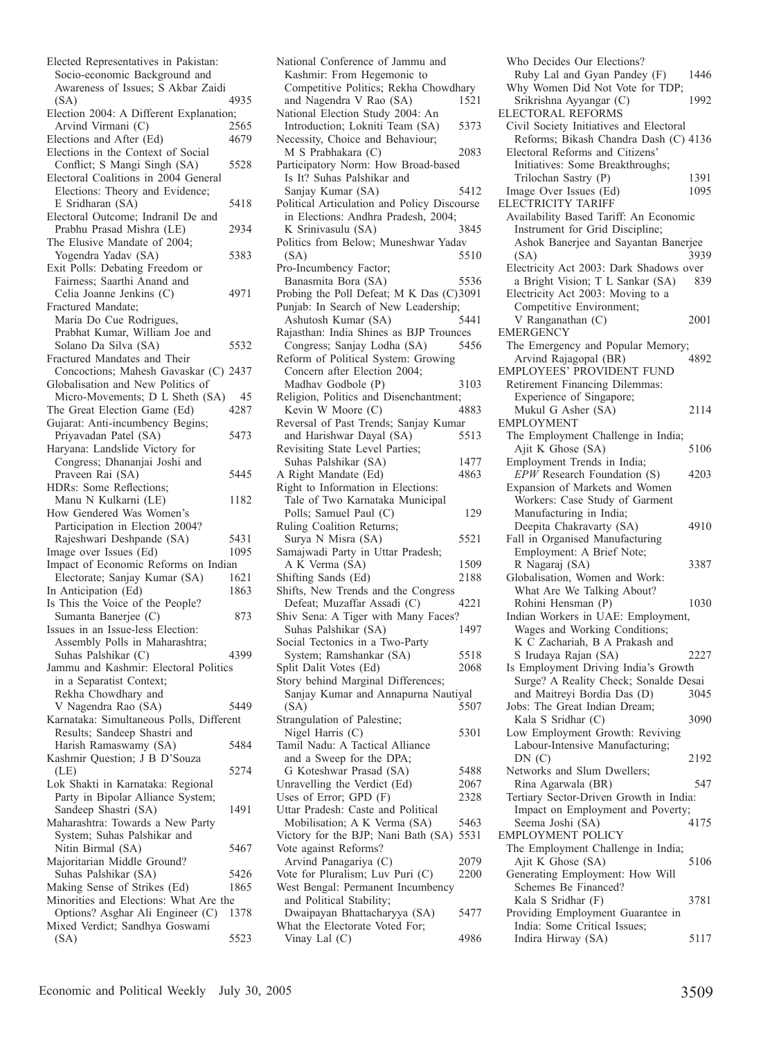Elected Representatives in Pakistan: Socio-economic Background and Awareness of Issues; S Akbar Zaidi (SA) 4935
Election 2004: A Different Explanation; Arvind Virmani (C) 2565
Elections and After (Ed) 4679
Elections in the Context of Social Conflict; S Mangi Singh (SA) 5528
Electoral Coalitions in 2004 General Elections: Theory and Evidence; E Sridharan (SA) 5418
Electoral Outcome; Indranil De and Prabhu Prasad Mishra (LE) 2934
The Elusive Mandate of 2004; Yogendra Yadav (SA) 5383
Exit Polls: Debating Freedom or Fairness; Saarthi Anand and Celia Joanne Jenkins (C) 4971
Fractured Mandate; Maria Do Cue Rodrigues, Prabhat Kumar, William Joe and Solano Da Silva (SA) 5532
Fractured Mandates and Their Concoctions; Mahesh Gavaskar (C) 2437
Globalisation and New Politics of Micro-Movements; D L Sheth (SA) 45
The Great Election Game (Ed) 4287
Gujarat: Anti-incumbency Begins; Priyavadan Patel (SA) 5473
Haryana: Landslide Victory for Congress; Dhananjai Joshi and Praveen Rai (SA) 5445
HDRs: Some Reflections; Manu N Kulkarni (LE) 1182
How Gendered Was Women's Participation in Election 2004? Rajeshwari Deshpande (SA) 5431
Image over Issues (Ed) 1095
Impact of Economic Reforms on Indian Electorate; Sanjay Kumar (SA) 1621
In Anticipation (Ed) 1863
Is This the Voice of the People? Sumanta Banerjee (C) 873
Issues in an Issue-less Election: Assembly Polls in Maharashtra; Suhas Palshikar (C) 4399
Jammu and Kashmir: Electoral Politics in a Separatist Context; Rekha Chowdhary and V Nagendra Rao (SA) 5449
Karnataka: Simultaneous Polls, Different Results; Sandeep Shastri and Harish Ramaswamy (SA) 5484
Kashmir Question; J B D'Souza (LE) 5274
Lok Shakti in Karnataka: Regional Party in Bipolar Alliance System; Sandeep Shastri (SA) 1491
Maharashtra: Towards a New Party System; Suhas Palshikar and Nitin Birmal (SA) 5467
Majoritarian Middle Ground? Suhas Palshikar (SA) 5426
Making Sense of Strikes (Ed) 1865
Minorities and Elections: What Are the Options? Asghar Ali Engineer (C) 1378
Mixed Verdict; Sandhya Goswami (SA) 5523
National Conference of Jammu and Kashmir: From Hegemonic to Competitive Politics; Rekha Chowdhary and Nagendra V Rao (SA) 1521
National Election Study 2004: An Introduction; Lokniti Team (SA) 5373
Necessity, Choice and Behaviour; M S Prabhakara (C) 2083
Participatory Norm: How Broad-based Is It? Suhas Palshikar and Sanjay Kumar (SA) 5412
Political Articulation and Policy Discourse in Elections: Andhra Pradesh, 2004; K Srinivasulu (SA) 3845
Politics from Below; Muneshwar Yadav (SA) 5510
Pro-Incumbency Factor; Banasmita Bora (SA) 5536
Probing the Poll Defeat; M K Das (C) 3091
Punjab: In Search of New Leadership; Ashutosh Kumar (SA) 5441
Rajasthan: India Shines as BJP Trounces Congress; Sanjay Lodha (SA) 5456
Reform of Political System: Growing Concern after Election 2004; Madhav Godbole (P) 3103
Religion, Politics and Disenchantment; Kevin W Moore (C) 4883
Reversal of Past Trends; Sanjay Kumar and Harishwar Dayal (SA) 5513
Revisiting State Level Parties; Suhas Palshikar (SA) 1477
A Right Mandate (Ed) 4863
Right to Information in Elections: Tale of Two Karnataka Municipal Polls; Samuel Paul (C) 129
Ruling Coalition Returns; Surya N Misra (SA) 5521
Samajwadi Party in Uttar Pradesh; A K Verma (SA) 1509
Shifting Sands (Ed) 2188
Shifts, New Trends and the Congress Defeat; Muzaffar Assadi (C) 4221
Shiv Sena: A Tiger with Many Faces? Suhas Palshikar (SA) 1497
Social Tectonics in a Two-Party System; Ramshankar (SA) 5518
Split Dalit Votes (Ed) 2068
Story behind Marginal Differences; Sanjay Kumar and Annapurna Nautiyal (SA) 5507
Strangulation of Palestine; Nigel Harris (C) 5301
Tamil Nadu: A Tactical Alliance and a Sweep for the DPA; G Koteshwar Prasad (SA) 5488
Unravelling the Verdict (Ed) 2067
Uses of Error; GPD (F) 2328
Uttar Pradesh: Caste and Political Mobilisation; A K Verma (SA) 5463
Victory for the BJP; Nani Bath (SA) 5531
Vote against Reforms? Arvind Panagariya (C) 2079
Vote for Pluralism; Luv Puri (C) 2200
West Bengal: Permanent Incumbency and Political Stability; Dwaipayan Bhattacharyya (SA) 5477
What the Electorate Voted For; Vinay Lal (C) 4986
Who Decides Our Elections? Ruby Lal and Gyan Pandey (F) 1446
Why Women Did Not Vote for TDP; Srikrishna Ayyangar (C) 1992

ELECTORAL REFORMS
Civil Society Initiatives and Electoral Reforms; Bikash Chandra Dash (C) 4136
Electoral Reforms and Citizens' Initiatives: Some Breakthroughs; Trilochan Sastry (P) 1391
Image Over Issues (Ed) 1095

ELECTRICITY TARIFF
Availability Based Tariff: An Economic Instrument for Grid Discipline; Ashok Banerjee and Sayantan Banerjee (SA) 3939
Electricity Act 2003: Dark Shadows over a Bright Vision; T L Sankar (SA) 839
Electricity Act 2003: Moving to a Competitive Environment; V Ranganathan (C) 2001

EMERGENCY
The Emergency and Popular Memory; Arvind Rajagopal (BR) 4892

EMPLOYEES' PROVIDENT FUND
Retirement Financing Dilemmas: Experience of Singapore; Mukul G Asher (SA) 2114

EMPLOYMENT
The Employment Challenge in India; Ajit K Ghose (SA) 5106
Employment Trends in India; *EPW* Research Foundation (S) 4203
Expansion of Markets and Women Workers: Case Study of Garment Manufacturing in India; Deepita Chakravarty (SA) 4910
Fall in Organised Manufacturing Employment: A Brief Note; R Nagaraj (SA) 3387
Globalisation, Women and Work: What Are We Talking About? Rohini Hensman (P) 1030
Indian Workers in UAE: Employment, Wages and Working Conditions; K C Zachariah, B A Prakash and S Irudaya Rajan (SA) 2227
Is Employment Driving India's Growth Surge? A Reality Check; Sonalde Desai and Maitreyi Bordia Das (D) 3045
Jobs: The Great Indian Dream; Kala S Sridhar (C) 3090
Low Employment Growth: Reviving Labour-Intensive Manufacturing; DN (C) 2192
Networks and Slum Dwellers; Rina Agarwala (BR) 547
Tertiary Sector-Driven Growth in India: Impact on Employment and Poverty; Seema Joshi (SA) 4175

EMPLOYMENT POLICY
The Employment Challenge in India; Ajit K Ghose (SA) 5106
Generating Employment: How Will Schemes Be Financed? Kala S Sridhar (F) 3781
Providing Employment Guarantee in India: Some Critical Issues; Indira Hirway (SA) 5117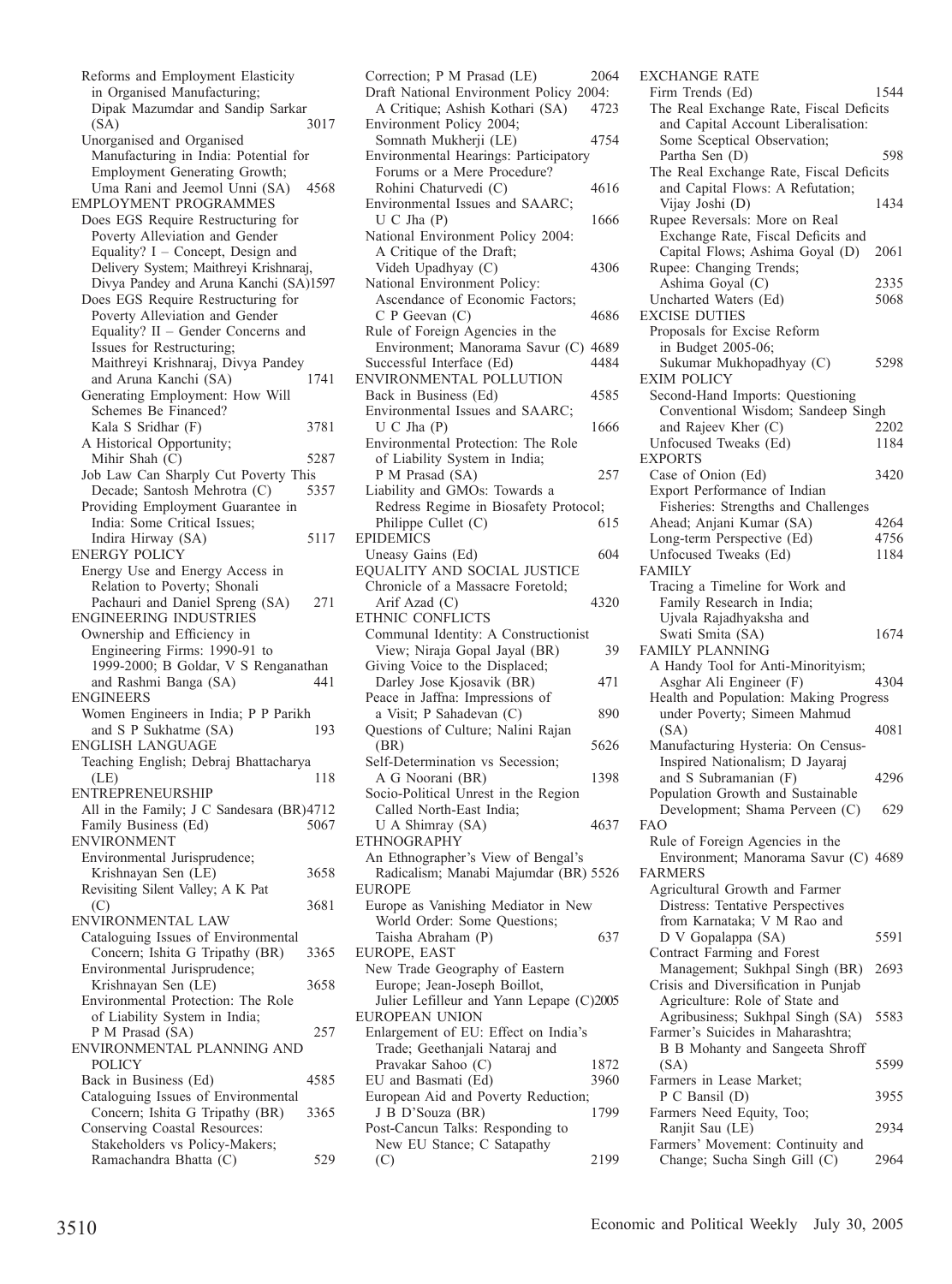Reforms and Employment Elasticity in Organised Manufacturing; Dipak Mazumdar and Sandip Sarkar (SA) 3017
Unorganised and Organised Manufacturing in India: Potential for Employment Generating Growth; Uma Rani and Jeemol Unni (SA) 4568

EMPLOYMENT PROGRAMMES
Does EGS Require Restructuring for Poverty Alleviation and Gender Equality? I – Concept, Design and Delivery System; Maithreyi Krishnaraj, Divya Pandey and Aruna Kanchi (SA) 1597
Does EGS Require Restructuring for Poverty Alleviation and Gender Equality? II – Gender Concerns and Issues for Restructuring; Maithreyi Krishnaraj, Divya Pandey and Aruna Kanchi (SA) 1741
Generating Employment: How Will Schemes Be Financed? Kala S Sridhar (F) 3781
A Historical Opportunity; Mihir Shah (C) 5287
Job Law Can Sharply Cut Poverty This Decade; Santosh Mehrotra (C) 5357
Providing Employment Guarantee in India: Some Critical Issues; Indira Hirway (SA) 5117

ENERGY POLICY
Energy Use and Energy Access in Relation to Poverty; Shonali Pachauri and Daniel Spreng (SA) 271

ENGINEERING INDUSTRIES
Ownership and Efficiency in Engineering Firms: 1990-91 to 1999-2000; B Goldar, V S Renganathan and Rashmi Banga (SA) 441

ENGINEERS
Women Engineers in India; P P Parikh and S P Sukhatme (SA) 193

ENGLISH LANGUAGE
Teaching English; Debraj Bhattacharya (LE) 118

ENTREPRENEURSHIP
All in the Family; J C Sandesara (BR) 4712
Family Business (Ed) 5067

ENVIRONMENT
Environmental Jurisprudence; Krishnayan Sen (LE) 3658
Revisiting Silent Valley; A K Pat (C) 3681

ENVIRONMENTAL LAW
Cataloguing Issues of Environmental Concern; Ishita G Tripathy (BR) 3365
Environmental Jurisprudence; Krishnayan Sen (LE) 3658
Environmental Protection: The Role of Liability System in India; P M Prasad (SA) 257

ENVIRONMENTAL PLANNING AND POLICY
Back in Business (Ed) 4585
Cataloguing Issues of Environmental Concern; Ishita G Tripathy (BR) 3365
Conserving Coastal Resources: Stakeholders vs Policy-Makers; Ramachandra Bhatta (C) 529
Correction; P M Prasad (LE) 2064
Draft National Environment Policy 2004: A Critique; Ashish Kothari (SA) 4723
Environment Policy 2004; Somnath Mukherji (LE) 4754
Environmental Hearings: Participatory Forums or a Mere Procedure? Rohini Chaturvedi (C) 4616
Environmental Issues and SAARC; U C Jha (P) 1666
National Environment Policy 2004: A Critique of the Draft; Videh Upadhyay (C) 4306
National Environment Policy: Ascendance of Economic Factors; C P Geevan (C) 4686
Rule of Foreign Agencies in the Environment; Manorama Savur (C) 4689
Successful Interface (Ed) 4484

ENVIRONMENTAL POLLUTION
Back in Business (Ed) 4585
Environmental Issues and SAARC; U C Jha (P) 1666
Environmental Protection: The Role of Liability System in India; P M Prasad (SA) 257
Liability and GMOs: Towards a Redress Regime in Biosafety Protocol; Philippe Cullet (C) 615

EPIDEMICS
Uneasy Gains (Ed) 604

EQUALITY AND SOCIAL JUSTICE
Chronicle of a Massacre Foretold; Arif Azad (C) 4320

ETHNIC CONFLICTS
Communal Identity: A Constructionist View; Niraja Gopal Jayal (BR) 39
Giving Voice to the Displaced; Darley Jose Kjosavik (BR) 471
Peace in Jaffna: Impressions of a Visit; P Sahadevan (C) 890
Questions of Culture; Nalini Rajan (BR) 5626
Self-Determination vs Secession; A G Noorani (BR) 1398
Socio-Political Unrest in the Region Called North-East India; U A Shimray (SA) 4637

ETHNOGRAPHY
An Ethnographer's View of Bengal's Radicalism; Manabi Majumdar (BR) 5526

EUROPE
Europe as Vanishing Mediator in New World Order: Some Questions; Taisha Abraham (P) 637

EUROPE, EAST
New Trade Geography of Eastern Europe; Jean-Joseph Boillot, Julier Lefilleur and Yann Lepape (C) 2005

EUROPEAN UNION
Enlargement of EU: Effect on India's Trade; Geethanjali Nataraj and Pravakar Sahoo (C) 1872
EU and Basmati (Ed) 3960
European Aid and Poverty Reduction; J B D'Souza (BR) 1799
Post-Cancun Talks: Responding to New EU Stance; C Satapathy (C) 2199

EXCHANGE RATE
Firm Trends (Ed) 1544
The Real Exchange Rate, Fiscal Deficits and Capital Account Liberalisation: Some Sceptical Observation; Partha Sen (D) 598
The Real Exchange Rate, Fiscal Deficits and Capital Flows: A Refutation; Vijay Joshi (D) 1434
Rupee Reversals: More on Real Exchange Rate, Fiscal Deficits and Capital Flows; Ashima Goyal (D) 2061
Rupee: Changing Trends; Ashima Goyal (C) 2335
Uncharted Waters (Ed) 5068

EXCISE DUTIES
Proposals for Excise Reform in Budget 2005-06; Sukumar Mukhopadhyay (C) 5298

EXIM POLICY
Second-Hand Imports: Questioning Conventional Wisdom; Sandeep Singh and Rajeev Kher (C) 2202
Unfocused Tweaks (Ed) 1184

EXPORTS
Case of Onion (Ed) 3420
Export Performance of Indian Fisheries: Strengths and Challenges Ahead; Anjani Kumar (SA) 4264
Long-term Perspective (Ed) 4756
Unfocused Tweaks (Ed) 1184

FAMILY
Tracing a Timeline for Work and Family Research in India; Ujvala Rajadhyaksha and Swati Smita (SA) 1674

FAMILY PLANNING
A Handy Tool for Anti-Minorityism; Asghar Ali Engineer (F) 4304
Health and Population: Making Progress under Poverty; Simeen Mahmud (SA) 4081
Manufacturing Hysteria: On Census-Inspired Nationalism; D Jayaraj and S Subramanian (F) 4296
Population Growth and Sustainable Development; Shama Perveen (C) 629

FAO
Rule of Foreign Agencies in the Environment; Manorama Savur (C) 4689

FARMERS
Agricultural Growth and Farmer Distress: Tentative Perspectives from Karnataka; V M Rao and D V Gopalappa (SA) 5591
Contract Farming and Forest Management; Sukhpal Singh (BR) 2693
Crisis and Diversification in Punjab Agriculture: Role of State and Agribusiness; Sukhpal Singh (SA) 5583
Farmer's Suicides in Maharashtra; B B Mohanty and Sangeeta Shroff (SA) 5599
Farmers in Lease Market; P C Bansil (D) 3955
Farmers Need Equity, Too; Ranjit Sau (LE) 2934
Farmers' Movement: Continuity and Change; Sucha Singh Gill (C) 2964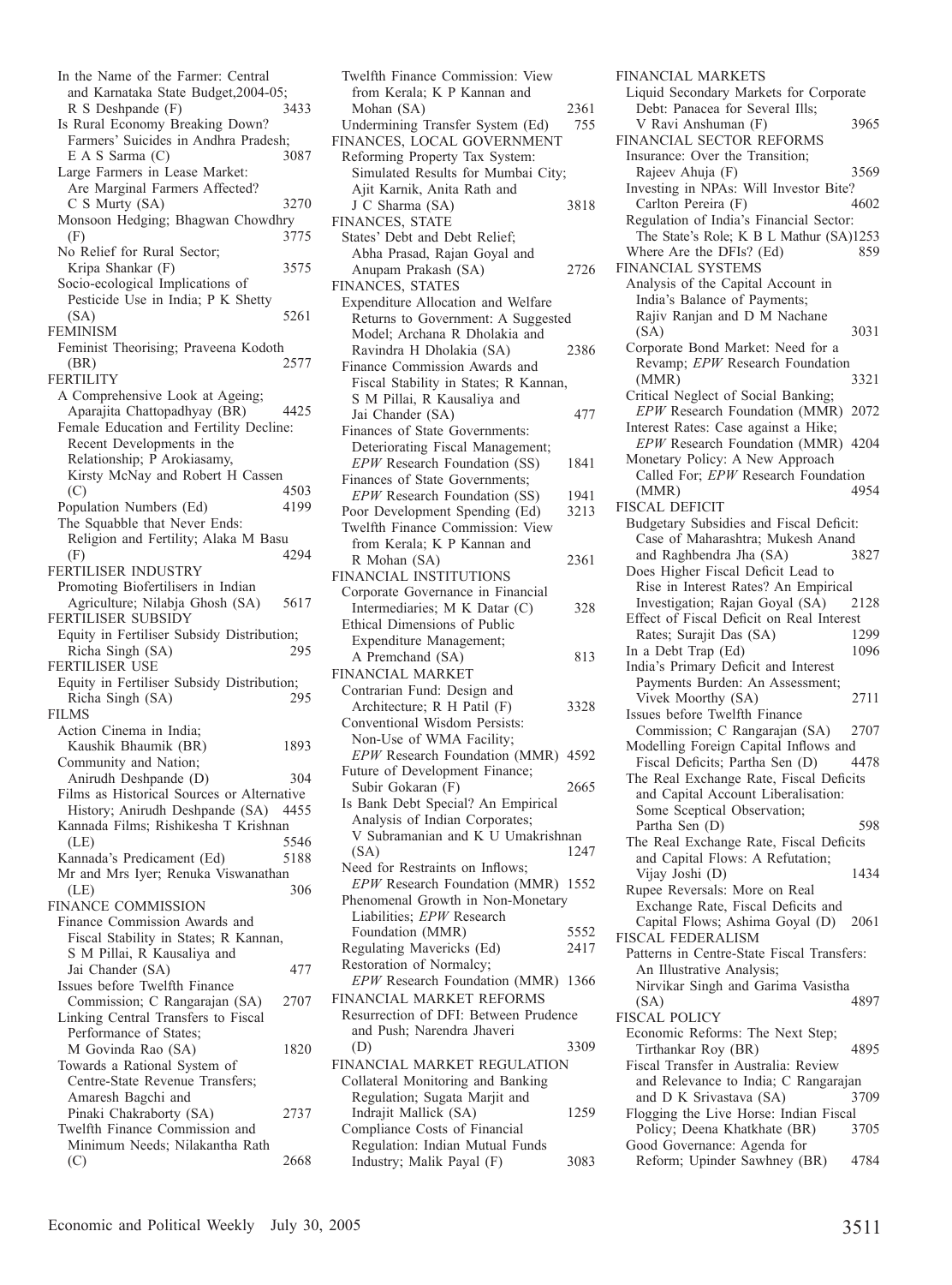In the Name of the Farmer: Central and Karnataka State Budget,2004-05; R S Deshpande (F) 3433
Is Rural Economy Breaking Down? Farmers' Suicides in Andhra Pradesh; E A S Sarma (C) 3087
Large Farmers in Lease Market: Are Marginal Farmers Affected? C S Murty (SA) 3270
Monsoon Hedging; Bhagwan Chowdhry (F) 3775
No Relief for Rural Sector; Kripa Shankar (F) 3575
Socio-ecological Implications of Pesticide Use in India; P K Shetty (SA) 5261

FEMINISM
Feminist Theorising; Praveena Kodoth (BR) 2577

FERTILITY
A Comprehensive Look at Ageing; Aparajita Chattopadhyay (BR) 4425
Female Education and Fertility Decline: Recent Developments in the Relationship; P Arokiasamy, Kirsty McNay and Robert H Cassen (C) 4503
Population Numbers (Ed) 4199
The Squabble that Never Ends: Religion and Fertility; Alaka M Basu (F) 4294

FERTILISER INDUSTRY
Promoting Biofertilisers in Indian Agriculture; Nilabja Ghosh (SA) 5617

FERTILISER SUBSIDY
Equity in Fertiliser Subsidy Distribution; Richa Singh (SA) 295

FERTILISER USE
Equity in Fertiliser Subsidy Distribution; Richa Singh (SA) 295

FILMS
Action Cinema in India; Kaushik Bhaumik (BR) 1893
Community and Nation; Anirudh Deshpande (D) 304
Films as Historical Sources or Alternative History; Anirudh Deshpande (SA) 4455
Kannada Films; Rishikesha T Krishnan (LE) 5546
Kannada's Predicament (Ed) 5188
Mr and Mrs Iyer; Renuka Viswanathan (LE) 306

FINANCE COMMISSION
Finance Commission Awards and Fiscal Stability in States; R Kannan, S M Pillai, R Kausaliya and Jai Chander (SA) 477
Issues before Twelfth Finance Commission; C Rangarajan (SA) 2707
Linking Central Transfers to Fiscal Performance of States; M Govinda Rao (SA) 1820
Towards a Rational System of Centre-State Revenue Transfers; Amaresh Bagchi and Pinaki Chakraborty (SA) 2737
Twelfth Finance Commission and Minimum Needs; Nilakantha Rath (C) 2668
Twelfth Finance Commission: View from Kerala; K P Kannan and Mohan (SA) 2361
Undermining Transfer System (Ed) 755

FINANCES, LOCAL GOVERNMENT
Reforming Property Tax System: Simulated Results for Mumbai City; Ajit Karnik, Anita Rath and J C Sharma (SA) 3818

FINANCES, STATE
States' Debt and Debt Relief; Abha Prasad, Rajan Goyal and Anupam Prakash (SA) 2726

FINANCES, STATES
Expenditure Allocation and Welfare Returns to Government: A Suggested Model; Archana R Dholakia and Ravindra H Dholakia (SA) 2386
Finance Commission Awards and Fiscal Stability in States; R Kannan, S M Pillai, R Kausaliya and Jai Chander (SA) 477
Finances of State Governments: Deteriorating Fiscal Management; *EPW* Research Foundation (SS) 1841
Finances of State Governments; *EPW* Research Foundation (SS) 1941
Poor Development Spending (Ed) 3213
Twelfth Finance Commission: View from Kerala; K P Kannan and R Mohan (SA) 2361

FINANCIAL INSTITUTIONS
Corporate Governance in Financial Intermediaries; M K Datar (C) 328
Ethical Dimensions of Public Expenditure Management; A Premchand (SA) 813

FINANCIAL MARKET
Contrarian Fund: Design and Architecture; R H Patil (F) 3328
Conventional Wisdom Persists: Non-Use of WMA Facility; *EPW* Research Foundation (MMR) 4592
Future of Development Finance; Subir Gokaran (F) 2665
Is Bank Debt Special? An Empirical Analysis of Indian Corporates; V Subramanian and K U Umakrishnan (SA) 1247
Need for Restraints on Inflows; *EPW* Research Foundation (MMR) 1552
Phenomenal Growth in Non-Monetary Liabilities; *EPW* Research Foundation (MMR) 5552
Regulating Mavericks (Ed) 2417
Restoration of Normalcy; *EPW* Research Foundation (MMR) 1366

FINANCIAL MARKET REFORMS
Resurrection of DFI: Between Prudence and Push; Narendra Jhaveri (D) 3309

FINANCIAL MARKET REGULATION
Collateral Monitoring and Banking Regulation; Sugata Marjit and Indrajit Mallick (SA) 1259
Compliance Costs of Financial Regulation: Indian Mutual Funds Industry; Malik Payal (F) 3083

FINANCIAL MARKETS
Liquid Secondary Markets for Corporate Debt: Panacea for Several Ills; V Ravi Anshuman (F) 3965

FINANCIAL SECTOR REFORMS
Insurance: Over the Transition; Rajeev Ahuja (F) 3569
Investing in NPAs: Will Investor Bite? Carlton Pereira (F) 4602
Regulation of India's Financial Sector: The State's Role; K B L Mathur (SA) 1253
Where Are the DFIs? (Ed) 859

FINANCIAL SYSTEMS
Analysis of the Capital Account in India's Balance of Payments; Rajiv Ranjan and D M Nachane (SA) 3031
Corporate Bond Market: Need for a Revamp; *EPW* Research Foundation (MMR) 3321
Critical Neglect of Social Banking; *EPW* Research Foundation (MMR) 2072
Interest Rates: Case against a Hike; *EPW* Research Foundation (MMR) 4204
Monetary Policy: A New Approach Called For; *EPW* Research Foundation (MMR) 4954

FISCAL DEFICIT
Budgetary Subsidies and Fiscal Deficit: Case of Maharashtra; Mukesh Anand and Raghbendra Jha (SA) 3827
Does Higher Fiscal Deficit Lead to Rise in Interest Rates? An Empirical Investigation; Rajan Goyal (SA) 2128
Effect of Fiscal Deficit on Real Interest Rates; Surajit Das (SA) 1299
In a Debt Trap (Ed) 1096
India's Primary Deficit and Interest Payments Burden: An Assessment; Vivek Moorthy (SA) 2711
Issues before Twelfth Finance Commission; C Rangarajan (SA) 2707
Modelling Foreign Capital Inflows and Fiscal Deficits; Partha Sen (D) 4478
The Real Exchange Rate, Fiscal Deficits and Capital Account Liberalisation: Some Sceptical Observation; Partha Sen (D) 598
The Real Exchange Rate, Fiscal Deficits and Capital Flows: A Refutation; Vijay Joshi (D) 1434
Rupee Reversals: More on Real Exchange Rate, Fiscal Deficits and Capital Flows; Ashima Goyal (D) 2061

FISCAL FEDERALISM
Patterns in Centre-State Fiscal Transfers: An Illustrative Analysis; Nirvikar Singh and Garima Vasistha (SA) 4897

FISCAL POLICY
Economic Reforms: The Next Step; Tirthankar Roy (BR) 4895
Fiscal Transfer in Australia: Review and Relevance to India; C Rangarajan and D K Srivastava (SA) 3709
Flogging the Live Horse: Indian Fiscal Policy; Deena Khatkhate (BR) 3705
Good Governance: Agenda for Reform; Upinder Sawhney (BR) 4784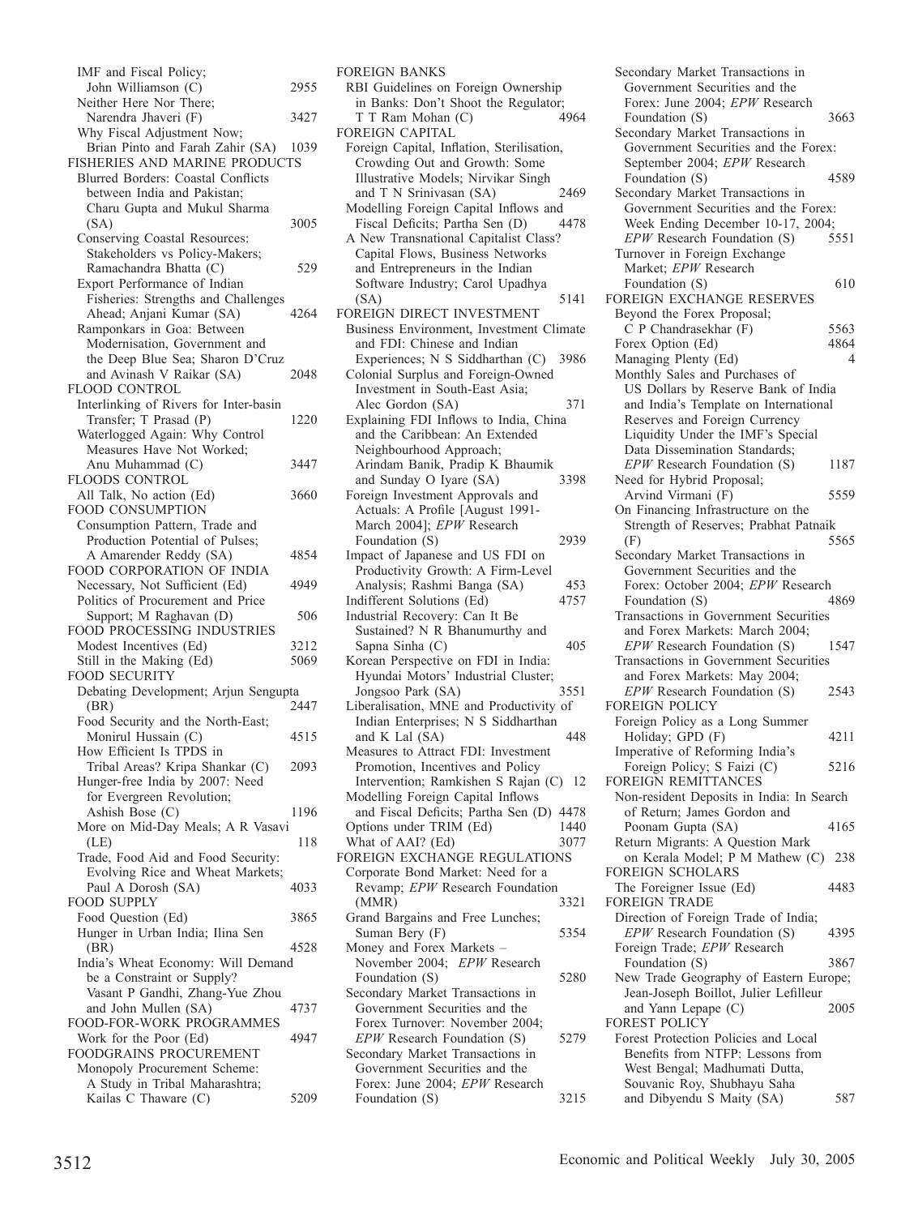IMF and Fiscal Policy; John Williamson (C) 2955
Neither Here Nor There; Narendra Jhaveri (F) 3427
Why Fiscal Adjustment Now; Brian Pinto and Farah Zahir (SA) 1039

FISHERIES AND MARINE PRODUCTS
Blurred Borders: Coastal Conflicts between India and Pakistan; Charu Gupta and Mukul Sharma (SA) 3005
Conserving Coastal Resources: Stakeholders vs Policy-Makers; Ramachandra Bhatta (C) 529
Export Performance of Indian Fisheries: Strengths and Challenges Ahead; Anjani Kumar (SA) 4264
Ramponkars in Goa: Between Modernisation, Government and the Deep Blue Sea; Sharon D'Cruz and Avinash V Raikar (SA) 2048

FLOOD CONTROL
Interlinking of Rivers for Inter-basin Transfer; T Prasad (P) 1220
Waterlogged Again: Why Control Measures Have Not Worked; Anu Muhammad (C) 3447

FLOODS CONTROL
All Talk, No action (Ed) 3660

FOOD CONSUMPTION
Consumption Pattern, Trade and Production Potential of Pulses; A Amarender Reddy (SA) 4854

FOOD CORPORATION OF INDIA
Necessary, Not Sufficient (Ed) 4949
Politics of Procurement and Price Support; M Raghavan (D) 506

FOOD PROCESSING INDUSTRIES
Modest Incentives (Ed) 3212
Still in the Making (Ed) 5069

FOOD SECURITY
Debating Development; Arjun Sengupta (BR) 2447
Food Security and the North-East; Monirul Hussain (C) 4515
How Efficient Is TPDS in Tribal Areas? Kripa Shankar (C) 2093
Hunger-free India by 2007: Need for Evergreen Revolution; Ashish Bose (C) 1196
More on Mid-Day Meals; A R Vasavi (LE) 118
Trade, Food Aid and Food Security: Evolving Rice and Wheat Markets; Paul A Dorosh (SA) 4033

FOOD SUPPLY
Food Question (Ed) 3865
Hunger in Urban India; Ilina Sen (BR) 4528
India's Wheat Economy: Will Demand be a Constraint or Supply? Vasant P Gandhi, Zhang-Yue Zhou and John Mullen (SA) 4737

FOOD-FOR-WORK PROGRAMMES
Work for the Poor (Ed) 4947

FOODGRAINS PROCUREMENT
Monopoly Procurement Scheme: A Study in Tribal Maharashtra; Kailas C Thaware (C) 5209

FOREIGN BANKS
RBI Guidelines on Foreign Ownership in Banks: Don't Shoot the Regulator; T T Ram Mohan (C) 4964

FOREIGN CAPITAL
Foreign Capital, Inflation, Sterilisation, Crowding Out and Growth: Some Illustrative Models; Nirvikar Singh and T N Srinivasan (SA) 2469
Modelling Foreign Capital Inflows and Fiscal Deficits; Partha Sen (D) 4478
A New Transnational Capitalist Class? Capital Flows, Business Networks and Entrepreneurs in the Indian Software Industry; Carol Upadhya (SA) 5141

FOREIGN DIRECT INVESTMENT
Business Environment, Investment Climate and FDI: Chinese and Indian Experiences; N S Siddharthan (C) 3986
Colonial Surplus and Foreign-Owned Investment in South-East Asia; Alec Gordon (SA) 371
Explaining FDI Inflows to India, China and the Caribbean: An Extended Neighbourhood Approach; Arindam Banik, Pradip K Bhaumik and Sunday O Iyare (SA) 3398
Foreign Investment Approvals and Actuals: A Profile [August 1991-March 2004]; *EPW* Research Foundation (S) 2939
Impact of Japanese and US FDI on Productivity Growth: A Firm-Level Analysis; Rashmi Banga (SA) 453
Indifferent Solutions (Ed) 4757
Industrial Recovery: Can It Be Sustained? N R Bhanumurthy and Sapna Sinha (C) 405
Korean Perspective on FDI in India: Hyundai Motors' Industrial Cluster; Jongsoo Park (SA) 3551
Liberalisation, MNE and Productivity of Indian Enterprises; N S Siddharthan and K Lal (SA) 448
Measures to Attract FDI: Investment Promotion, Incentives and Policy Intervention; Ramkishen S Rajan (C) 12
Modelling Foreign Capital Inflows and Fiscal Deficits; Partha Sen (D) 4478
Options under TRIM (Ed) 1440
What of AAI? (Ed) 3077

FOREIGN EXCHANGE REGULATIONS
Corporate Bond Market: Need for a Revamp; *EPW* Research Foundation (MMR) 3321
Grand Bargains and Free Lunches; Suman Bery (F) 5354
Money and Forex Markets – November 2004; *EPW* Research Foundation (S) 5280
Secondary Market Transactions in Government Securities and the Forex Turnover: November 2004; *EPW* Research Foundation (S) 5279
Secondary Market Transactions in Government Securities and the Forex: June 2004; *EPW* Research Foundation (S) 3215
Secondary Market Transactions in Government Securities and the Forex: June 2004; *EPW* Research Foundation (S) 3663
Secondary Market Transactions in Government Securities and the Forex: September 2004; *EPW* Research Foundation (S) 4589
Secondary Market Transactions in Government Securities and the Forex: Week Ending December 10-17, 2004; *EPW* Research Foundation (S) 5551
Turnover in Foreign Exchange Market; *EPW* Research Foundation (S) 610

FOREIGN EXCHANGE RESERVES
Beyond the Forex Proposal; C P Chandrasekhar (F) 5563
Forex Option (Ed) 4864
Managing Plenty (Ed) 4
Monthly Sales and Purchases of US Dollars by Reserve Bank of India and India's Template on International Reserves and Foreign Currency Liquidity Under the IMF's Special Data Dissemination Standards; *EPW* Research Foundation (S) 1187
Need for Hybrid Proposal; Arvind Virmani (F) 5559
On Financing Infrastructure on the Strength of Reserves; Prabhat Patnaik (F) 5565
Secondary Market Transactions in Government Securities and the Forex: October 2004; *EPW* Research Foundation (S) 4869
Transactions in Government Securities and Forex Markets: March 2004; *EPW* Research Foundation (S) 1547
Transactions in Government Securities and Forex Markets: May 2004; *EPW* Research Foundation (S) 2543

FOREIGN POLICY
Foreign Policy as a Long Summer Holiday; GPD (F) 4211
Imperative of Reforming India's Foreign Policy; S Faizi (C) 5216

FOREIGN REMITTANCES
Non-resident Deposits in India: In Search of Return; James Gordon and Poonam Gupta (SA) 4165
Return Migrants: A Question Mark on Kerala Model; P M Mathew (C) 238

FOREIGN SCHOLARS
The Foreigner Issue (Ed) 4483

FOREIGN TRADE
Direction of Foreign Trade of India; *EPW* Research Foundation (S) 4395
Foreign Trade; *EPW* Research Foundation (S) 3867
New Trade Geography of Eastern Europe; Jean-Joseph Boillot, Julier Lefilleur and Yann Lepape (C) 2005

FOREST POLICY
Forest Protection Policies and Local Benefits from NTFP: Lessons from West Bengal; Madhumati Dutta, Souvanic Roy, Shubhayu Saha and Dibyendu S Maity (SA) 587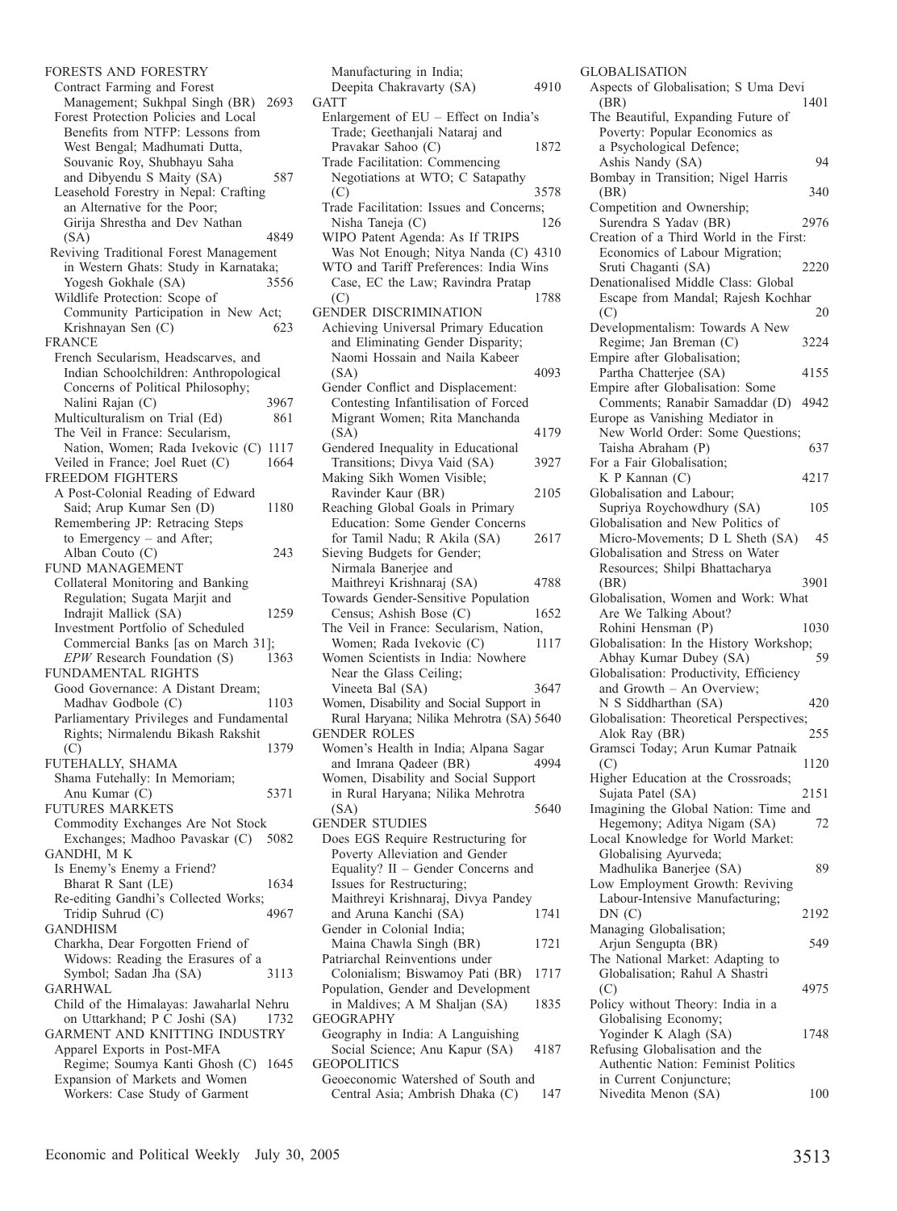FORESTS AND FORESTRY

- Contract Farming and Forest Management; Sukhpal Singh (BR) 2693
- Forest Protection Policies and Local Benefits from NTFP: Lessons from West Bengal; Madhumati Dutta, Souvanic Roy, Shubhayu Saha and Dibyendu S Maity (SA) 587
- Leasehold Forestry in Nepal: Crafting an Alternative for the Poor; Girija Shrestha and Dev Nathan (SA) 4849
- Reviving Traditional Forest Management in Western Ghats: Study in Karnataka; Yogesh Gokhale (SA) 3556
- Wildlife Protection: Scope of Community Participation in New Act; Krishnayan Sen (C) 623

FRANCE

- French Secularism, Headscarves, and Indian Schoolchildren: Anthropological Concerns of Political Philosophy; Nalini Rajan (C) 3967
- Multiculturalism on Trial (Ed) 861
- The Veil in France: Secularism, Nation, Women; Rada Ivekovic (C) 1117
- Veiled in France; Joel Ruet (C) 1664

FREEDOM FIGHTERS

- A Post-Colonial Reading of Edward Said; Arup Kumar Sen (D) 1180
- Remembering JP: Retracing Steps to Emergency – and After; Alban Couto (C) 243

FUND MANAGEMENT

- Collateral Monitoring and Banking Regulation; Sugata Marjit and Indrajit Mallick (SA) 1259
- Investment Portfolio of Scheduled Commercial Banks [as on March 31]; *EPW* Research Foundation (S) 1363

FUNDAMENTAL RIGHTS

- Good Governance: A Distant Dream; Madhav Godbole (C) 1103
- Parliamentary Privileges and Fundamental Rights; Nirmalendu Bikash Rakshit (C) 1379

FUTEHALLY, SHAMA

- Shama Futehally: In Memoriam; Anu Kumar (C) 5371

FUTURES MARKETS

- Commodity Exchanges Are Not Stock Exchanges; Madhoo Pavaskar (C) 5082

GANDHI, M K

- Is Enemy's Enemy a Friend? Bharat R Sant (LE) 1634
- Re-editing Gandhi's Collected Works; Tridip Suhrud (C) 4967

GANDHISM

- Charkha, Dear Forgotten Friend of Widows: Reading the Erasures of a Symbol; Sadan Jha (SA) 3113

GARHWAL

- Child of the Himalayas: Jawaharlal Nehru on Uttarkhand; P C Joshi (SA) 1732

GARMENT AND KNITTING INDUSTRY

- Apparel Exports in Post-MFA Regime; Soumya Kanti Ghosh (C) 1645
- Expansion of Markets and Women Workers: Case Study of Garment Manufacturing in India; Deepita Chakravarty (SA) 4910

GATT

- Enlargement of EU – Effect on India's Trade; Geethanjali Nataraj and Pravakar Sahoo (C) 1872
- Trade Facilitation: Commencing Negotiations at WTO; C Satapathy (C) 3578
- Trade Facilitation: Issues and Concerns; Nisha Taneja (C) 126
- WIPO Patent Agenda: As If TRIPS Was Not Enough; Nitya Nanda (C) 4310
- WTO and Tariff Preferences: India Wins Case, EC the Law; Ravindra Pratap (C) 1788

GENDER DISCRIMINATION

- Achieving Universal Primary Education and Eliminating Gender Disparity; Naomi Hossain and Naila Kabeer (SA) 4093
- Gender Conflict and Displacement: Contesting Infantilisation of Forced Migrant Women; Rita Manchanda (SA) 4179
- Gendered Inequality in Educational Transitions; Divya Vaid (SA) 3927
- Making Sikh Women Visible; Ravinder Kaur (BR) 2105
- Reaching Global Goals in Primary Education: Some Gender Concerns for Tamil Nadu; R Akila (SA) 2617
- Sieving Budgets for Gender; Nirmala Banerjee and Maithreyi Krishnaraj (SA) 4788
- Towards Gender-Sensitive Population Census; Ashish Bose (C) 1652
- The Veil in France: Secularism, Nation, Women; Rada Ivekovic (C) 1117
- Women Scientists in India: Nowhere Near the Glass Ceiling; Vineeta Bal (SA) 3647
- Women, Disability and Social Support in Rural Haryana; Nilika Mehrotra (SA) 5640

GENDER ROLES

- Women's Health in India; Alpana Sagar and Imrana Qadeer (BR) 4994
- Women, Disability and Social Support in Rural Haryana; Nilika Mehrotra (SA) 5640

GENDER STUDIES

- Does EGS Require Restructuring for Poverty Alleviation and Gender Equality? II – Gender Concerns and Issues for Restructuring; Maithreyi Krishnaraj, Divya Pandey and Aruna Kanchi (SA) 1741
- Gender in Colonial India; Maina Chawla Singh (BR) 1721
- Patriarchal Reinventions under Colonialism; Biswamoy Pati (BR) 1717
- Population, Gender and Development in Maldives; A M Shaljan (SA) 1835

GEOGRAPHY

- Geography in India: A Languishing Social Science; Anu Kapur (SA) 4187

GEOPOLITICS

- Geoeconomic Watershed of South and Central Asia; Ambrish Dhaka (C) 147

GLOBALISATION

- Aspects of Globalisation; S Uma Devi (BR) 1401
- The Beautiful, Expanding Future of Poverty: Popular Economics as a Psychological Defence; Ashis Nandy (SA) 94
- Bombay in Transition; Nigel Harris (BR) 340
- Competition and Ownership; Surendra S Yadav (BR) 2976
- Creation of a Third World in the First: Economics of Labour Migration; Sruti Chaganti (SA) 2220
- Denationalised Middle Class: Global Escape from Mandal; Rajesh Kochhar (C) 20
- Developmentalism: Towards A New Regime; Jan Breman (C) 3224
- Empire after Globalisation; Partha Chatterjee (SA) 4155
- Empire after Globalisation: Some Comments; Ranabir Samaddar (D) 4942
- Europe as Vanishing Mediator in New World Order: Some Questions; Taisha Abraham (P) 637
- For a Fair Globalisation; K P Kannan (C) 4217
- Globalisation and Labour; Supriya Roychowdhury (SA) 105
- Globalisation and New Politics of Micro-Movements; D L Sheth (SA) 45
- Globalisation and Stress on Water Resources; Shilpi Bhattacharya (BR) 3901
- Globalisation, Women and Work: What Are We Talking About? Rohini Hensman (P) 1030
- Globalisation: In the History Workshop; Abhay Kumar Dubey (SA) 59
- Globalisation: Productivity, Efficiency and Growth – An Overview; N S Siddharthan (SA) 420
- Globalisation: Theoretical Perspectives; Alok Ray (BR) 255
- Gramsci Today; Arun Kumar Patnaik (C) 1120
- Higher Education at the Crossroads; Sujata Patel (SA) 2151
- Imagining the Global Nation: Time and Hegemony; Aditya Nigam (SA) 72
- Local Knowledge for World Market: Globalising Ayurveda; Madhulika Banerjee (SA) 89
- Low Employment Growth: Reviving Labour-Intensive Manufacturing; DN (C) 2192
- Managing Globalisation; Arjun Sengupta (BR) 549
- The National Market: Adapting to Globalisation; Rahul A Shastri (C) 4975
- Policy without Theory: India in a Globalising Economy; Yoginder K Alagh (SA) 1748
- Refusing Globalisation and the Authentic Nation: Feminist Politics in Current Conjuncture; Nivedita Menon (SA) 100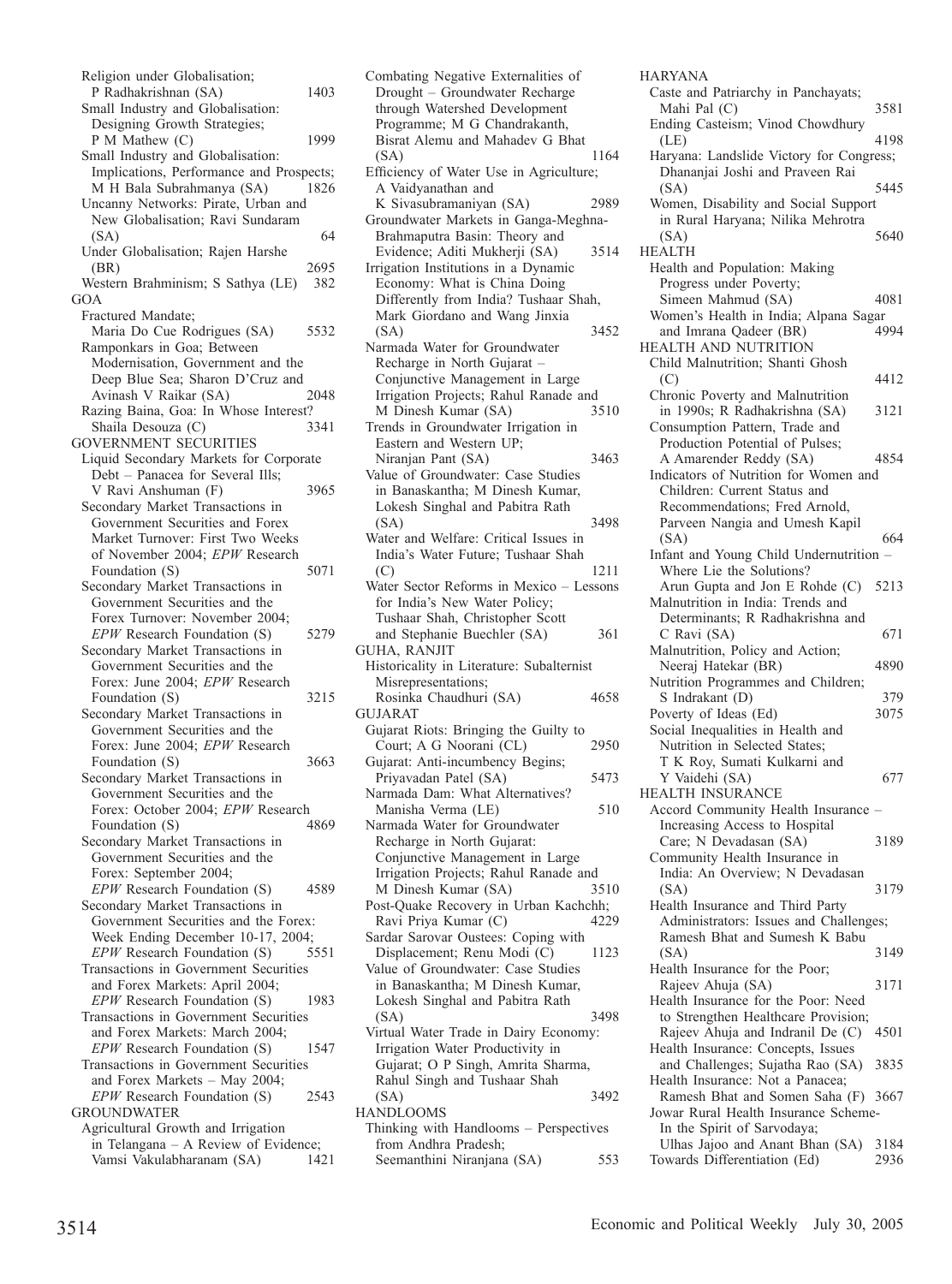Religion under Globalisation; P Radhakrishnan (SA) 1403
Small Industry and Globalisation: Designing Growth Strategies; P M Mathew (C) 1999
Small Industry and Globalisation: Implications, Performance and Prospects; M H Bala Subrahmanya (SA) 1826
Uncanny Networks: Pirate, Urban and New Globalisation; Ravi Sundaram (SA) 64
Under Globalisation; Rajen Harshe (BR) 2695
Western Brahminism; S Sathya (LE) 382

GOA
Fractured Mandate; Maria Do Cue Rodrigues (SA) 5532
Ramponkars in Goa; Between Modernisation, Government and the Deep Blue Sea; Sharon D'Cruz and Avinash V Raikar (SA) 2048
Razing Baina, Goa: In Whose Interest? Shaila Desouza (C) 3341

GOVERNMENT SECURITIES
Liquid Secondary Markets for Corporate Debt – Panacea for Several Ills; V Ravi Anshuman (F) 3965
Secondary Market Transactions in Government Securities and Forex Market Turnover: First Two Weeks of November 2004; *EPW* Research Foundation (S) 5071
Secondary Market Transactions in Government Securities and the Forex Turnover: November 2004; *EPW* Research Foundation (S) 5279
Secondary Market Transactions in Government Securities and the Forex: June 2004; *EPW* Research Foundation (S) 3215
Secondary Market Transactions in Government Securities and the Forex: June 2004; *EPW* Research Foundation (S) 3663
Secondary Market Transactions in Government Securities and the Forex: October 2004; *EPW* Research Foundation (S) 4869
Secondary Market Transactions in Government Securities and the Forex: September 2004; *EPW* Research Foundation (S) 4589
Secondary Market Transactions in Government Securities and the Forex: Week Ending December 10-17, 2004; *EPW* Research Foundation (S) 5551
Transactions in Government Securities and Forex Markets: April 2004; *EPW* Research Foundation (S) 1983
Transactions in Government Securities and Forex Markets: March 2004; *EPW* Research Foundation (S) 1547
Transactions in Government Securities and Forex Markets – May 2004; *EPW* Research Foundation (S) 2543

GROUNDWATER
Agricultural Growth and Irrigation in Telangana – A Review of Evidence; Vamsi Vakulabharanam (SA) 1421
Combating Negative Externalities of Drought – Groundwater Recharge through Watershed Development Programme; M G Chandrakanth, Bisrat Alemu and Mahadev G Bhat (SA) 1164
Efficiency of Water Use in Agriculture; A Vaidyanathan and K Sivasubramaniyan (SA) 2989
Groundwater Markets in Ganga-Meghna-Brahmaputra Basin: Theory and Evidence; Aditi Mukherji (SA) 3514
Irrigation Institutions in a Dynamic Economy: What is China Doing Differently from India? Tushaar Shah, Mark Giordano and Wang Jinxia (SA) 3452
Narmada Water for Groundwater Recharge in North Gujarat – Conjunctive Management in Large Irrigation Projects; Rahul Ranade and M Dinesh Kumar (SA) 3510
Trends in Groundwater Irrigation in Eastern and Western UP; Niranjan Pant (SA) 3463
Value of Groundwater: Case Studies in Banaskantha; M Dinesh Kumar, Lokesh Singhal and Pabitra Rath (SA) 3498
Water and Welfare: Critical Issues in India's Water Future; Tushaar Shah (C) 1211
Water Sector Reforms in Mexico – Lessons for India's New Water Policy; Tushaar Shah, Christopher Scott and Stephanie Buechler (SA) 361

GUHA, RANJIT
Historicality in Literature: Subalternist Misrepresentations; Rosinka Chaudhuri (SA) 4658

GUJARAT
Gujarat Riots: Bringing the Guilty to Court; A G Noorani (CL) 2950
Gujarat: Anti-incumbency Begins; Priyavadan Patel (SA) 5473
Narmada Dam: What Alternatives? Manisha Verma (LE) 510
Narmada Water for Groundwater Recharge in North Gujarat: Conjunctive Management in Large Irrigation Projects; Rahul Ranade and M Dinesh Kumar (SA) 3510
Post-Quake Recovery in Urban Kachchh; Ravi Priya Kumar (C) 4229
Sardar Sarovar Oustees: Coping with Displacement; Renu Modi (C) 1123
Value of Groundwater: Case Studies in Banaskantha; M Dinesh Kumar, Lokesh Singhal and Pabitra Rath (SA) 3498
Virtual Water Trade in Dairy Economy: Irrigation Water Productivity in Gujarat; O P Singh, Amrita Sharma, Rahul Singh and Tushaar Shah (SA) 3492

HANDLOOMS
Thinking with Handlooms – Perspectives from Andhra Pradesh; Seemanthini Niranjana (SA) 553

HARYANA
Caste and Patriarchy in Panchayats; Mahi Pal (C) 3581
Ending Casteism; Vinod Chowdhury (LE) 4198
Haryana: Landslide Victory for Congress; Dhananjai Joshi and Praveen Rai (SA) 5445
Women, Disability and Social Support in Rural Haryana; Nilika Mehrotra (SA) 5640

HEALTH
Health and Population: Making Progress under Poverty; Simeen Mahmud (SA) 4081
Women's Health in India; Alpana Sagar and Imrana Qadeer (BR) 4994

HEALTH AND NUTRITION
Child Malnutrition; Shanti Ghosh (C) 4412
Chronic Poverty and Malnutrition in 1990s; R Radhakrishna (SA) 3121
Consumption Pattern, Trade and Production Potential of Pulses; A Amarender Reddy (SA) 4854
Indicators of Nutrition for Women and Children: Current Status and Recommendations; Fred Arnold, Parveen Nangia and Umesh Kapil (SA) 664
Infant and Young Child Undernutrition – Where Lie the Solutions? Arun Gupta and Jon E Rohde (C) 5213
Malnutrition in India: Trends and Determinants; R Radhakrishna and C Ravi (SA) 671
Malnutrition, Policy and Action; Neeraj Hatekar (BR) 4890
Nutrition Programmes and Children; S Indrakant (D) 379
Poverty of Ideas (Ed) 3075
Social Inequalities in Health and Nutrition in Selected States; T K Roy, Sumati Kulkarni and Y Vaidehi (SA) 677

HEALTH INSURANCE
Accord Community Health Insurance – Increasing Access to Hospital Care; N Devadasan (SA) 3189
Community Health Insurance in India: An Overview; N Devadasan (SA) 3179
Health Insurance and Third Party Administrators: Issues and Challenges; Ramesh Bhat and Sumesh K Babu (SA) 3149
Health Insurance for the Poor; Rajeev Ahuja (SA) 3171
Health Insurance for the Poor: Need to Strengthen Healthcare Provision; Rajeev Ahuja and Indranil De (C) 4501
Health Insurance: Concepts, Issues and Challenges; Sujatha Rao (SA) 3835
Health Insurance: Not a Panacea; Ramesh Bhat and Somen Saha (F) 3667
Jowar Rural Health Insurance Scheme- In the Spirit of Sarvodaya; Ulhas Jajoo and Anant Bhan (SA) 3184
Towards Differentiation (Ed) 2936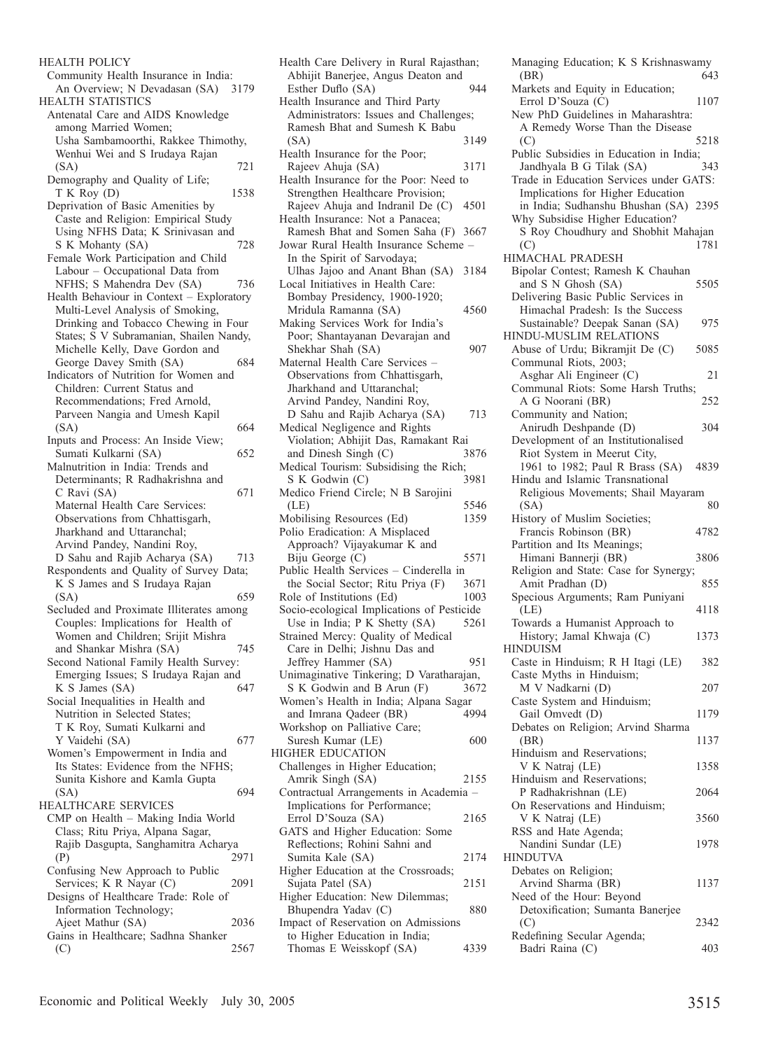HEALTH POLICY

Community Health Insurance in India: An Overview; N Devadasan (SA) 3179

HEALTH STATISTICS

Antenatal Care and AIDS Knowledge among Married Women; Usha Sambamoorthi, Rakkee Thimothy, Wenhui Wei and S Irudaya Rajan (SA) 721

Demography and Quality of Life; T K Roy (D) 1538

Deprivation of Basic Amenities by Caste and Religion: Empirical Study Using NFHS Data; K Srinivasan and S K Mohanty (SA) 728

Female Work Participation and Child Labour – Occupational Data from NFHS; S Mahendra Dev (SA) 736

Health Behaviour in Context – Exploratory Multi-Level Analysis of Smoking, Drinking and Tobacco Chewing in Four States; S V Subramanian, Shailen Nandy, Michelle Kelly, Dave Gordon and George Davey Smith (SA) 684

Indicators of Nutrition for Women and Children: Current Status and Recommendations; Fred Arnold, Parveen Nangia and Umesh Kapil (SA) 664

Inputs and Process: An Inside View; Sumati Kulkarni (SA) 652

Malnutrition in India: Trends and Determinants; R Radhakrishna and C Ravi (SA) 671

Maternal Health Care Services: Observations from Chhattisgarh, Jharkhand and Uttaranchal; Arvind Pandey, Nandini Roy, D Sahu and Rajib Acharya (SA) 713

Respondents and Quality of Survey Data; K S James and S Irudaya Rajan (SA) 659

Secluded and Proximate Illiterates among Couples: Implications for Health of Women and Children; Srijit Mishra and Shankar Mishra (SA) 745

Second National Family Health Survey: Emerging Issues; S Irudaya Rajan and K S James (SA) 647

Social Inequalities in Health and Nutrition in Selected States; T K Roy, Sumati Kulkarni and Y Vaidehi (SA) 677

Women's Empowerment in India and Its States: Evidence from the NFHS; Sunita Kishore and Kamla Gupta (SA) 694

HEALTHCARE SERVICES

CMP on Health – Making India World Class; Ritu Priya, Alpana Sagar, Rajib Dasgupta, Sanghamitra Acharya (P) 2971

Confusing New Approach to Public Services; K R Nayar (C) 2091

Designs of Healthcare Trade: Role of Information Technology; Ajeet Mathur (SA) 2036

Gains in Healthcare; Sadhna Shanker (C) 2567

Health Care Delivery in Rural Rajasthan; Abhijit Banerjee, Angus Deaton and Esther Duflo (SA) 944

Health Insurance and Third Party Administrators: Issues and Challenges; Ramesh Bhat and Sumesh K Babu (SA) 3149

Health Insurance for the Poor; Rajeev Ahuja (SA) 3171

Health Insurance for the Poor: Need to Strengthen Healthcare Provision; Rajeev Ahuja and Indranil De (C) 4501

Health Insurance: Not a Panacea; Ramesh Bhat and Somen Saha (F) 3667

Jowar Rural Health Insurance Scheme – In the Spirit of Sarvodaya; Ulhas Jajoo and Anant Bhan (SA) 3184

Local Initiatives in Health Care: Bombay Presidency, 1900-1920; Mridula Ramanna (SA) 4560

Making Services Work for India's Poor; Shantayanan Devarajan and Shekhar Shah (SA) 907

Maternal Health Care Services – Observations from Chhattisgarh, Jharkhand and Uttaranchal; Arvind Pandey, Nandini Roy, D Sahu and Rajib Acharya (SA) 713

Medical Negligence and Rights Violation; Abhijit Das, Ramakant Rai and Dinesh Singh (C) 3876

Medical Tourism: Subsidising the Rich; S K Godwin (C) 3981

Medico Friend Circle; N B Sarojini (LE) 5546

Mobilising Resources (Ed) 1359

Polio Eradication: A Misplaced Approach? Vijayakumar K and Biju George (C) 5571

Public Health Services – Cinderella in the Social Sector; Ritu Priya (F) 3671

Role of Institutions (Ed) 1003

Socio-ecological Implications of Pesticide Use in India; P K Shetty (SA) 5261

Strained Mercy: Quality of Medical Care in Delhi; Jishnu Das and Jeffrey Hammer (SA) 951

Unimaginative Tinkering; D Varatharajan, S K Godwin and B Arun (F) 3672

Women's Health in India; Alpana Sagar and Imrana Qadeer (BR) 4994

Workshop on Palliative Care; Suresh Kumar (LE) 600

HIGHER EDUCATION

Challenges in Higher Education; Amrik Singh (SA) 2155

Contractual Arrangements in Academia – Implications for Performance; Errol D'Souza (SA) 2165

GATS and Higher Education: Some Reflections; Rohini Sahni and Sumita Kale (SA) 2174

Higher Education at the Crossroads; Sujata Patel (SA) 2151

Higher Education: New Dilemmas; Bhupendra Yadav (C) 880

Impact of Reservation on Admissions to Higher Education in India; Thomas E Weisskopf (SA) 4339

Managing Education; K S Krishnaswamy (BR) 643

Markets and Equity in Education; Errol D'Souza (C) 1107

New PhD Guidelines in Maharashtra: A Remedy Worse Than the Disease (C) 5218

Public Subsidies in Education in India; Jandhyala B G Tilak (SA) 343

Trade in Education Services under GATS: Implications for Higher Education in India; Sudhanshu Bhushan (SA) 2395

Why Subsidise Higher Education? S Roy Choudhury and Shobhit Mahajan (C) 1781

HIMACHAL PRADESH

Bipolar Contest; Ramesh K Chauhan and S N Ghosh (SA) 5505

Delivering Basic Public Services in Himachal Pradesh: Is the Success Sustainable? Deepak Sanan (SA) 975

HINDU-MUSLIM RELATIONS

Abuse of Urdu; Bikramjit De (C) 5085

Communal Riots, 2003; Asghar Ali Engineer (C) 21

Communal Riots: Some Harsh Truths; A G Noorani (BR) 252

Community and Nation; Anirudh Deshpande (D) 304

Development of an Institutionalised Riot System in Meerut City, 1961 to 1982; Paul R Brass (SA) 4839

Hindu and Islamic Transnational Religious Movements; Shail Mayaram (SA) 80

History of Muslim Societies; Francis Robinson (BR) 4782

Partition and Its Meanings; Himani Bannerji (BR) 3806

Religion and State: Case for Synergy; Amit Pradhan (D) 855

Specious Arguments; Ram Puniyani (LE) 4118

Towards a Humanist Approach to History; Jamal Khwaja (C) 1373

HINDUISM

Caste in Hinduism; R H Itagi (LE) 382

Caste Myths in Hinduism; M V Nadkarni (D) 207

Caste System and Hinduism; Gail Omvedt (D) 1179

Debates on Religion; Arvind Sharma (BR) 1137

Hinduism and Reservations; V K Natraj (LE) 1358

Hinduism and Reservations; P Radhakrishnan (LE) 2064

On Reservations and Hinduism; V K Natraj (LE) 3560

RSS and Hate Agenda; Nandini Sundar (LE) 1978

HINDUTVA

Debates on Religion; Arvind Sharma (BR) 1137

Need of the Hour: Beyond Detoxification; Sumanta Banerjee (C) 2342

Redefining Secular Agenda; Badri Raina (C) 403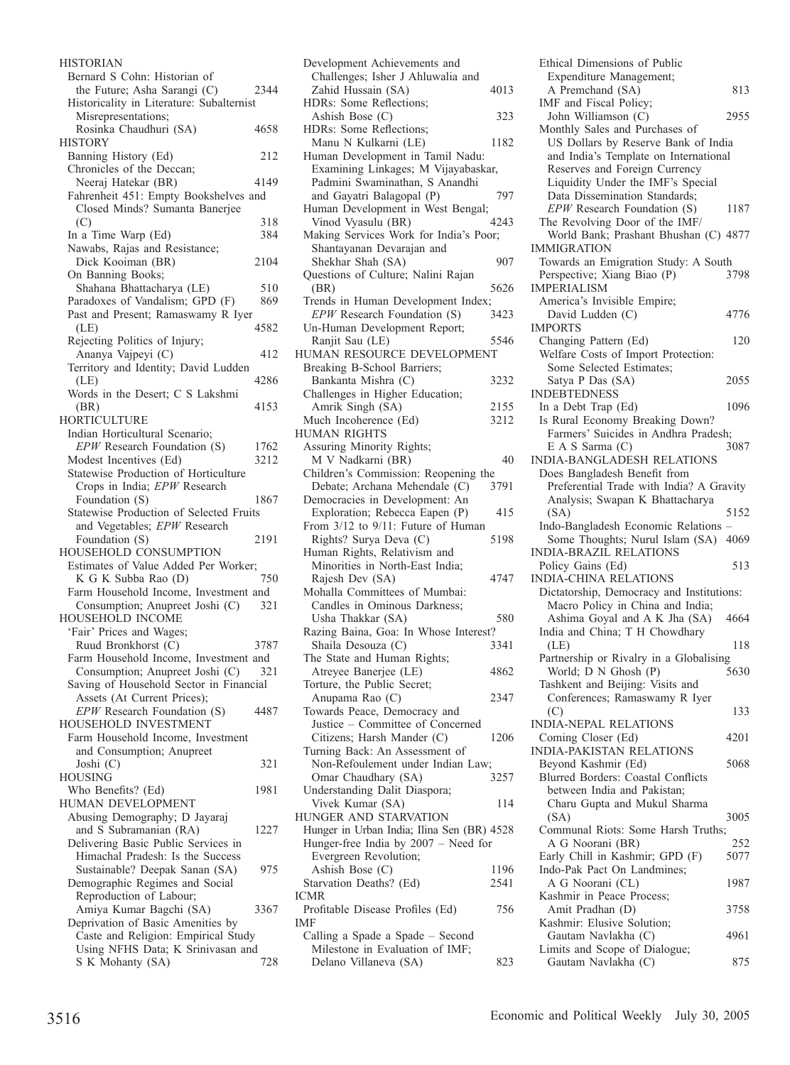HISTORIAN

Bernard S Cohn: Historian of the Future; Asha Sarangi (C) 2344

Historicality in Literature: Subalternist Misrepresentations; Rosinka Chaudhuri (SA) 4658

HISTORY

Banning History (Ed) 212

Chronicles of the Deccan; Neeraj Hatekar (BR) 4149

Fahrenheit 451: Empty Bookshelves and Closed Minds? Sumanta Banerjee (C) 318

In a Time Warp (Ed) 384

Nawabs, Rajas and Resistance; Dick Kooiman (BR) 2104

On Banning Books; Shahana Bhattacharya (LE) 510

Paradoxes of Vandalism; GPD (F) 869

Past and Present; Ramaswamy R Iyer (LE) 4582

Rejecting Politics of Injury; Ananya Vajpeyi (C) 412

Territory and Identity; David Ludden (LE) 4286

Words in the Desert; C S Lakshmi (BR) 4153

HORTICULTURE

Indian Horticultural Scenario; *EPW* Research Foundation (S) 1762

Modest Incentives (Ed) 3212

Statewise Production of Horticulture Crops in India; *EPW* Research Foundation (S) 1867

Statewise Production of Selected Fruits and Vegetables; *EPW* Research Foundation (S) 2191

HOUSEHOLD CONSUMPTION

Estimates of Value Added Per Worker; K G K Subba Rao (D) 750

Farm Household Income, Investment and Consumption; Anupreet Joshi (C) 321

HOUSEHOLD INCOME

'Fair' Prices and Wages; Ruud Bronkhorst (C) 3787

Farm Household Income, Investment and Consumption; Anupreet Joshi (C) 321

Saving of Household Sector in Financial Assets (At Current Prices); *EPW* Research Foundation (S) 4487

HOUSEHOLD INVESTMENT

Farm Household Income, Investment and Consumption; Anupreet Joshi (C) 321

HOUSING

Who Benefits? (Ed) 1981

HUMAN DEVELOPMENT

Abusing Demography; D Jayaraj and S Subramanian (RA) 1227

Delivering Basic Public Services in Himachal Pradesh: Is the Success Sustainable? Deepak Sanan (SA) 975

Demographic Regimes and Social Reproduction of Labour; Amiya Kumar Bagchi (SA) 3367

Deprivation of Basic Amenities by Caste and Religion: Empirical Study Using NFHS Data; K Srinivasan and S K Mohanty (SA) 728

Development Achievements and Challenges; Isher J Ahluwalia and Zahid Hussain (SA) 4013

HDRs: Some Reflections; Ashish Bose (C) 323

HDRs: Some Reflections; Manu N Kulkarni (LE) 1182

Human Development in Tamil Nadu: Examining Linkages; M Vijayabaskar, Padmini Swaminathan, S Anandhi and Gayatri Balagopal (P) 797

Human Development in West Bengal; Vinod Vyasulu (BR) 4243

Making Services Work for India's Poor; Shantayanan Devarajan and Shekhar Shah (SA) 907

Questions of Culture; Nalini Rajan (BR) 5626

Trends in Human Development Index; *EPW* Research Foundation (S) 3423

Un-Human Development Report; Ranjit Sau (LE) 5546

HUMAN RESOURCE DEVELOPMENT

Breaking B-School Barriers; Bankanta Mishra (C) 3232

Challenges in Higher Education; Amrik Singh (SA) 2155

Much Incoherence (Ed) 3212

HUMAN RIGHTS

Assuring Minority Rights; M V Nadkarni (BR) 40

Children's Commission: Reopening the Debate; Archana Mehendale (C) 3791

Democracies in Development: An Exploration; Rebecca Eapen (P) 415

From 3/12 to 9/11: Future of Human Rights? Surya Deva (C) 5198

Human Rights, Relativism and Minorities in North-East India; Rajesh Dev (SA) 4747

Mohalla Committees of Mumbai: Candles in Ominous Darkness; Usha Thakkar (SA) 580

Razing Baina, Goa: In Whose Interest? Shaila Desouza (C) 3341

The State and Human Rights; Atreyee Banerjee (LE) 4862

Torture, the Public Secret; Anupama Rao (C) 2347

Towards Peace, Democracy and Justice – Committee of Concerned Citizens; Harsh Mander (C) 1206

Turning Back: An Assessment of Non-Refoulement under Indian Law; Omar Chaudhary (SA) 3257

Understanding Dalit Diaspora; Vivek Kumar (SA) 114

HUNGER AND STARVATION

Hunger in Urban India; Ilina Sen (BR) 4528

Hunger-free India by 2007 – Need for Evergreen Revolution; Ashish Bose (C) 1196

Starvation Deaths? (Ed) 2541

ICMR

Profitable Disease Profiles (Ed) 756

IMF

Calling a Spade a Spade – Second Milestone in Evaluation of IMF; Delano Villaneva (SA) 823

Ethical Dimensions of Public Expenditure Management; A Premchand (SA) 813

IMF and Fiscal Policy; John Williamson (C) 2955

Monthly Sales and Purchases of US Dollars by Reserve Bank of India and India's Template on International Reserves and Foreign Currency Liquidity Under the IMF's Special Data Dissemination Standards; *EPW* Research Foundation (S) 1187

The Revolving Door of the IMF/World Bank; Prashant Bhushan (C) 4877

IMMIGRATION

Towards an Emigration Study: A South Perspective; Xiang Biao (P) 3798

IMPERIALISM

America's Invisible Empire; David Ludden (C) 4776

IMPORTS

Changing Pattern (Ed) 120

Welfare Costs of Import Protection: Some Selected Estimates; Satya P Das (SA) 2055

INDEBTEDNESS

In a Debt Trap (Ed) 1096

Is Rural Economy Breaking Down? Farmers' Suicides in Andhra Pradesh; E A S Sarma (C) 3087

INDIA-BANGLADESH RELATIONS

Does Bangladesh Benefit from Preferential Trade with India? A Gravity Analysis; Swapan K Bhattacharya (SA) 5152

Indo-Bangladesh Economic Relations – Some Thoughts; Nurul Islam (SA) 4069

INDIA-BRAZIL RELATIONS

Policy Gains (Ed) 513

INDIA-CHINA RELATIONS

Dictatorship, Democracy and Institutions: Macro Policy in China and India; Ashima Goyal and A K Jha (SA) 4664

India and China; T H Chowdhary (LE) 118

Partnership or Rivalry in a Globalising World; D N Ghosh (P) 5630

Tashkent and Beijing: Visits and Conferences; Ramaswamy R Iyer (C) 133

INDIA-NEPAL RELATIONS

Coming Closer (Ed) 4201

INDIA-PAKISTAN RELATIONS

Beyond Kashmir (Ed) 5068

Blurred Borders: Coastal Conflicts between India and Pakistan; Charu Gupta and Mukul Sharma (SA) 3005

Communal Riots: Some Harsh Truths; A G Noorani (BR) 252

Early Chill in Kashmir; GPD (F) 5077

Indo-Pak Pact On Landmines; A G Noorani (CL) 1987

Kashmir in Peace Process; Amit Pradhan (D) 3758

Kashmir: Elusive Solution; Gautam Navlakha (C) 4961

Limits and Scope of Dialogue; Gautam Navlakha (C) 875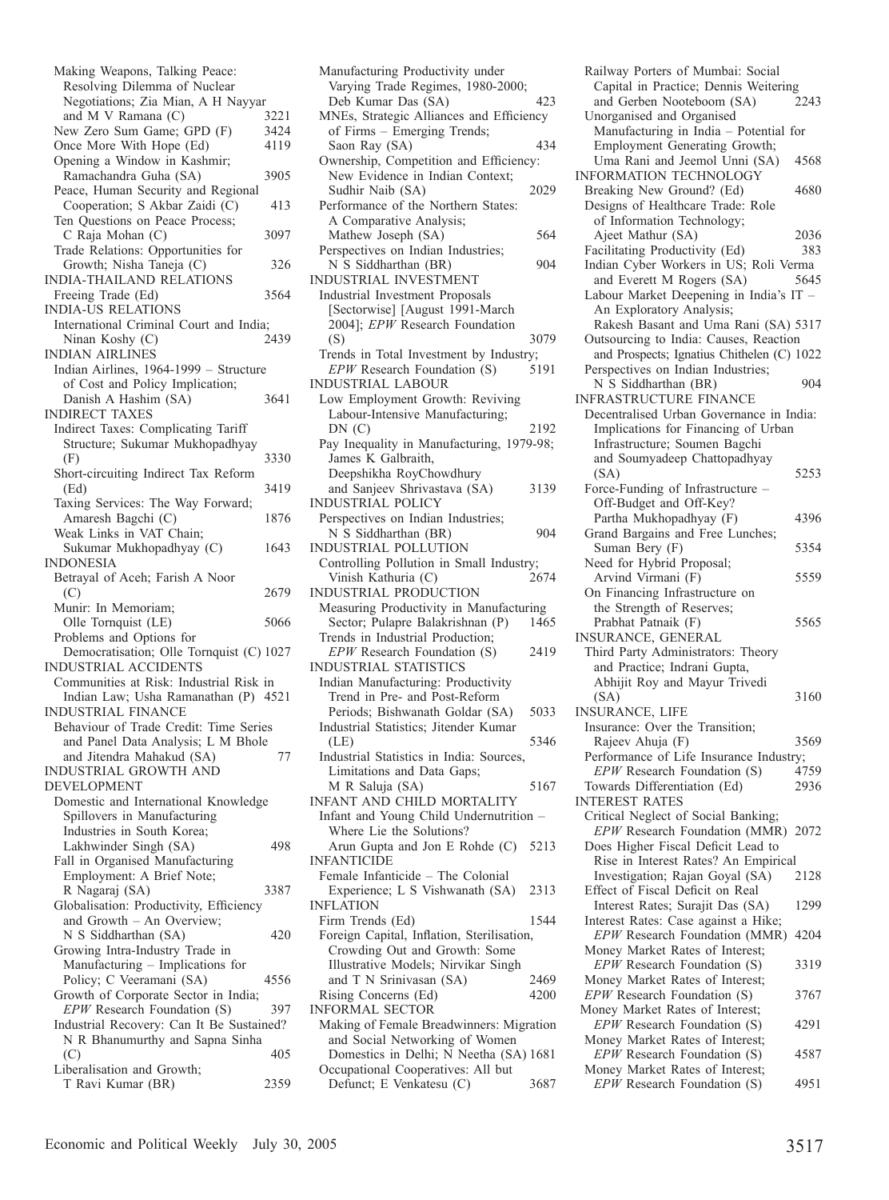Making Weapons, Talking Peace: Resolving Dilemma of Nuclear Negotiations; Zia Mian, A H Nayyar and M V Ramana (C) 3221
New Zero Sum Game; GPD (F) 3424
Once More With Hope (Ed) 4119
Opening a Window in Kashmir; Ramachandra Guha (SA) 3905
Peace, Human Security and Regional Cooperation; S Akbar Zaidi (C) 413
Ten Questions on Peace Process; C Raja Mohan (C) 3097
Trade Relations: Opportunities for Growth; Nisha Taneja (C) 326

INDIA-THAILAND RELATIONS
Freeing Trade (Ed) 3564

INDIA-US RELATIONS
International Criminal Court and India; Ninan Koshy (C) 2439

INDIAN AIRLINES
Indian Airlines, 1964-1999 – Structure of Cost and Policy Implication; Danish A Hashim (SA) 3641

INDIRECT TAXES
Indirect Taxes: Complicating Tariff Structure; Sukumar Mukhopadhyay (F) 3330
Short-circuiting Indirect Tax Reform (Ed) 3419
Taxing Services: The Way Forward; Amaresh Bagchi (C) 1876
Weak Links in VAT Chain; Sukumar Mukhopadhyay (C) 1643

INDONESIA
Betrayal of Aceh; Farish A Noor (C) 2679
Munir: In Memoriam; Olle Tornquist (LE) 5066
Problems and Options for Democratisation; Olle Tornquist (C) 1027

INDUSTRIAL ACCIDENTS
Communities at Risk: Industrial Risk in Indian Law; Usha Ramanathan (P) 4521

INDUSTRIAL FINANCE
Behaviour of Trade Credit: Time Series and Panel Data Analysis; L M Bhole and Jitendra Mahakud (SA) 77

INDUSTRIAL GROWTH AND DEVELOPMENT
Domestic and International Knowledge Spillovers in Manufacturing Industries in South Korea; Lakhwinder Singh (SA) 498
Fall in Organised Manufacturing Employment: A Brief Note; R Nagaraj (SA) 3387
Globalisation: Productivity, Efficiency and Growth – An Overview; N S Siddharthan (SA) 420
Growing Intra-Industry Trade in Manufacturing – Implications for Policy; C Veeramani (SA) 4556
Growth of Corporate Sector in India; *EPW* Research Foundation (S) 397
Industrial Recovery: Can It Be Sustained? N R Bhanumurthy and Sapna Sinha (C) 405
Liberalisation and Growth; T Ravi Kumar (BR) 2359
Manufacturing Productivity under Varying Trade Regimes, 1980-2000; Deb Kumar Das (SA) 423
MNEs, Strategic Alliances and Efficiency of Firms – Emerging Trends; Saon Ray (SA) 434
Ownership, Competition and Efficiency: New Evidence in Indian Context; Sudhir Naib (SA) 2029
Performance of the Northern States: A Comparative Analysis; Mathew Joseph (SA) 564
Perspectives on Indian Industries; N S Siddharthan (BR) 904

INDUSTRIAL INVESTMENT
Industrial Investment Proposals [Sectorwise] [August 1991-March 2004]; *EPW* Research Foundation (S) 3079
Trends in Total Investment by Industry; *EPW* Research Foundation (S) 5191

INDUSTRIAL LABOUR
Low Employment Growth: Reviving Labour-Intensive Manufacturing; DN (C) 2192
Pay Inequality in Manufacturing, 1979-98; James K Galbraith, Deepshikha RoyChowdhury and Sanjeev Shrivastava (SA) 3139

INDUSTRIAL POLICY
Perspectives on Indian Industries; N S Siddharthan (BR) 904

INDUSTRIAL POLLUTION
Controlling Pollution in Small Industry; Vinish Kathuria (C) 2674

INDUSTRIAL PRODUCTION
Measuring Productivity in Manufacturing Sector; Pulapre Balakrishnan (P) 1465
Trends in Industrial Production; *EPW* Research Foundation (S) 2419

INDUSTRIAL STATISTICS
Indian Manufacturing: Productivity Trend in Pre- and Post-Reform Periods; Bishwanath Goldar (SA) 5033
Industrial Statistics; Jitender Kumar (LE) 5346
Industrial Statistics in India: Sources, Limitations and Data Gaps; M R Saluja (SA) 5167

INFANT AND CHILD MORTALITY
Infant and Young Child Undernutrition – Where Lie the Solutions? Arun Gupta and Jon E Rohde (C) 5213

INFANTICIDE
Female Infanticide – The Colonial Experience; L S Vishwanath (SA) 2313

INFLATION
Firm Trends (Ed) 1544
Foreign Capital, Inflation, Sterilisation, Crowding Out and Growth: Some Illustrative Models; Nirvikar Singh and T N Srinivasan (SA) 2469
Rising Concerns (Ed) 4200

INFORMAL SECTOR
Making of Female Breadwinners: Migration and Social Networking of Women Domestics in Delhi; N Neetha (SA) 1681
Occupational Cooperatives: All but Defunct; E Venkatesu (C) 3687
Railway Porters of Mumbai: Social Capital in Practice; Dennis Weitering and Gerben Nooteboom (SA) 2243
Unorganised and Organised Manufacturing in India – Potential for Employment Generating Growth; Uma Rani and Jeemol Unni (SA) 4568

INFORMATION TECHNOLOGY
Breaking New Ground? (Ed) 4680
Designs of Healthcare Trade: Role of Information Technology; Ajeet Mathur (SA) 2036
Facilitating Productivity (Ed) 383
Indian Cyber Workers in US; Roli Verma and Everett M Rogers (SA) 5645
Labour Market Deepening in India's IT – An Exploratory Analysis; Rakesh Basant and Uma Rani (SA) 5317
Outsourcing to India: Causes, Reaction and Prospects; Ignatius Chithelen (C) 1022
Perspectives on Indian Industries; N S Siddharthan (BR) 904

INFRASTRUCTURE FINANCE
Decentralised Urban Governance in India: Implications for Financing of Urban Infrastructure; Soumen Bagchi and Soumyadeep Chattopadhyay (SA) 5253
Force-Funding of Infrastructure – Off-Budget and Off-Key? Partha Mukhopadhyay (F) 4396
Grand Bargains and Free Lunches; Suman Bery (F) 5354
Need for Hybrid Proposal; Arvind Virmani (F) 5559
On Financing Infrastructure on the Strength of Reserves; Prabhat Patnaik (F) 5565

INSURANCE, GENERAL
Third Party Administrators: Theory and Practice; Indrani Gupta, Abhijit Roy and Mayur Trivedi (SA) 3160

INSURANCE, LIFE
Insurance: Over the Transition; Rajeev Ahuja (F) 3569
Performance of Life Insurance Industry; *EPW* Research Foundation (S) 4759
Towards Differentiation (Ed) 2936

INTEREST RATES
Critical Neglect of Social Banking; *EPW* Research Foundation (MMR) 2072
Does Higher Fiscal Deficit Lead to Rise in Interest Rates? An Empirical Investigation; Rajan Goyal (SA) 2128
Effect of Fiscal Deficit on Real Interest Rates; Surajit Das (SA) 1299
Interest Rates: Case against a Hike; *EPW* Research Foundation (MMR) 4204
Money Market Rates of Interest; *EPW* Research Foundation (S) 3319
Money Market Rates of Interest; *EPW* Research Foundation (S) 3767
Money Market Rates of Interest; *EPW* Research Foundation (S) 4291
Money Market Rates of Interest; *EPW* Research Foundation (S) 4587
Money Market Rates of Interest; *EPW* Research Foundation (S) 4951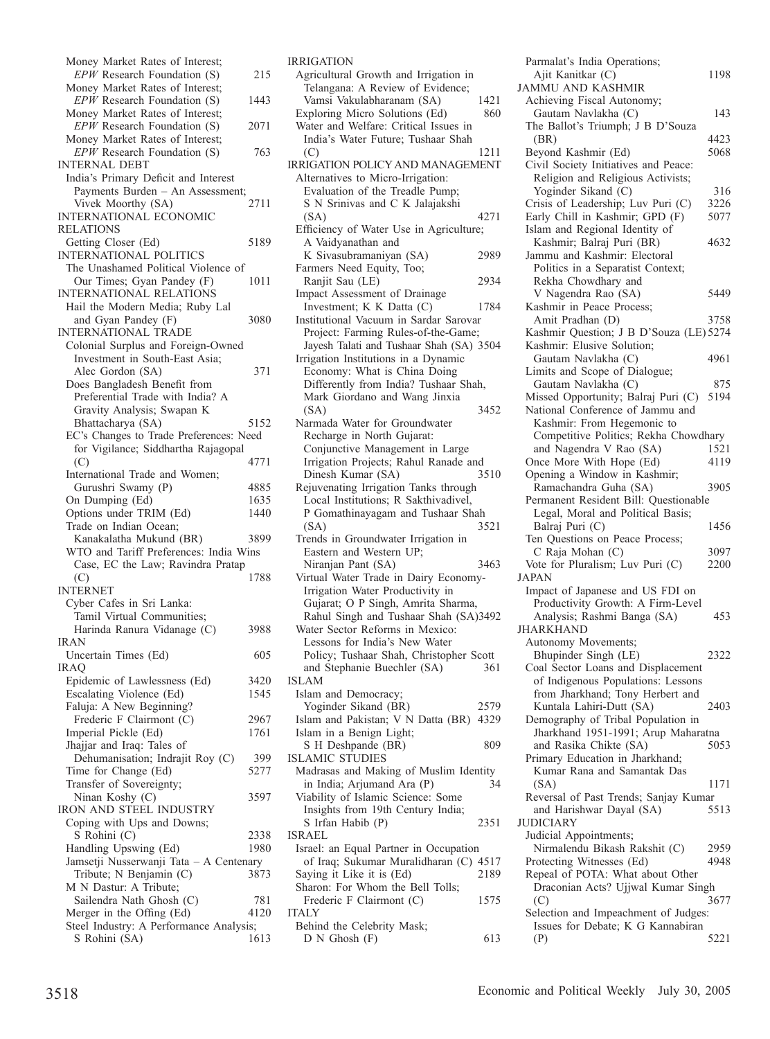Money Market Rates of Interest; *EPW* Research Foundation (S) 215
Money Market Rates of Interest; *EPW* Research Foundation (S) 1443
Money Market Rates of Interest; *EPW* Research Foundation (S) 2071
Money Market Rates of Interest; *EPW* Research Foundation (S) 763

INTERNAL DEBT
India's Primary Deficit and Interest Payments Burden – An Assessment; Vivek Moorthy (SA) 2711

INTERNATIONAL ECONOMIC RELATIONS
Getting Closer (Ed) 5189

INTERNATIONAL POLITICS
The Unashamed Political Violence of Our Times; Gyan Pandey (F) 1011

INTERNATIONAL RELATIONS
Hail the Modern Media; Ruby Lal and Gyan Pandey (F) 3080

INTERNATIONAL TRADE
Colonial Surplus and Foreign-Owned Investment in South-East Asia; Alec Gordon (SA) 371
Does Bangladesh Benefit from Preferential Trade with India? A Gravity Analysis; Swapan K Bhattacharya (SA) 5152
EC's Changes to Trade Preferences: Need for Vigilance; Siddhartha Rajagopal (C) 4771
International Trade and Women; Gurushri Swamy (P) 4885
On Dumping (Ed) 1635
Options under TRIM (Ed) 1440
Trade on Indian Ocean; Kanakalatha Mukund (BR) 3899
WTO and Tariff Preferences: India Wins Case, EC the Law; Ravindra Pratap (C) 1788

INTERNET
Cyber Cafes in Sri Lanka: Tamil Virtual Communities; Harinda Ranura Vidanage (C) 3988

IRAN
Uncertain Times (Ed) 605

IRAQ
Epidemic of Lawlessness (Ed) 3420
Escalating Violence (Ed) 1545
Faluja: A New Beginning? Frederic F Clairmont (C) 2967
Imperial Pickle (Ed) 1761
Jhajjar and Iraq: Tales of Dehumanisation; Indrajit Roy (C) 399
Time for Change (Ed) 5277
Transfer of Sovereignty; Ninan Koshy (C) 3597

IRON AND STEEL INDUSTRY
Coping with Ups and Downs; S Rohini (C) 2338
Handling Upswing (Ed) 1980
Jamsetji Nusserwanji Tata – A Centenary Tribute; N Benjamin (C) 3873
M N Dastur: A Tribute; Sailendra Nath Ghosh (C) 781
Merger in the Offing (Ed) 4120
Steel Industry: A Performance Analysis; S Rohini (SA) 1613

IRRIGATION
Agricultural Growth and Irrigation in Telangana: A Review of Evidence; Vamsi Vakulabharanam (SA) 1421
Exploring Micro Solutions (Ed) 860
Water and Welfare: Critical Issues in India's Water Future; Tushaar Shah (C) 1211

IRRIGATION POLICY AND MANAGEMENT
Alternatives to Micro-Irrigation: Evaluation of the Treadle Pump; S N Srinivas and C K Jalajakshi (SA) 4271
Efficiency of Water Use in Agriculture; A Vaidyanathan and K Sivasubramaniyan (SA) 2989
Farmers Need Equity, Too; Ranjit Sau (LE) 2934
Impact Assessment of Drainage Investment; K K Datta (C) 1784
Institutional Vacuum in Sardar Sarovar Project: Farming Rules-of-the-Game; Jayesh Talati and Tushaar Shah (SA) 3504
Irrigation Institutions in a Dynamic Economy: What is China Doing Differently from India? Tushaar Shah, Mark Giordano and Wang Jinxia (SA) 3452
Narmada Water for Groundwater Recharge in North Gujarat: Conjunctive Management in Large Irrigation Projects; Rahul Ranade and Dinesh Kumar (SA) 3510
Rejuvenating Irrigation Tanks through Local Institutions; R Sakthivadivel, P Gomathinayagam and Tushaar Shah (SA) 3521
Trends in Groundwater Irrigation in Eastern and Western UP; Niranjan Pant (SA) 3463
Virtual Water Trade in Dairy Economy-Irrigation Water Productivity in Gujarat; O P Singh, Amrita Sharma, Rahul Singh and Tushaar Shah (SA) 3492
Water Sector Reforms in Mexico: Lessons for India's New Water Policy; Tushaar Shah, Christopher Scott and Stephanie Buechler (SA) 361

ISLAM
Islam and Democracy; Yoginder Sikand (BR) 2579
Islam and Pakistan; V N Datta (BR) 4329
Islam in a Benign Light; S H Deshpande (BR) 809

ISLAMIC STUDIES
Madrasas and Making of Muslim Identity in India; Arjumand Ara (P) 34
Viability of Islamic Science: Some Insights from 19th Century India; S Irfan Habib (P) 2351

ISRAEL
Israel: an Equal Partner in Occupation of Iraq; Sukumar Muralidharan (C) 4517
Saying it Like it is (Ed) 2189
Sharon: For Whom the Bell Tolls; Frederic F Clairmont (C) 1575

ITALY
Behind the Celebrity Mask; D N Ghosh (F) 613
Parmalat's India Operations; Ajit Kanitkar (C) 1198

JAMMU AND KASHMIR
Achieving Fiscal Autonomy; Gautam Navlakha (C) 143
The Ballot's Triumph; J B D'Souza (BR) 4423
Beyond Kashmir (Ed) 5068
Civil Society Initiatives and Peace: Religion and Religious Activists; Yoginder Sikand (C) 316
Crisis of Leadership; Luv Puri (C) 3226
Early Chill in Kashmir; GPD (F) 5077
Islam and Regional Identity of Kashmir; Balraj Puri (BR) 4632
Jammu and Kashmir: Electoral Politics in a Separatist Context; Rekha Chowdhary and V Nagendra Rao (SA) 5449
Kashmir in Peace Process; Amit Pradhan (D) 3758
Kashmir Question; J B D'Souza (LE) 5274
Kashmir: Elusive Solution; Gautam Navlakha (C) 4961
Limits and Scope of Dialogue; Gautam Navlakha (C) 875
Missed Opportunity; Balraj Puri (C) 5194
National Conference of Jammu and Kashmir: From Hegemonic to Competitive Politics; Rekha Chowdhary and Nagendra V Rao (SA) 1521
Once More With Hope (Ed) 4119
Opening a Window in Kashmir; Ramachandra Guha (SA) 3905
Permanent Resident Bill: Questionable Legal, Moral and Political Basis; Balraj Puri (C) 1456
Ten Questions on Peace Process; C Raja Mohan (C) 3097
Vote for Pluralism; Luv Puri (C) 2200

JAPAN
Impact of Japanese and US FDI on Productivity Growth: A Firm-Level Analysis; Rashmi Banga (SA) 453

JHARKHAND
Autonomy Movements; Bhupinder Singh (LE) 2322
Coal Sector Loans and Displacement of Indigenous Populations: Lessons from Jharkhand; Tony Herbert and Kuntala Lahiri-Dutt (SA) 2403
Demography of Tribal Population in Jharkhand 1951-1991; Arup Maharatna and Rasika Chikte (SA) 5053
Primary Education in Jharkhand; Kumar Rana and Samantak Das (SA) 1171
Reversal of Past Trends; Sanjay Kumar and Harishwar Dayal (SA) 5513

JUDICIARY
Judicial Appointments; Nirmalendu Bikash Rakshit (C) 2959
Protecting Witnesses (Ed) 4948
Repeal of POTA: What about Other Draconian Acts? Ujjwal Kumar Singh (C) 3677
Selection and Impeachment of Judges: Issues for Debate; K G Kannabiran (P) 5221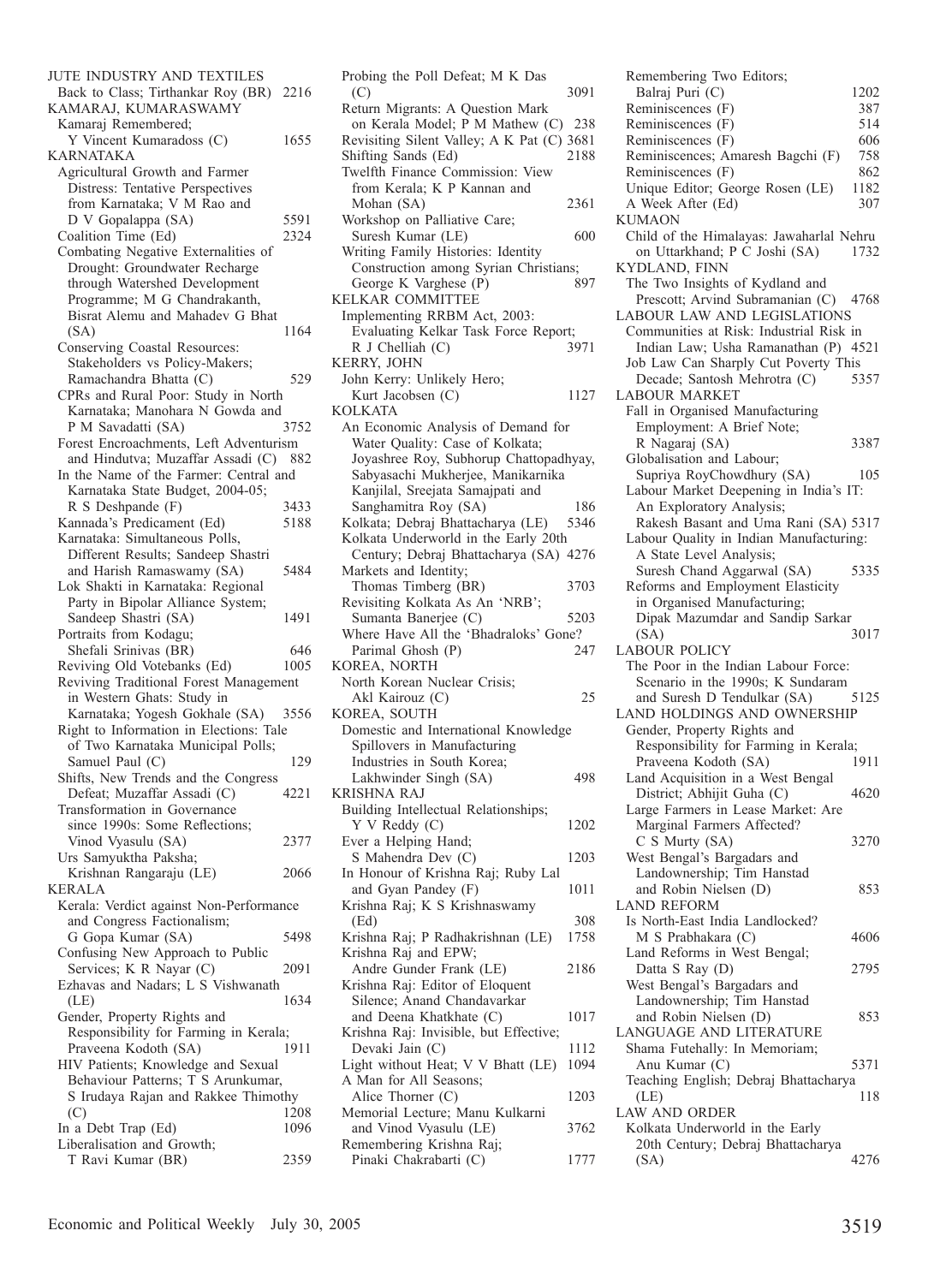JUTE INDUSTRY AND TEXTILES
- Back to Class; Tirthankar Roy (BR) 2216

KAMARAJ, KUMARASWAMY
- Kamaraj Remembered; Y Vincent Kumaradoss (C) 1655

KARNATAKA
- Agricultural Growth and Farmer Distress: Tentative Perspectives from Karnataka; V M Rao and D V Gopalappa (SA) 5591
- Coalition Time (Ed) 2324
- Combating Negative Externalities of Drought: Groundwater Recharge through Watershed Development Programme; M G Chandrakanth, Bisrat Alemu and Mahadev G Bhat (SA) 1164
- Conserving Coastal Resources: Stakeholders vs Policy-Makers; Ramachandra Bhatta (C) 529
- CPRs and Rural Poor: Study in North Karnataka; Manohara N Gowda and P M Savadatti (SA) 3752
- Forest Encroachments, Left Adventurism and Hindutva; Muzaffar Assadi (C) 882
- In the Name of the Farmer: Central and Karnataka State Budget, 2004-05; R S Deshpande (F) 3433
- Kannada's Predicament (Ed) 5188
- Karnataka: Simultaneous Polls, Different Results; Sandeep Shastri and Harish Ramaswamy (SA) 5484
- Lok Shakti in Karnataka: Regional Party in Bipolar Alliance System; Sandeep Shastri (SA) 1491
- Portraits from Kodagu; Shefali Srinivas (BR) 646
- Reviving Old Votebanks (Ed) 1005
- Reviving Traditional Forest Management in Western Ghats: Study in Karnataka; Yogesh Gokhale (SA) 3556
- Right to Information in Elections: Tale of Two Karnataka Municipal Polls; Samuel Paul (C) 129
- Shifts, New Trends and the Congress Defeat; Muzaffar Assadi (C) 4221
- Transformation in Governance since 1990s: Some Reflections; Vinod Vyasulu (SA) 2377
- Urs Samyuktha Paksha; Krishnan Rangaraju (LE) 2066

KERALA
- Kerala: Verdict against Non-Performance and Congress Factionalism; G Gopa Kumar (SA) 5498
- Confusing New Approach to Public Services; K R Nayar (C) 2091
- Ezhavas and Nadars; L S Vishwanath (LE) 1634
- Gender, Property Rights and Responsibility for Farming in Kerala; Praveena Kodoth (SA) 1911
- HIV Patients; Knowledge and Sexual Behaviour Patterns; T S Arunkumar, S Irudaya Rajan and Rakkee Thimothy (C) 1208
- In a Debt Trap (Ed) 1096
- Liberalisation and Growth; T Ravi Kumar (BR) 2359
- Probing the Poll Defeat; M K Das (C) 3091
- Return Migrants: A Question Mark on Kerala Model; P M Mathew (C) 238
- Revisiting Silent Valley; A K Pat (C) 3681
- Shifting Sands (Ed) 2188
- Twelfth Finance Commission: View from Kerala; K P Kannan and Mohan (SA) 2361
- Workshop on Palliative Care; Suresh Kumar (LE) 600
- Writing Family Histories: Identity Construction among Syrian Christians; George K Varghese (P) 897

KELKAR COMMITTEE
- Implementing RRBM Act, 2003: Evaluating Kelkar Task Force Report; R J Chelliah (C) 3971

KERRY, JOHN
- John Kerry: Unlikely Hero; Kurt Jacobsen (C) 1127

KOLKATA
- An Economic Analysis of Demand for Water Quality: Case of Kolkata; Joyashree Roy, Subhorup Chattopadhyay, Sabyasachi Mukherjee, Manikarnika Kanjilal, Sreejata Samajpati and Sanghamitra Roy (SA) 186
- Kolkata; Debraj Bhattacharya (LE) 5346
- Kolkata Underworld in the Early 20th Century; Debraj Bhattacharya (SA) 4276
- Markets and Identity; Thomas Timberg (BR) 3703
- Revisiting Kolkata As An 'NRB'; Sumanta Banerjee (C) 5203
- Where Have All the 'Bhadraloks' Gone? Parimal Ghosh (P) 247

KOREA, NORTH
- North Korean Nuclear Crisis; Akl Kairouz (C) 25

KOREA, SOUTH
- Domestic and International Knowledge Spillovers in Manufacturing Industries in South Korea; Lakhwinder Singh (SA) 498

KRISHNA RAJ
- Building Intellectual Relationships; Y V Reddy (C) 1202
- Ever a Helping Hand; S Mahendra Dev (C) 1203
- In Honour of Krishna Raj; Ruby Lal and Gyan Pandey (F) 1011
- Krishna Raj; K S Krishnaswamy (Ed) 308
- Krishna Raj; P Radhakrishnan (LE) 1758
- Krishna Raj and EPW; Andre Gunder Frank (LE) 2186
- Krishna Raj: Editor of Eloquent Silence; Anand Chandavarkar and Deena Khatkhate (C) 1017
- Krishna Raj: Invisible, but Effective; Devaki Jain (C) 1112
- Light without Heat; V V Bhatt (LE) 1094
- A Man for All Seasons; Alice Thorner (C) 1203
- Memorial Lecture; Manu Kulkarni and Vinod Vyasulu (LE) 3762
- Remembering Krishna Raj; Pinaki Chakrabarti (C) 1777
- Remembering Two Editors; Balraj Puri (C) 1202
- Reminiscences (F) 387
- Reminiscences (F) 514
- Reminiscences (F) 606
- Reminiscences; Amaresh Bagchi (F) 758
- Reminiscences (F) 862
- Unique Editor; George Rosen (LE) 1182
- A Week After (Ed) 307

KUMAON
- Child of the Himalayas: Jawaharlal Nehru on Uttarkhand; P C Joshi (SA) 1732

KYDLAND, FINN
- The Two Insights of Kydland and Prescott; Arvind Subramanian (C) 4768

LABOUR LAW AND LEGISLATIONS
- Communities at Risk: Industrial Risk in Indian Law; Usha Ramanathan (P) 4521
- Job Law Can Sharply Cut Poverty This Decade; Santosh Mehrotra (C) 5357

LABOUR MARKET
- Fall in Organised Manufacturing Employment: A Brief Note; R Nagaraj (SA) 3387
- Globalisation and Labour; Supriya RoyChowdhury (SA) 105
- Labour Market Deepening in India's IT: An Exploratory Analysis; Rakesh Basant and Uma Rani (SA) 5317
- Labour Quality in Indian Manufacturing: A State Level Analysis; Suresh Chand Aggarwal (SA) 5335
- Reforms and Employment Elasticity in Organised Manufacturing; Dipak Mazumdar and Sandip Sarkar (SA) 3017

LABOUR POLICY
- The Poor in the Indian Labour Force: Scenario in the 1990s; K Sundaram and Suresh D Tendulkar (SA) 5125

LAND HOLDINGS AND OWNERSHIP
- Gender, Property Rights and Responsibility for Farming in Kerala; Praveena Kodoth (SA) 1911
- Land Acquisition in a West Bengal District; Abhijit Guha (C) 4620
- Large Farmers in Lease Market: Are Marginal Farmers Affected? C S Murty (SA) 3270
- West Bengal's Bargadars and Landownership; Tim Hanstad and Robin Nielsen (D) 853

LAND REFORM
- Is North-East India Landlocked? M S Prabhakara (C) 4606
- Land Reforms in West Bengal; Datta S Ray (D) 2795
- West Bengal's Bargadars and Landownership; Tim Hanstad and Robin Nielsen (D) 853

LANGUAGE AND LITERATURE
- Shama Futehally: In Memoriam; Anu Kumar (C) 5371
- Teaching English; Debraj Bhattacharya (LE) 118

LAW AND ORDER
- Kolkata Underworld in the Early 20th Century; Debraj Bhattacharya (SA) 4276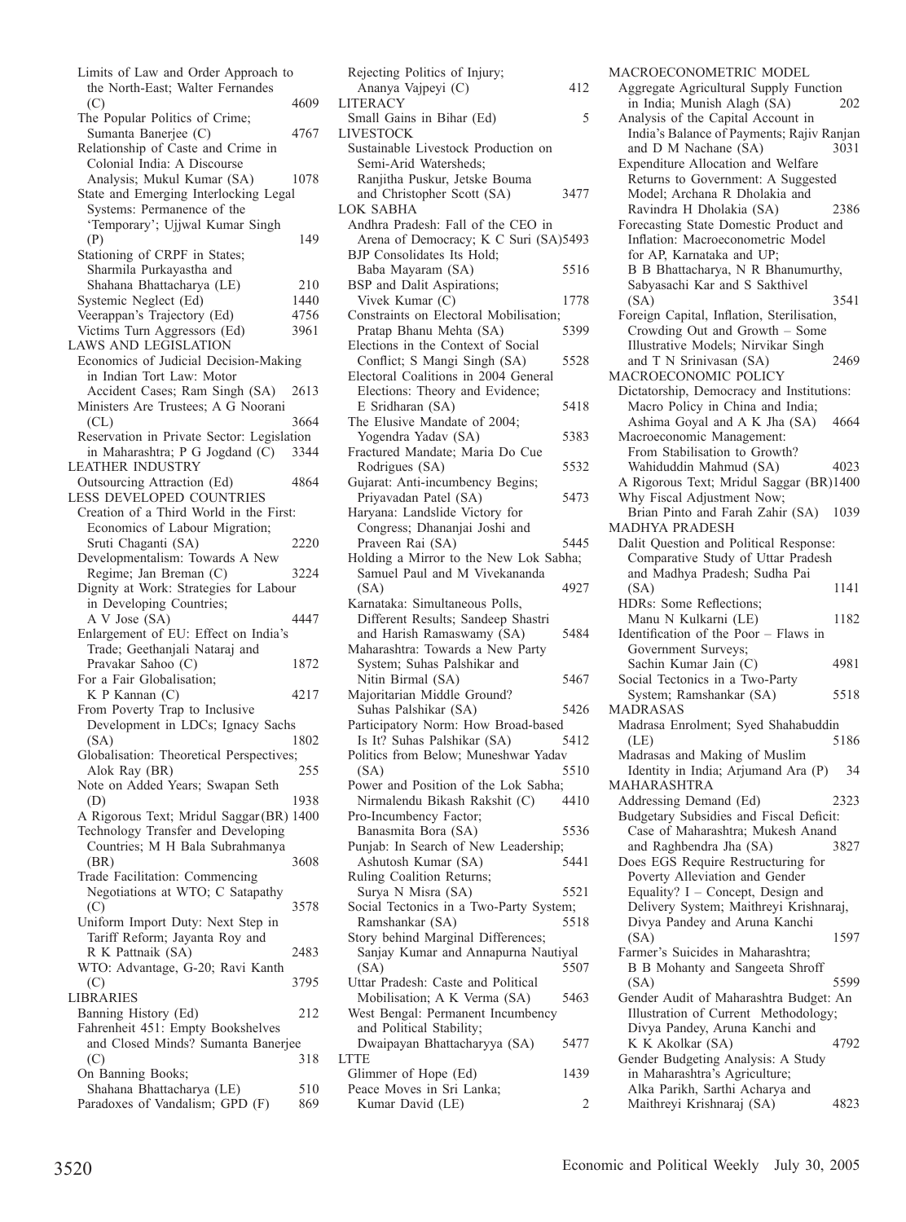Limits of Law and Order Approach to the North-East; Walter Fernandes (C) 4609
The Popular Politics of Crime; Sumanta Banerjee (C) 4767
Relationship of Caste and Crime in Colonial India: A Discourse Analysis; Mukul Kumar (SA) 1078
State and Emerging Interlocking Legal Systems: Permanence of the 'Temporary'; Ujjwal Kumar Singh (P) 149
Stationing of CRPF in States; Sharmila Purkayastha and Shahana Bhattacharya (LE) 210
Systemic Neglect (Ed) 1440
Veerappan's Trajectory (Ed) 4756
Victims Turn Aggressors (Ed) 3961

LAWS AND LEGISLATION
Economics of Judicial Decision-Making in Indian Tort Law: Motor Accident Cases; Ram Singh (SA) 2613
Ministers Are Trustees; A G Noorani (CL) 3664
Reservation in Private Sector: Legislation in Maharashtra; P G Jogdand (C) 3344

LEATHER INDUSTRY
Outsourcing Attraction (Ed) 4864

LESS DEVELOPED COUNTRIES
Creation of a Third World in the First: Economics of Labour Migration; Sruti Chaganti (SA) 2220
Developmentalism: Towards A New Regime; Jan Breman (C) 3224
Dignity at Work: Strategies for Labour in Developing Countries; A V Jose (SA) 4447
Enlargement of EU: Effect on India's Trade; Geethanjali Nataraj and Pravakar Sahoo (C) 1872
For a Fair Globalisation; K P Kannan (C) 4217
From Poverty Trap to Inclusive Development in LDCs; Ignacy Sachs (SA) 1802
Globalisation: Theoretical Perspectives; Alok Ray (BR) 255
Note on Added Years; Swapan Seth (D) 1938
A Rigorous Text; Mridul Saggar (BR) 1400
Technology Transfer and Developing Countries; M H Bala Subrahmanya (BR) 3608
Trade Facilitation: Commencing Negotiations at WTO; C Satapathy (C) 3578
Uniform Import Duty: Next Step in Tariff Reform; Jayanta Roy and R K Pattnaik (SA) 2483
WTO: Advantage, G-20; Ravi Kanth (C) 3795

LIBRARIES
Banning History (Ed) 212
Fahrenheit 451: Empty Bookshelves and Closed Minds? Sumanta Banerjee (C) 318
On Banning Books; Shahana Bhattacharya (LE) 510
Paradoxes of Vandalism; GPD (F) 869
Rejecting Politics of Injury; Ananya Vajpeyi (C) 412

LITERACY
Small Gains in Bihar (Ed) 5

LIVESTOCK
Sustainable Livestock Production on Semi-Arid Watersheds; Ranjitha Puskur, Jetske Bouma and Christopher Scott (SA) 3477

LOK SABHA
Andhra Pradesh: Fall of the CEO in Arena of Democracy; K C Suri (SA) 5493
BJP Consolidates Its Hold; Baba Mayaram (SA) 5516
BSP and Dalit Aspirations; Vivek Kumar (C) 1778
Constraints on Electoral Mobilisation; Pratap Bhanu Mehta (SA) 5399
Elections in the Context of Social Conflict; S Mangi Singh (SA) 5528
Electoral Coalitions in 2004 General Elections: Theory and Evidence; E Sridharan (SA) 5418
The Elusive Mandate of 2004; Yogendra Yadav (SA) 5383
Fractured Mandate; Maria Do Cue Rodrigues (SA) 5532
Gujarat: Anti-incumbency Begins; Priyavadan Patel (SA) 5473
Haryana: Landslide Victory for Congress; Dhananjai Joshi and Praveen Rai (SA) 5445
Holding a Mirror to the New Lok Sabha; Samuel Paul and M Vivekananda (SA) 4927
Karnataka: Simultaneous Polls, Different Results; Sandeep Shastri and Harish Ramaswamy (SA) 5484
Maharashtra: Towards a New Party System; Suhas Palshikar and Nitin Birmal (SA) 5467
Majoritarian Middle Ground? Suhas Palshikar (SA) 5426
Participatory Norm: How Broad-based Is It? Suhas Palshikar (SA) 5412
Politics from Below; Muneshwar Yadav (SA) 5510
Power and Position of the Lok Sabha; Nirmalendu Bikash Rakshit (C) 4410
Pro-Incumbency Factor; Banasmita Bora (SA) 5536
Punjab: In Search of New Leadership; Ashutosh Kumar (SA) 5441
Ruling Coalition Returns; Surya N Misra (SA) 5521
Social Tectonics in a Two-Party System; Ramshankar (SA) 5518
Story behind Marginal Differences; Sanjay Kumar and Annapurna Nautiyal (SA) 5507
Uttar Pradesh: Caste and Political Mobilisation; A K Verma (SA) 5463
West Bengal: Permanent Incumbency and Political Stability; Dwaipayan Bhattacharyya (SA) 5477

LTTE
Glimmer of Hope (Ed) 1439
Peace Moves in Sri Lanka; Kumar David (LE) 2

MACROECONOMETRIC MODEL
Aggregate Agricultural Supply Function in India; Munish Alagh (SA) 202
Analysis of the Capital Account in India's Balance of Payments; Rajiv Ranjan and D M Nachane (SA) 3031
Expenditure Allocation and Welfare Returns to Government: A Suggested Model; Archana R Dholakia and Ravindra H Dholakia (SA) 2386
Forecasting State Domestic Product and Inflation: Macroeconometric Model for AP, Karnataka and UP; B B Bhattacharya, N R Bhanumurthy, Sabyasachi Kar and S Sakthivel (SA) 3541
Foreign Capital, Inflation, Sterilisation, Crowding Out and Growth – Some Illustrative Models; Nirvikar Singh and T N Srinivasan (SA) 2469

MACROECONOMIC POLICY
Dictatorship, Democracy and Institutions: Macro Policy in China and India; Ashima Goyal and A K Jha (SA) 4664
Macroeconomic Management: From Stabilisation to Growth? Wahiduddin Mahmud (SA) 4023
A Rigorous Text; Mridul Saggar (BR) 1400
Why Fiscal Adjustment Now; Brian Pinto and Farah Zahir (SA) 1039

MADHYA PRADESH
Dalit Question and Political Response: Comparative Study of Uttar Pradesh and Madhya Pradesh; Sudha Pai (SA) 1141
HDRs: Some Reflections; Manu N Kulkarni (LE) 1182
Identification of the Poor – Flaws in Government Surveys; Sachin Kumar Jain (C) 4981
Social Tectonics in a Two-Party System; Ramshankar (SA) 5518

MADRASAS
Madrasa Enrolment; Syed Shahabuddin (LE) 5186
Madrasas and Making of Muslim Identity in India; Arjumand Ara (P) 34

MAHARASHTRA
Addressing Demand (Ed) 2323
Budgetary Subsidies and Fiscal Deficit: Case of Maharashtra; Mukesh Anand and Raghbendra Jha (SA) 3827
Does EGS Require Restructuring for Poverty Alleviation and Gender Equality? I – Concept, Design and Delivery System; Maithreyi Krishnaraj, Divya Pandey and Aruna Kanchi (SA) 1597
Farmer's Suicides in Maharashtra; B B Mohanty and Sangeeta Shroff (SA) 5599
Gender Audit of Maharashtra Budget: An Illustration of Current Methodology; Divya Pandey, Aruna Kanchi and K K Akolkar (SA) 4792
Gender Budgeting Analysis: A Study in Maharashtra's Agriculture; Alka Parikh, Sarthi Acharya and Maithreyi Krishnaraj (SA) 4823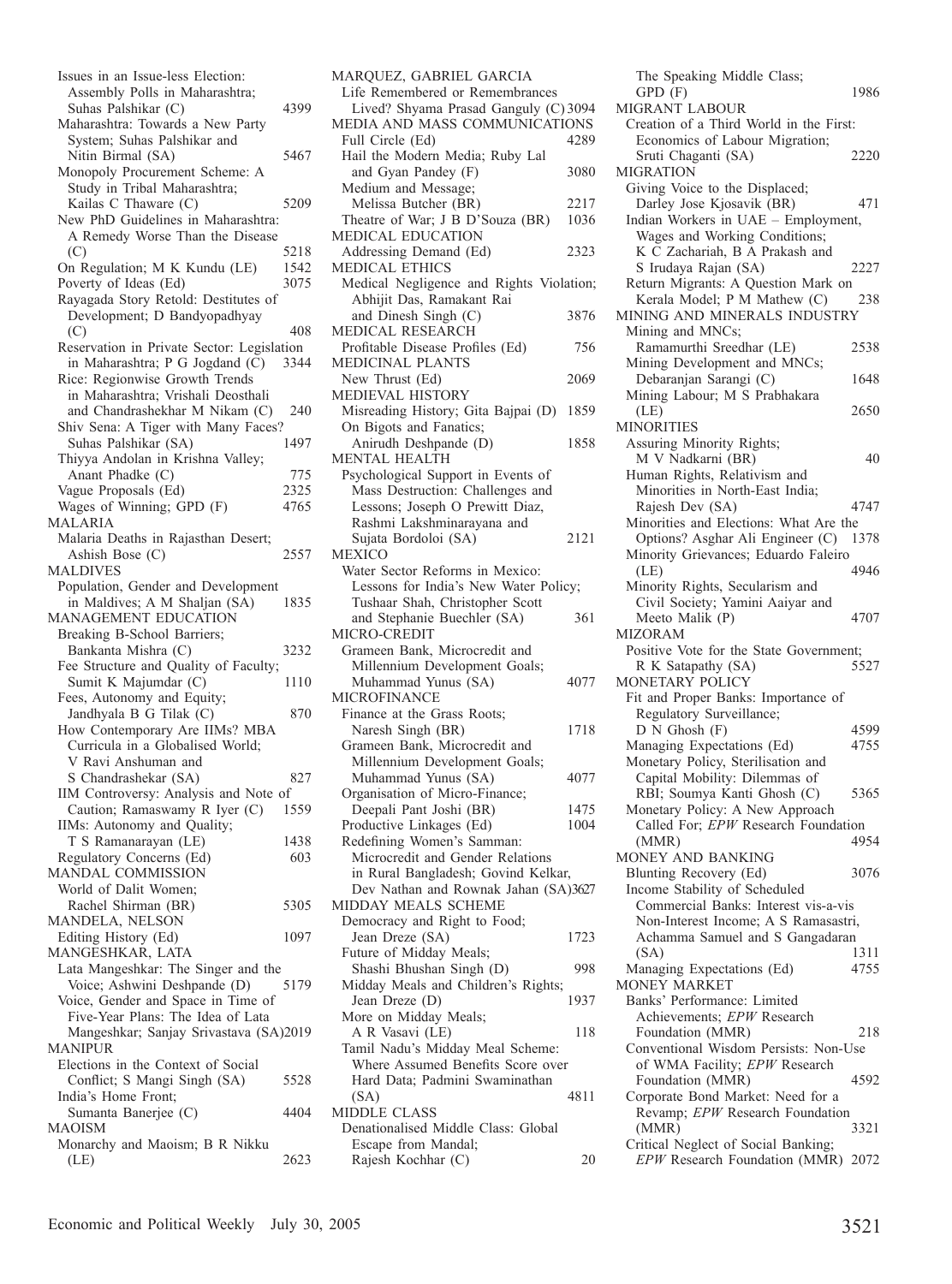Issues in an Issue-less Election: Assembly Polls in Maharashtra; Suhas Palshikar (C) 4399
Maharashtra: Towards a New Party System; Suhas Palshikar and Nitin Birmal (SA) 5467
Monopoly Procurement Scheme: A Study in Tribal Maharashtra; Kailas C Thaware (C) 5209
New PhD Guidelines in Maharashtra: A Remedy Worse Than the Disease (C) 5218
On Regulation; M K Kundu (LE) 1542
Poverty of Ideas (Ed) 3075
Rayagada Story Retold: Destitutes of Development; D Bandyopadhyay (C) 408
Reservation in Private Sector: Legislation in Maharashtra; P G Jogdand (C) 3344
Rice: Regionwise Growth Trends in Maharashtra; Vrishali Deosthali and Chandrashekhar M Nikam (C) 240
Shiv Sena: A Tiger with Many Faces? Suhas Palshikar (SA) 1497
Thiyya Andolan in Krishna Valley; Anant Phadke (C) 775
Vague Proposals (Ed) 2325
Wages of Winning; GPD (F) 4765

MALARIA
Malaria Deaths in Rajasthan Desert; Ashish Bose (C) 2557

MALDIVES
Population, Gender and Development in Maldives; A M Shaljan (SA) 1835

MANAGEMENT EDUCATION
Breaking B-School Barriers; Bankanta Mishra (C) 3232
Fee Structure and Quality of Faculty; Sumit K Majumdar (C) 1110
Fees, Autonomy and Equity; Jandhyala B G Tilak (C) 870
How Contemporary Are IIMs? MBA Curricula in a Globalised World; V Ravi Anshuman and S Chandrashekar (SA) 827
IIM Controversy: Analysis and Note of Caution; Ramaswamy R Iyer (C) 1559
IIMs: Autonomy and Quality; T S Ramanarayan (LE) 1438
Regulatory Concerns (Ed) 603

MANDAL COMMISSION
World of Dalit Women; Rachel Shirman (BR) 5305

MANDELA, NELSON
Editing History (Ed) 1097

MANGESHKAR, LATA
Lata Mangeshkar: The Singer and the Voice; Ashwini Deshpande (D) 5179
Voice, Gender and Space in Time of Five-Year Plans: The Idea of Lata Mangeshkar; Sanjay Srivastava (SA) 2019

MANIPUR
Elections in the Context of Social Conflict; S Mangi Singh (SA) 5528
India's Home Front; Sumanta Banerjee (C) 4404

MAOISM
Monarchy and Maoism; B R Nikku (LE) 2623

MARQUEZ, GABRIEL GARCIA
Life Remembered or Remembrances Lived? Shyama Prasad Ganguly (C) 3094

MEDIA AND MASS COMMUNICATIONS
Full Circle (Ed) 4289
Hail the Modern Media; Ruby Lal and Gyan Pandey (F) 3080
Medium and Message; Melissa Butcher (BR) 2217
Theatre of War; J B D'Souza (BR) 1036

MEDICAL EDUCATION
Addressing Demand (Ed) 2323

MEDICAL ETHICS
Medical Negligence and Rights Violation; Abhijit Das, Ramakant Rai and Dinesh Singh (C) 3876

MEDICAL RESEARCH
Profitable Disease Profiles (Ed) 756

MEDICINAL PLANTS
New Thrust (Ed) 2069

MEDIEVAL HISTORY
Misreading History; Gita Bajpai (D) 1859
On Bigots and Fanatics; Anirudh Deshpande (D) 1858

MENTAL HEALTH
Psychological Support in Events of Mass Destruction: Challenges and Lessons; Joseph O Prewitt Diaz, Rashmi Lakshminarayana and Sujata Bordoloi (SA) 2121

MEXICO
Water Sector Reforms in Mexico: Lessons for India's New Water Policy; Tushaar Shah, Christopher Scott and Stephanie Buechler (SA) 361

MICRO-CREDIT
Grameen Bank, Microcredit and Millennium Development Goals; Muhammad Yunus (SA) 4077

MICROFINANCE
Finance at the Grass Roots; Naresh Singh (BR) 1718
Grameen Bank, Microcredit and Millennium Development Goals; Muhammad Yunus (SA) 4077
Organisation of Micro-Finance; Deepali Pant Joshi (BR) 1475
Productive Linkages (Ed) 1004
Redefining Women's Samman: Microcredit and Gender Relations in Rural Bangladesh; Govind Kelkar, Dev Nathan and Rownak Jahan (SA) 3627

MIDDAY MEALS SCHEME
Democracy and Right to Food; Jean Dreze (SA) 1723
Future of Midday Meals; Shashi Bhushan Singh (D) 998
Midday Meals and Children's Rights; Jean Dreze (D) 1937
More on Midday Meals; A R Vasavi (LE) 118
Tamil Nadu's Midday Meal Scheme: Where Assumed Benefits Score over Hard Data; Padmini Swaminathan (SA) 4811

MIDDLE CLASS
Denationalised Middle Class: Global Escape from Mandal; Rajesh Kochhar (C) 20
The Speaking Middle Class; GPD (F) 1986

MIGRANT LABOUR
Creation of a Third World in the First: Economics of Labour Migration; Sruti Chaganti (SA) 2220

MIGRATION
Giving Voice to the Displaced; Darley Jose Kjosavik (BR) 471
Indian Workers in UAE – Employment, Wages and Working Conditions; K C Zachariah, B A Prakash and S Irudaya Rajan (SA) 2227
Return Migrants: A Question Mark on Kerala Model; P M Mathew (C) 238

MINING AND MINERALS INDUSTRY
Mining and MNCs; Ramamurthi Sreedhar (LE) 2538
Mining Development and MNCs; Debaranjan Sarangi (C) 1648
Mining Labour; M S Prabhakara (LE) 2650

MINORITIES
Assuring Minority Rights; M V Nadkarni (BR) 40
Human Rights, Relativism and Minorities in North-East India; Rajesh Dev (SA) 4747
Minorities and Elections: What Are the Options? Asghar Ali Engineer (C) 1378
Minority Grievances; Eduardo Faleiro (LE) 4946
Minority Rights, Secularism and Civil Society; Yamini Aaiyar and Meeto Malik (P) 4707

MIZORAM
Positive Vote for the State Government; R K Satapathy (SA) 5527

MONETARY POLICY
Fit and Proper Banks: Importance of Regulatory Surveillance; D N Ghosh (F) 4599
Managing Expectations (Ed) 4755
Monetary Policy, Sterilisation and Capital Mobility: Dilemmas of RBI; Soumya Kanti Ghosh (C) 5365
Monetary Policy: A New Approach Called For; *EPW* Research Foundation (MMR) 4954

MONEY AND BANKING
Blunting Recovery (Ed) 3076
Income Stability of Scheduled Commercial Banks: Interest vis-a-vis Non-Interest Income; A S Ramasastri, Achamma Samuel and S Gangadaran (SA) 1311
Managing Expectations (Ed) 4755

MONEY MARKET
Banks' Performance: Limited Achievements; *EPW* Research Foundation (MMR) 218
Conventional Wisdom Persists: Non-Use of WMA Facility; *EPW* Research Foundation (MMR) 4592
Corporate Bond Market: Need for a Revamp; *EPW* Research Foundation (MMR) 3321
Critical Neglect of Social Banking; *EPW* Research Foundation (MMR) 2072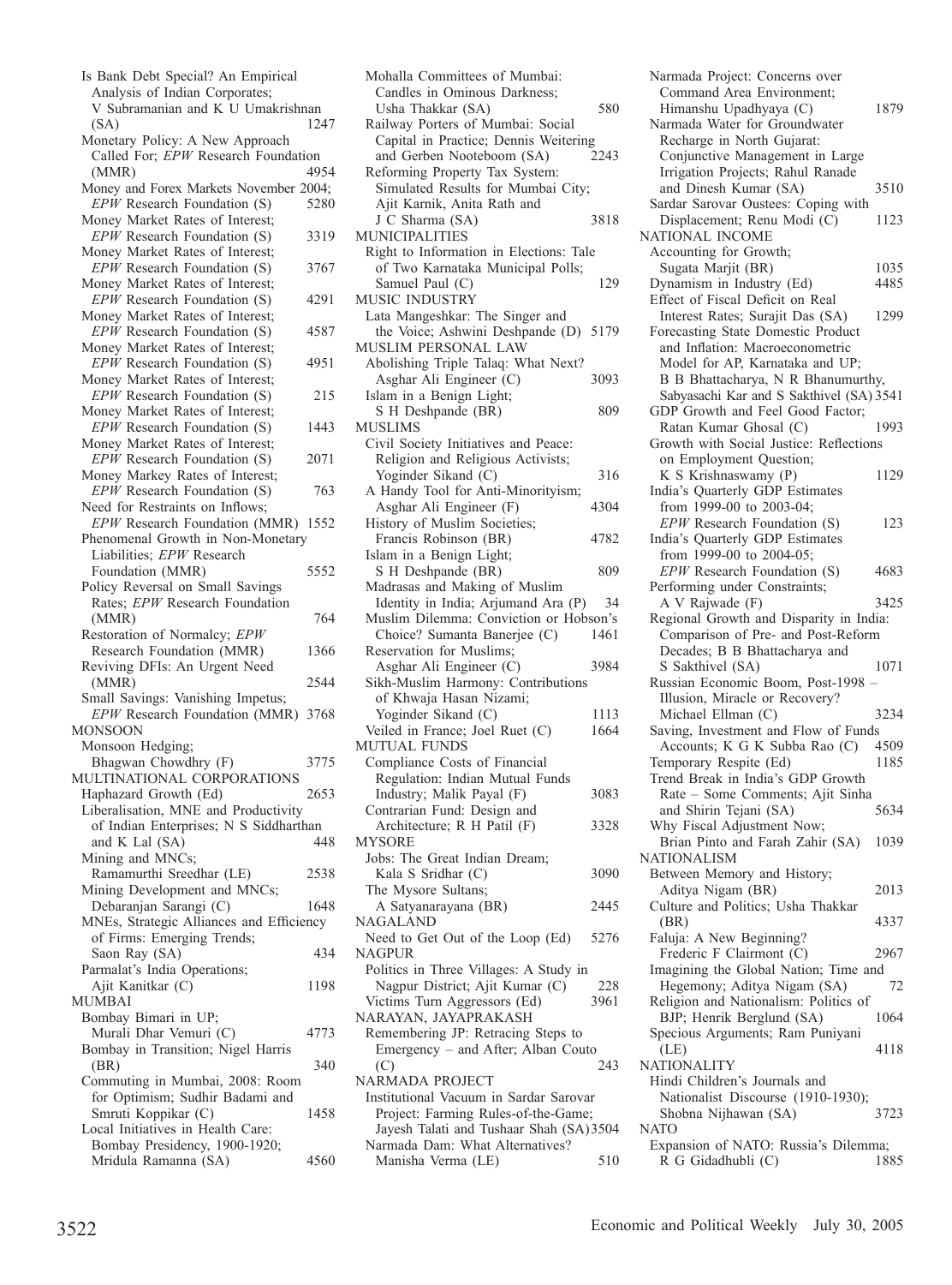Is Bank Debt Special? An Empirical Analysis of Indian Corporates; V Subramanian and K U Umakrishnan (SA) 1247

Monetary Policy: A New Approach Called For; *EPW* Research Foundation (MMR) 4954

Money and Forex Markets November 2004; *EPW* Research Foundation (S) 5280

Money Market Rates of Interest; *EPW* Research Foundation (S) 3319

Money Market Rates of Interest; *EPW* Research Foundation (S) 3767

Money Market Rates of Interest; *EPW* Research Foundation (S) 4291

Money Market Rates of Interest; *EPW* Research Foundation (S) 4587

Money Market Rates of Interest; *EPW* Research Foundation (S) 4951

Money Market Rates of Interest; *EPW* Research Foundation (S) 215

Money Market Rates of Interest; *EPW* Research Foundation (S) 1443

Money Market Rates of Interest; *EPW* Research Foundation (S) 2071

Money Markey Rates of Interest; *EPW* Research Foundation (S) 763

Need for Restraints on Inflows; *EPW* Research Foundation (MMR) 1552

Phenomenal Growth in Non-Monetary Liabilities; *EPW* Research Foundation (MMR) 5552

Policy Reversal on Small Savings Rates; *EPW* Research Foundation (MMR) 764

Restoration of Normalcy; *EPW* Research Foundation (MMR) 1366

Reviving DFIs: An Urgent Need (MMR) 2544

Small Savings: Vanishing Impetus; *EPW* Research Foundation (MMR) 3768

MONSOON

Monsoon Hedging; Bhagwan Chowdhry (F) 3775

MULTINATIONAL CORPORATIONS

Haphazard Growth (Ed) 2653

Liberalisation, MNE and Productivity of Indian Enterprises; N S Siddharthan and K Lal (SA) 448

Mining and MNCs; Ramamurthi Sreedhar (LE) 2538

Mining Development and MNCs; Debaranjan Sarangi (C) 1648

MNEs, Strategic Alliances and Efficiency of Firms: Emerging Trends; Saon Ray (SA) 434

Parmalat's India Operations; Ajit Kanitkar (C) 1198

MUMBAI

Bombay Bimari in UP; Murali Dhar Vemuri (C) 4773

Bombay in Transition; Nigel Harris (BR) 340

Commuting in Mumbai, 2008: Room for Optimism; Sudhir Badami and Smruti Koppikar (C) 1458

Local Initiatives in Health Care: Bombay Presidency, 1900-1920; Mridula Ramanna (SA) 4560

Mohalla Committees of Mumbai: Candles in Ominous Darkness; Usha Thakkar (SA) 580

Railway Porters of Mumbai: Social Capital in Practice; Dennis Weitering and Gerben Nooteboom (SA) 2243

Reforming Property Tax System: Simulated Results for Mumbai City; Ajit Karnik, Anita Rath and J C Sharma (SA) 3818

MUNICIPALITIES

Right to Information in Elections: Tale of Two Karnataka Municipal Polls; Samuel Paul (C) 129

MUSIC INDUSTRY

Lata Mangeshkar: The Singer and the Voice; Ashwini Deshpande (D) 5179

MUSLIM PERSONAL LAW

Abolishing Triple Talaq: What Next? Asghar Ali Engineer (C) 3093

Islam in a Benign Light; S H Deshpande (BR) 809

MUSLIMS

Civil Society Initiatives and Peace: Religion and Religious Activists; Yoginder Sikand (C) 316

A Handy Tool for Anti-Minorityism; Asghar Ali Engineer (F) 4304

History of Muslim Societies; Francis Robinson (BR) 4782

Islam in a Benign Light; S H Deshpande (BR) 809

Madrasas and Making of Muslim Identity in India; Arjumand Ara (P) 34

Muslim Dilemma: Conviction or Hobson's Choice? Sumanta Banerjee (C) 1461

Reservation for Muslims; Asghar Ali Engineer (C) 3984

Sikh-Muslim Harmony: Contributions of Khwaja Hasan Nizami; Yoginder Sikand (C) 1113

Veiled in France; Joel Ruet (C) 1664

MUTUAL FUNDS

Compliance Costs of Financial Regulation: Indian Mutual Funds Industry; Malik Payal (F) 3083

Contrarian Fund: Design and Architecture; R H Patil (F) 3328

MYSORE

Jobs: The Great Indian Dream; Kala S Sridhar (C) 3090

The Mysore Sultans; A Satyanarayana (BR) 2445

NAGALAND

Need to Get Out of the Loop (Ed) 5276

NAGPUR

Politics in Three Villages: A Study in Nagpur District; Ajit Kumar (C) 228

Victims Turn Aggressors (Ed) 3961

NARAYAN, JAYAPRAKASH

Remembering JP: Retracing Steps to Emergency – and After; Alban Couto (C) 243

NARMADA PROJECT

Institutional Vacuum in Sardar Sarovar Project: Farming Rules-of-the-Game; Jayesh Talati and Tushaar Shah (SA) 3504

Narmada Dam: What Alternatives? Manisha Verma (LE) 510

Narmada Project: Concerns over Command Area Environment; Himanshu Upadhyaya (C) 1879

Narmada Water for Groundwater Recharge in North Gujarat: Conjunctive Management in Large Irrigation Projects; Rahul Ranade and Dinesh Kumar (SA) 3510

Sardar Sarovar Oustees: Coping with Displacement; Renu Modi (C) 1123

NATIONAL INCOME

Accounting for Growth; Sugata Marjit (BR) 1035

Dynamism in Industry (Ed) 4485

Effect of Fiscal Deficit on Real Interest Rates; Surajit Das (SA) 1299

Forecasting State Domestic Product and Inflation: Macroeconometric Model for AP, Karnataka and UP; B B Bhattacharya, N R Bhanumurthy, Sabyasachi Kar and S Sakthivel (SA) 3541

GDP Growth and Feel Good Factor; Ratan Kumar Ghosal (C) 1993

Growth with Social Justice: Reflections on Employment Question; K S Krishnaswamy (P) 1129

India's Quarterly GDP Estimates from 1999-00 to 2003-04; *EPW* Research Foundation (S) 123

India's Quarterly GDP Estimates from 1999-00 to 2004-05; *EPW* Research Foundation (S) 4683

Performing under Constraints; A V Rajwade (F) 3425

Regional Growth and Disparity in India: Comparison of Pre- and Post-Reform Decades; B B Bhattacharya and S Sakthivel (SA) 1071

Russian Economic Boom, Post-1998 – Illusion, Miracle or Recovery? Michael Ellman (C) 3234

Saving, Investment and Flow of Funds Accounts; K G K Subba Rao (C) 4509

Temporary Respite (Ed) 1185

Trend Break in India's GDP Growth Rate – Some Comments; Ajit Sinha and Shirin Tejani (SA) 5634

Why Fiscal Adjustment Now; Brian Pinto and Farah Zahir (SA) 1039

NATIONALISM

Between Memory and History; Aditya Nigam (BR) 2013

Culture and Politics; Usha Thakkar (BR) 4337

Faluja: A New Beginning? Frederic F Clairmont (C) 2967

Imagining the Global Nation; Time and Hegemony; Aditya Nigam (SA) 72

Religion and Nationalism: Politics of BJP; Henrik Berglund (SA) 1064

Specious Arguments; Ram Puniyani (LE) 4118

NATIONALITY

Hindi Children's Journals and Nationalist Discourse (1910-1930); Shobna Nijhawan (SA) 3723

NATO

Expansion of NATO: Russia's Dilemma; R G Gidadhubli (C) 1885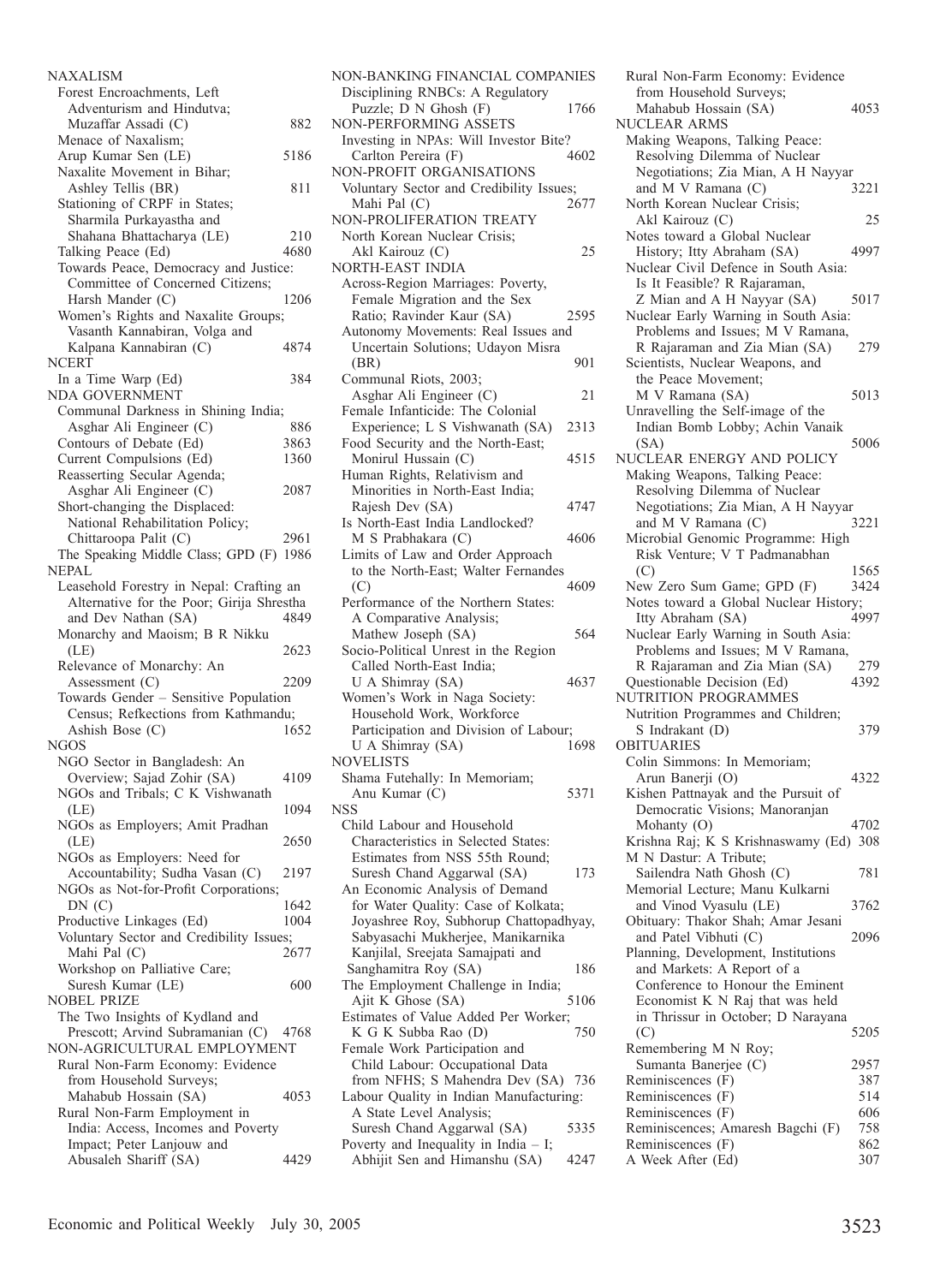NAXALISM

Forest Encroachments, Left Adventurism and Hindutva; Muzaffar Assadi (C) 882

Menace of Naxalism; Arup Kumar Sen (LE) 5186

Naxalite Movement in Bihar; Ashley Tellis (BR) 811

Stationing of CRPF in States; Sharmila Purkayastha and Shahana Bhattacharya (LE) 210

Talking Peace (Ed) 4680

Towards Peace, Democracy and Justice: Committee of Concerned Citizens; Harsh Mander (C) 1206

Women's Rights and Naxalite Groups; Vasanth Kannabiran, Volga and Kalpana Kannabiran (C) 4874

NCERT

In a Time Warp (Ed) 384

NDA GOVERNMENT

Communal Darkness in Shining India; Asghar Ali Engineer (C) 886

Contours of Debate (Ed) 3863

Current Compulsions (Ed) 1360

Reasserting Secular Agenda; Asghar Ali Engineer (C) 2087

Short-changing the Displaced: National Rehabilitation Policy; Chittaroopa Palit (C) 2961

The Speaking Middle Class; GPD (F) 1986

NEPAL

Leasehold Forestry in Nepal: Crafting an Alternative for the Poor; Girija Shrestha and Dev Nathan (SA) 4849

Monarchy and Maoism; B R Nikku (LE) 2623

Relevance of Monarchy: An Assessment (C) 2209

Towards Gender – Sensitive Population Census; Refkections from Kathmandu; Ashish Bose (C) 1652

NGOS

NGO Sector in Bangladesh: An Overview; Sajad Zohir (SA) 4109

NGOs and Tribals; C K Vishwanath (LE) 1094

NGOs as Employers; Amit Pradhan (LE) 2650

NGOs as Employers: Need for Accountability; Sudha Vasan (C) 2197

NGOs as Not-for-Profit Corporations; DN (C) 1642

Productive Linkages (Ed) 1004

Voluntary Sector and Credibility Issues; Mahi Pal (C) 2677

Workshop on Palliative Care; Suresh Kumar (LE) 600

NOBEL PRIZE

The Two Insights of Kydland and Prescott; Arvind Subramanian (C) 4768

NON-AGRICULTURAL EMPLOYMENT

Rural Non-Farm Economy: Evidence from Household Surveys; Mahabub Hossain (SA) 4053

Rural Non-Farm Employment in India: Access, Incomes and Poverty Impact; Peter Lanjouw and Abusaleh Shariff (SA) 4429

NON-BANKING FINANCIAL COMPANIES

Disciplining RNBCs: A Regulatory Puzzle; D N Ghosh (F) 1766

NON-PERFORMING ASSETS

Investing in NPAs: Will Investor Bite? Carlton Pereira (F) 4602

NON-PROFIT ORGANISATIONS

Voluntary Sector and Credibility Issues; Mahi Pal (C) 2677

NON-PROLIFERATION TREATY

North Korean Nuclear Crisis; Akl Kairouz (C) 25

NORTH-EAST INDIA

Across-Region Marriages: Poverty, Female Migration and the Sex Ratio; Ravinder Kaur (SA) 2595

Autonomy Movements: Real Issues and Uncertain Solutions; Udayon Misra (BR) 901

Communal Riots, 2003; Asghar Ali Engineer (C) 21

Female Infanticide: The Colonial Experience; L S Vishwanath (SA) 2313

Food Security and the North-East; Monirul Hussain (C) 4515

Human Rights, Relativism and Minorities in North-East India; Rajesh Dev (SA) 4747

Is North-East India Landlocked? M S Prabhakara (C) 4606

Limits of Law and Order Approach to the North-East; Walter Fernandes (C) 4609

Performance of the Northern States: A Comparative Analysis; Mathew Joseph (SA) 564

Socio-Political Unrest in the Region Called North-East India; U A Shimray (SA) 4637

Women's Work in Naga Society: Household Work, Workforce Participation and Division of Labour; U A Shimray (SA) 1698

NOVELISTS

Shama Futehally: In Memoriam; Anu Kumar (C) 5371

NSS

Child Labour and Household Characteristics in Selected States: Estimates from NSS 55th Round; Suresh Chand Aggarwal (SA) 173

An Economic Analysis of Demand for Water Quality: Case of Kolkata; Joyashree Roy, Subhorup Chattopadhyay, Sabyasachi Mukherjee, Manikarnika Kanjilal, Sreejata Samajpati and Sanghamitra Roy (SA) 186

The Employment Challenge in India; Ajit K Ghose (SA) 5106

Estimates of Value Added Per Worker; K G K Subba Rao (D) 750

Female Work Participation and Child Labour: Occupational Data from NFHS; S Mahendra Dev (SA) 736

Labour Quality in Indian Manufacturing: A State Level Analysis; Suresh Chand Aggarwal (SA) 5335

Poverty and Inequality in India – I; Abhijit Sen and Himanshu (SA) 4247

Rural Non-Farm Economy: Evidence from Household Surveys; Mahabub Hossain (SA) 4053

NUCLEAR ARMS

Making Weapons, Talking Peace: Resolving Dilemma of Nuclear Negotiations; Zia Mian, A H Nayyar and M V Ramana (C) 3221

North Korean Nuclear Crisis; Akl Kairouz (C) 25

Notes toward a Global Nuclear History; Itty Abraham (SA) 4997

Nuclear Civil Defence in South Asia: Is It Feasible? R Rajaraman, Z Mian and A H Nayyar (SA) 5017

Nuclear Early Warning in South Asia: Problems and Issues; M V Ramana, R Rajaraman and Zia Mian (SA) 279

Scientists, Nuclear Weapons, and the Peace Movement; M V Ramana (SA) 5013

Unravelling the Self-image of the Indian Bomb Lobby; Achin Vanaik (SA) 5006

NUCLEAR ENERGY AND POLICY

Making Weapons, Talking Peace: Resolving Dilemma of Nuclear Negotiations; Zia Mian, A H Nayyar and M V Ramana (C) 3221

Microbial Genomic Programme: High Risk Venture; V T Padmanabhan (C) 1565

New Zero Sum Game; GPD (F) 3424

Notes toward a Global Nuclear History; Itty Abraham (SA) 4997

Nuclear Early Warning in South Asia: Problems and Issues; M V Ramana, R Rajaraman and Zia Mian (SA) 279

Questionable Decision (Ed) 4392

NUTRITION PROGRAMMES

Nutrition Programmes and Children; S Indrakant (D) 379

OBITUARIES

Colin Simmons: In Memoriam; Arun Banerji (O) 4322

Kishen Pattnayak and the Pursuit of Democratic Visions; Manoranjan Mohanty (O) 4702

Krishna Raj; K S Krishnaswamy (Ed) 308

M N Dastur: A Tribute; Sailendra Nath Ghosh (C) 781

Memorial Lecture; Manu Kulkarni and Vinod Vyasulu (LE) 3762

Obituary: Thakor Shah; Amar Jesani and Patel Vibhuti (C) 2096

Planning, Development, Institutions and Markets: A Report of a Conference to Honour the Eminent Economist K N Raj that was held in Thrissur in October; D Narayana (C) 5205

Remembering M N Roy; Sumanta Banerjee (C) 2957

Reminiscences (F) 387

Reminiscences (F) 514

Reminiscences (F) 606

Reminiscences; Amaresh Bagchi (F) 758

Reminiscences (F) 862

A Week After (Ed) 307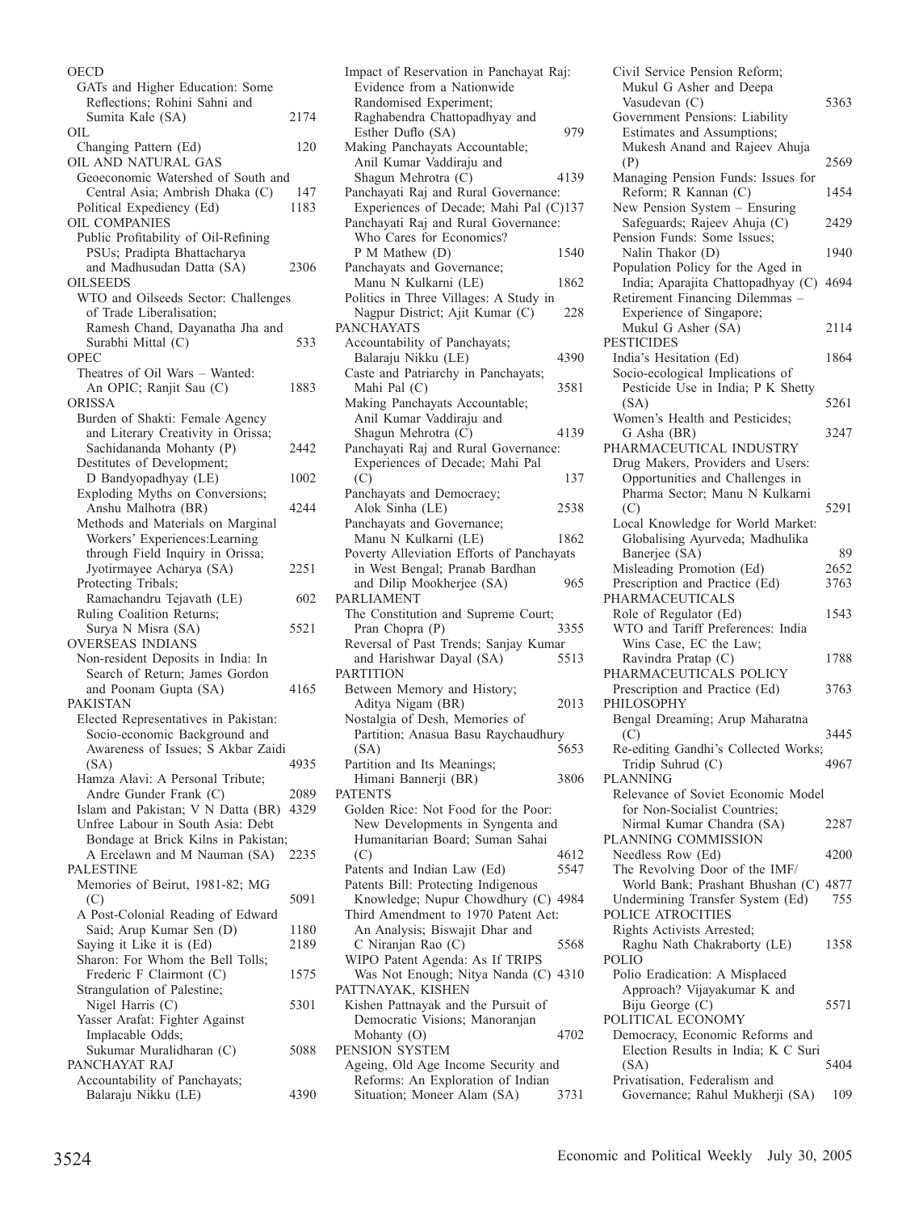OECD
GATs and Higher Education: Some Reflections; Rohini Sahni and Sumita Kale (SA) 2174

OIL
Changing Pattern (Ed) 120

OIL AND NATURAL GAS
Geoeconomic Watershed of South and Central Asia; Ambrish Dhaka (C) 147
Political Expediency (Ed) 1183

OIL COMPANIES
Public Profitability of Oil-Refining PSUs; Pradipta Bhattacharya and Madhusudan Datta (SA) 2306

OILSEEDS
WTO and Oilseeds Sector: Challenges of Trade Liberalisation; Ramesh Chand, Dayanatha Jha and Surabhi Mittal (C) 533

OPEC
Theatres of Oil Wars – Wanted: An OPIC; Ranjit Sau (C) 1883

ORISSA
Burden of Shakti: Female Agency and Literary Creativity in Orissa; Sachidananda Mohanty (P) 2442
Destitutes of Development; D Bandyopadhyay (LE) 1002
Exploding Myths on Conversions; Anshu Malhotra (BR) 4244
Methods and Materials on Marginal Workers' Experiences:Learning through Field Inquiry in Orissa; Jyotirmayee Acharya (SA) 2251
Protecting Tribals; Ramachandru Tejavath (LE) 602
Ruling Coalition Returns; Surya N Misra (SA) 5521

OVERSEAS INDIANS
Non-resident Deposits in India: In Search of Return; James Gordon and Poonam Gupta (SA) 4165

PAKISTAN
Elected Representatives in Pakistan: Socio-economic Background and Awareness of Issues; S Akbar Zaidi (SA) 4935
Hamza Alavi: A Personal Tribute; Andre Gunder Frank (C) 2089
Islam and Pakistan; V N Datta (BR) 4329
Unfree Labour in South Asia: Debt Bondage at Brick Kilns in Pakistan; A Ercelawn and M Nauman (SA) 2235

PALESTINE
Memories of Beirut, 1981-82; MG (C) 5091
A Post-Colonial Reading of Edward Said; Arup Kumar Sen (D) 1180
Saying it Like it is (Ed) 2189
Sharon: For Whom the Bell Tolls; Frederic F Clairmont (C) 1575
Strangulation of Palestine; Nigel Harris (C) 5301
Yasser Arafat: Fighter Against Implacable Odds; Sukumar Muralidharan (C) 5088

PANCHAYAT RAJ
Accountability of Panchayats; Balaraju Nikku (LE) 4390
Impact of Reservation in Panchayat Raj: Evidence from a Nationwide Randomised Experiment; Raghabendra Chattopadhyay and Esther Duflo (SA) 979
Making Panchayats Accountable; Anil Kumar Vaddiraju and Shagun Mehrotra (C) 4139
Panchayati Raj and Rural Governance: Experiences of Decade; Mahi Pal (C) 137
Panchayati Raj and Rural Governance: Who Cares for Economics? P M Mathew (D) 1540
Panchayats and Governance; Manu N Kulkarni (LE) 1862
Politics in Three Villages: A Study in Nagpur District; Ajit Kumar (C) 228

PANCHAYATS
Accountability of Panchayats; Balaraju Nikku (LE) 4390
Caste and Patriarchy in Panchayats; Mahi Pal (C) 3581
Making Panchayats Accountable; Anil Kumar Vaddiraju and Shagun Mehrotra (C) 4139
Panchayati Raj and Rural Governance: Experiences of Decade; Mahi Pal (C) 137
Panchayats and Democracy; Alok Sinha (LE) 2538
Panchayats and Governance; Manu N Kulkarni (LE) 1862
Poverty Alleviation Efforts of Panchayats in West Bengal; Pranab Bardhan and Dilip Mookherjee (SA) 965

PARLIAMENT
The Constitution and Supreme Court; Pran Chopra (P) 3355
Reversal of Past Trends; Sanjay Kumar and Harishwar Dayal (SA) 5513

PARTITION
Between Memory and History; Aditya Nigam (BR) 2013
Nostalgia of Desh, Memories of Partition; Anasua Basu Raychaudhury (SA) 5653
Partition and Its Meanings; Himani Bannerji (BR) 3806

PATENTS
Golden Rice: Not Food for the Poor: New Developments in Syngenta and Humanitarian Board; Suman Sahai (C) 4612
Patents and Indian Law (Ed) 5547
Patents Bill: Protecting Indigenous Knowledge; Nupur Chowdhury (C) 4984
Third Amendment to 1970 Patent Act: An Analysis; Biswajit Dhar and C Niranjan Rao (C) 5568
WIPO Patent Agenda: As If TRIPS Was Not Enough; Nitya Nanda (C) 4310

PATTNAYAK, KISHEN
Kishen Pattnayak and the Pursuit of Democratic Visions; Manoranjan Mohanty (O) 4702

PENSION SYSTEM
Ageing, Old Age Income Security and Reforms: An Exploration of Indian Situation; Moneer Alam (SA) 3731
Civil Service Pension Reform; Mukul G Asher and Deepa Vasudevan (C) 5363
Government Pensions: Liability Estimates and Assumptions; Mukesh Anand and Rajeev Ahuja (P) 2569
Managing Pension Funds: Issues for Reform; R Kannan (C) 1454
New Pension System – Ensuring Safeguards; Rajeev Ahuja (C) 2429
Pension Funds: Some Issues; Nalin Thakor (D) 1940
Population Policy for the Aged in India; Aparajita Chattopadhyay (C) 4694
Retirement Financing Dilemmas – Experience of Singapore; Mukul G Asher (SA) 2114

PESTICIDES
India's Hesitation (Ed) 1864
Socio-ecological Implications of Pesticide Use in India; P K Shetty (SA) 5261
Women's Health and Pesticides; G Asha (BR) 3247

PHARMACEUTICAL INDUSTRY
Drug Makers, Providers and Users: Opportunities and Challenges in Pharma Sector; Manu N Kulkarni (C) 5291
Local Knowledge for World Market: Globalising Ayurveda; Madhulika Banerjee (SA) 89
Misleading Promotion (Ed) 2652
Prescription and Practice (Ed) 3763

PHARMACEUTICALS
Role of Regulator (Ed) 1543
WTO and Tariff Preferences: India Wins Case, EC the Law; Ravindra Pratap (C) 1788

PHARMACEUTICALS POLICY
Prescription and Practice (Ed) 3763

PHILOSOPHY
Bengal Dreaming; Arup Maharatna (C) 3445
Re-editing Gandhi's Collected Works; Tridip Suhrud (C) 4967

PLANNING
Relevance of Soviet Economic Model for Non-Socialist Countries; Nirmal Kumar Chandra (SA) 2287

PLANNING COMMISSION
Needless Row (Ed) 4200
The Revolving Door of the IMF/ World Bank; Prashant Bhushan (C) 4877
Undermining Transfer System (Ed) 755

POLICE ATROCITIES
Rights Activists Arrested; Raghu Nath Chakraborty (LE) 1358

POLIO
Polio Eradication: A Misplaced Approach? Vijayakumar K and Biju George (C) 5571

POLITICAL ECONOMY
Democracy, Economic Reforms and Election Results in India; K C Suri (SA) 5404
Privatisation, Federalism and Governance; Rahul Mukherji (SA) 109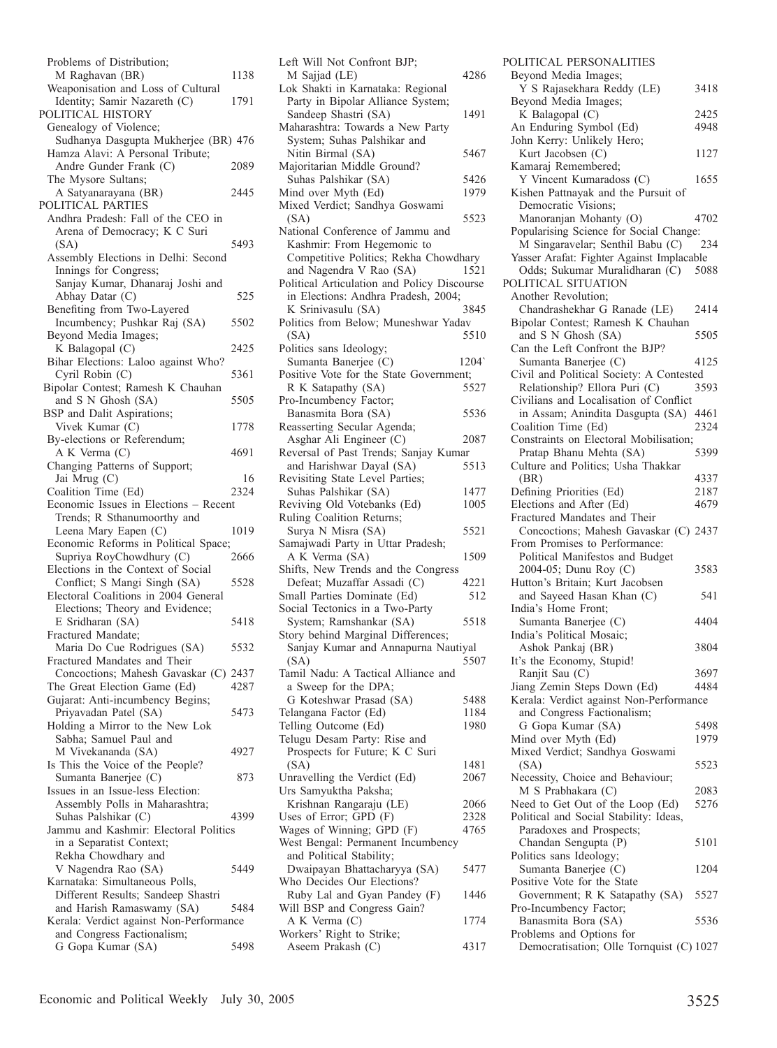Problems of Distribution; M Raghavan (BR) 1138

Weaponisation and Loss of Cultural Identity; Samir Nazareth (C) 1791

POLITICAL HISTORY

Genealogy of Violence; Sudhanya Dasgupta Mukherjee (BR) 476

Hamza Alavi: A Personal Tribute; Andre Gunder Frank (C) 2089

The Mysore Sultans; A Satyanarayana (BR) 2445

POLITICAL PARTIES

Andhra Pradesh: Fall of the CEO in Arena of Democracy; K C Suri (SA) 5493

Assembly Elections in Delhi: Second Innings for Congress; Sanjay Kumar, Dhanaraj Joshi and Abhay Datar (C) 525

Benefiting from Two-Layered Incumbency; Pushkar Raj (SA) 5502

Beyond Media Images; K Balagopal (C) 2425

Bihar Elections: Laloo against Who? Cyril Robin (C) 5361

Bipolar Contest; Ramesh K Chauhan and S N Ghosh (SA) 5505

BSP and Dalit Aspirations; Vivek Kumar (C) 1778

By-elections or Referendum; A K Verma (C) 4691

Changing Patterns of Support; Jai Mrug (C) 16

Coalition Time (Ed) 2324

Economic Issues in Elections – Recent Trends; R Sthanumoorthy and Leena Mary Eapen (C) 1019

Economic Reforms in Political Space; Supriya RoyChowdhury (C) 2666

Elections in the Context of Social Conflict; S Mangi Singh (SA) 5528

Electoral Coalitions in 2004 General Elections; Theory and Evidence; E Sridharan (SA) 5418

Fractured Mandate; Maria Do Cue Rodrigues (SA) 5532

Fractured Mandates and Their Concoctions; Mahesh Gavaskar (C) 2437

The Great Election Game (Ed) 4287

Gujarat: Anti-incumbency Begins; Priyavadan Patel (SA) 5473

Holding a Mirror to the New Lok Sabha; Samuel Paul and M Vivekananda (SA) 4927

Is This the Voice of the People? Sumanta Banerjee (C) 873

Issues in an Issue-less Election: Assembly Polls in Maharashtra; Suhas Palshikar (C) 4399

Jammu and Kashmir: Electoral Politics in a Separatist Context; Rekha Chowdhary and V Nagendra Rao (SA) 5449

Karnataka: Simultaneous Polls, Different Results; Sandeep Shastri and Harish Ramaswamy (SA) 5484

Kerala: Verdict against Non-Performance and Congress Factionalism; G Gopa Kumar (SA) 5498

Left Will Not Confront BJP; M Sajjad (LE) 4286

Lok Shakti in Karnataka: Regional Party in Bipolar Alliance System; Sandeep Shastri (SA) 1491

Maharashtra: Towards a New Party System; Suhas Palshikar and Nitin Birmal (SA) 5467

Majoritarian Middle Ground? Suhas Palshikar (SA) 5426

Mind over Myth (Ed) 1979

Mixed Verdict; Sandhya Goswami (SA) 5523

National Conference of Jammu and Kashmir: From Hegemonic to Competitive Politics; Rekha Chowdhary and Nagendra V Rao (SA) 1521

Political Articulation and Policy Discourse in Elections: Andhra Pradesh, 2004; K Srinivasulu (SA) 3845

Politics from Below; Muneshwar Yadav (SA) 5510

Politics sans Ideology; Sumanta Banerjee (C) 1204`

Positive Vote for the State Government; R K Satapathy (SA) 5527

Pro-Incumbency Factor; Banasmita Bora (SA) 5536

Reasserting Secular Agenda; Asghar Ali Engineer (C) 2087

Reversal of Past Trends; Sanjay Kumar and Harishwar Dayal (SA) 5513

Revisiting State Level Parties; Suhas Palshikar (SA) 1477

Reviving Old Votebanks (Ed) 1005

Ruling Coalition Returns; Surya N Misra (SA) 5521

Samajwadi Party in Uttar Pradesh; A K Verma (SA) 1509

Shifts, New Trends and the Congress Defeat; Muzaffar Assadi (C) 4221

Small Parties Dominate (Ed) 512

Social Tectonics in a Two-Party System; Ramshankar (SA) 5518

Story behind Marginal Differences; Sanjay Kumar and Annapurna Nautiyal (SA) 5507

Tamil Nadu: A Tactical Alliance and a Sweep for the DPA; G Koteshwar Prasad (SA) 5488

Telangana Factor (Ed) 1184

Telling Outcome (Ed) 1980

Telugu Desam Party: Rise and Prospects for Future; K C Suri (SA) 1481

Unravelling the Verdict (Ed) 2067

Urs Samyuktha Paksha; Krishnan Rangaraju (LE) 2066

Uses of Error; GPD (F) 2328

Wages of Winning; GPD (F) 4765

West Bengal: Permanent Incumbency and Political Stability; Dwaipayan Bhattacharyya (SA) 5477

Who Decides Our Elections? Ruby Lal and Gyan Pandey (F) 1446

Will BSP and Congress Gain? A K Verma (C) 1774

Workers' Right to Strike; Aseem Prakash (C) 4317

POLITICAL PERSONALITIES

Beyond Media Images; Y S Rajasekhara Reddy (LE) 3418

Beyond Media Images; K Balagopal (C) 2425

An Enduring Symbol (Ed) 4948

John Kerry: Unlikely Hero; Kurt Jacobsen (C) 1127

Kamaraj Remembered; Y Vincent Kumaradoss (C) 1655

Kishen Pattnayak and the Pursuit of Democratic Visions; Manoranjan Mohanty (O) 4702

Popularising Science for Social Change: M Singaravelar; Senthil Babu (C) 234

Yasser Arafat: Fighter Against Implacable Odds; Sukumar Muralidharan (C) 5088

POLITICAL SITUATION

Another Revolution; Chandrashekhar G Ranade (LE) 2414

Bipolar Contest; Ramesh K Chauhan and S N Ghosh (SA) 5505

Can the Left Confront the BJP? Sumanta Banerjee (C) 4125

Civil and Political Society: A Contested Relationship? Ellora Puri (C) 3593

Civilians and Localisation of Conflict in Assam; Anindita Dasgupta (SA) 4461

Coalition Time (Ed) 2324

Constraints on Electoral Mobilisation; Pratap Bhanu Mehta (SA) 5399

Culture and Politics; Usha Thakkar (BR) 4337

Defining Priorities (Ed) 2187

Elections and After (Ed) 4679

Fractured Mandates and Their Concoctions; Mahesh Gavaskar (C) 2437

From Promises to Performance: Political Manifestos and Budget 2004-05; Dunu Roy (C) 3583

Hutton's Britain; Kurt Jacobsen and Sayeed Hasan Khan (C) 541

India's Home Front; Sumanta Banerjee (C) 4404

India's Political Mosaic; Ashok Pankaj (BR) 3804

It's the Economy, Stupid! Ranjit Sau (C) 3697

Jiang Zemin Steps Down (Ed) 4484

Kerala: Verdict against Non-Performance and Congress Factionalism; G Gopa Kumar (SA) 5498

Mind over Myth (Ed) 1979

Mixed Verdict; Sandhya Goswami (SA) 5523

Necessity, Choice and Behaviour; M S Prabhakara (C) 2083

Need to Get Out of the Loop (Ed) 5276

Political and Social Stability: Ideas, Paradoxes and Prospects; Chandan Sengupta (P) 5101

Politics sans Ideology; Sumanta Banerjee (C) 1204

Positive Vote for the State Government; R K Satapathy (SA) 5527

Pro-Incumbency Factor; Banasmita Bora (SA) 5536

Problems and Options for Democratisation; Olle Tornquist (C) 1027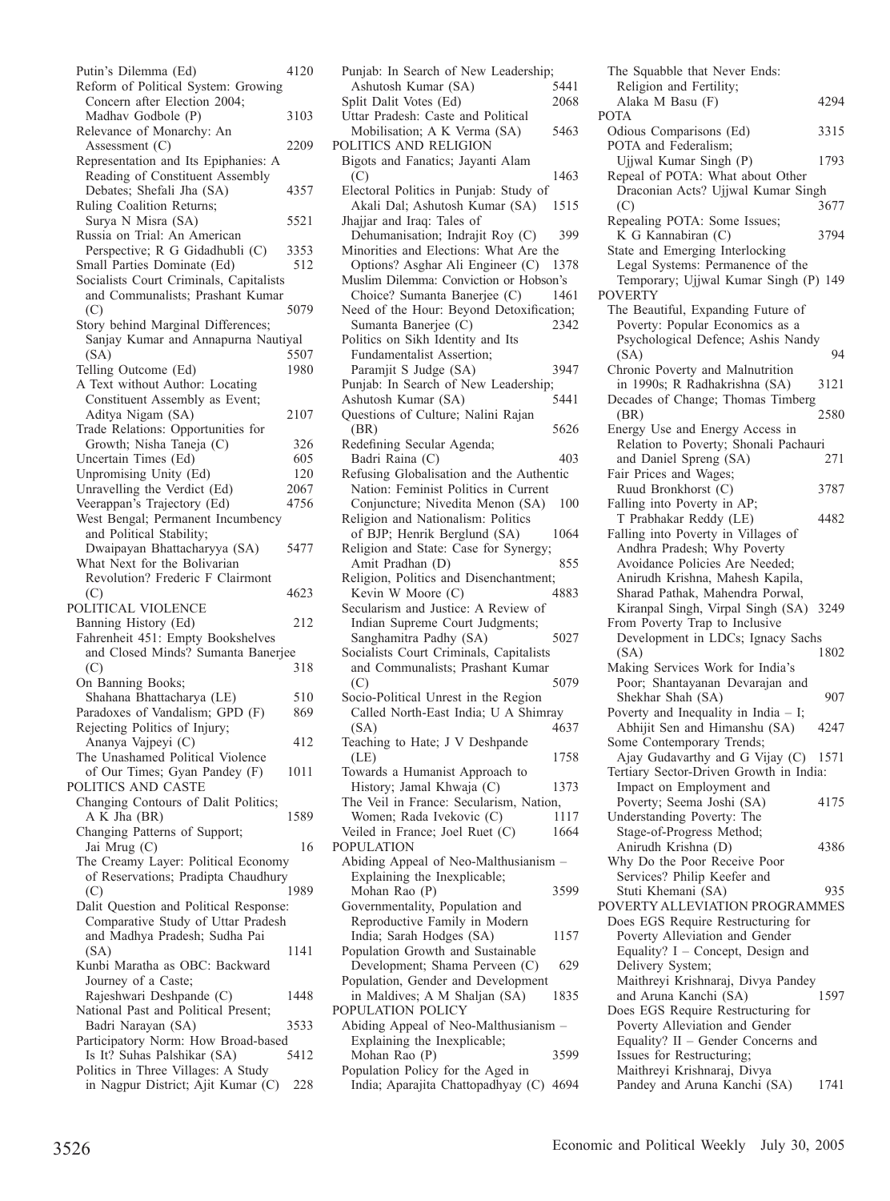Putin's Dilemma (Ed) 4120
Reform of Political System: Growing Concern after Election 2004; Madhav Godbole (P) 3103
Relevance of Monarchy: An Assessment (C) 2209
Representation and Its Epiphanies: A Reading of Constituent Assembly Debates; Shefali Jha (SA) 4357
Ruling Coalition Returns; Surya N Misra (SA) 5521
Russia on Trial: An American Perspective; R G Gidadhubli (C) 3353
Small Parties Dominate (Ed) 512
Socialists Court Criminals, Capitalists and Communalists; Prashant Kumar (C) 5079
Story behind Marginal Differences; Sanjay Kumar and Annapurna Nautiyal (SA) 5507
Telling Outcome (Ed) 1980
A Text without Author: Locating Constituent Assembly as Event; Aditya Nigam (SA) 2107
Trade Relations: Opportunities for Growth; Nisha Taneja (C) 326
Uncertain Times (Ed) 605
Unpromising Unity (Ed) 120
Unravelling the Verdict (Ed) 2067
Veerappan's Trajectory (Ed) 4756
West Bengal; Permanent Incumbency and Political Stability; Dwaipayan Bhattacharyya (SA) 5477
What Next for the Bolivarian Revolution? Frederic F Clairmont (C) 4623

POLITICAL VIOLENCE
Banning History (Ed) 212
Fahrenheit 451: Empty Bookshelves and Closed Minds? Sumanta Banerjee (C) 318
On Banning Books; Shahana Bhattacharya (LE) 510
Paradoxes of Vandalism; GPD (F) 869
Rejecting Politics of Injury; Ananya Vajpeyi (C) 412
The Unashamed Political Violence of Our Times; Gyan Pandey (F) 1011

POLITICS AND CASTE
Changing Contours of Dalit Politics; A K Jha (BR) 1589
Changing Patterns of Support; Jai Mrug (C) 16
The Creamy Layer: Political Economy of Reservations; Pradipta Chaudhury (C) 1989
Dalit Question and Political Response: Comparative Study of Uttar Pradesh and Madhya Pradesh; Sudha Pai (SA) 1141
Kunbi Maratha as OBC: Backward Journey of a Caste; Rajeshwari Deshpande (C) 1448
National Past and Political Present; Badri Narayan (SA) 3533
Participatory Norm: How Broad-based Is It? Suhas Palshikar (SA) 5412
Politics in Three Villages: A Study in Nagpur District; Ajit Kumar (C) 228
Punjab: In Search of New Leadership; Ashutosh Kumar (SA) 5441
Split Dalit Votes (Ed) 2068
Uttar Pradesh: Caste and Political Mobilisation; A K Verma (SA) 5463

POLITICS AND RELIGION
Bigots and Fanatics; Jayanti Alam (C) 1463
Electoral Politics in Punjab: Study of Akali Dal; Ashutosh Kumar (SA) 1515
Jhajjar and Iraq: Tales of Dehumanisation; Indrajit Roy (C) 399
Minorities and Elections: What Are the Options? Asghar Ali Engineer (C) 1378
Muslim Dilemma: Conviction or Hobson's Choice? Sumanta Banerjee (C) 1461
Need of the Hour: Beyond Detoxification; Sumanta Banerjee (C) 2342
Politics on Sikh Identity and Its Fundamentalist Assertion; Paramjit S Judge (SA) 3947
Punjab: In Search of New Leadership; Ashutosh Kumar (SA) 5441
Questions of Culture; Nalini Rajan (BR) 5626
Redefining Secular Agenda; Badri Raina (C) 403
Refusing Globalisation and the Authentic Nation: Feminist Politics in Current Conjuncture; Nivedita Menon (SA) 100
Religion and Nationalism: Politics of BJP; Henrik Berglund (SA) 1064
Religion and State: Case for Synergy; Amit Pradhan (D) 855
Religion, Politics and Disenchantment; Kevin W Moore (C) 4883
Secularism and Justice: A Review of Indian Supreme Court Judgments; Sanghamitra Padhy (SA) 5027
Socialists Court Criminals, Capitalists and Communalists; Prashant Kumar (C) 5079
Socio-Political Unrest in the Region Called North-East India; U A Shimray (SA) 4637
Teaching to Hate; J V Deshpande (LE) 1758
Towards a Humanist Approach to History; Jamal Khwaja (C) 1373
The Veil in France: Secularism, Nation, Women; Rada Ivekovic (C) 1117
Veiled in France; Joel Ruet (C) 1664

POPULATION
Abiding Appeal of Neo-Malthusianism – Explaining the Inexplicable; Mohan Rao (P) 3599
Governmentality, Population and Reproductive Family in Modern India; Sarah Hodges (SA) 1157
Population Growth and Sustainable Development; Shama Perveen (C) 629
Population, Gender and Development in Maldives; A M Shaljan (SA) 1835

POPULATION POLICY
Abiding Appeal of Neo-Malthusianism – Explaining the Inexplicable; Mohan Rao (P) 3599
Population Policy for the Aged in India; Aparajita Chattopadhyay (C) 4694
The Squabble that Never Ends: Religion and Fertility; Alaka M Basu (F) 4294

POTA
Odious Comparisons (Ed) 3315
POTA and Federalism; Ujjwal Kumar Singh (P) 1793
Repeal of POTA: What about Other Draconian Acts? Ujjwal Kumar Singh (C) 3677
Repealing POTA: Some Issues; K G Kannabiran (C) 3794
State and Emerging Interlocking Legal Systems: Permanence of the Temporary; Ujjwal Kumar Singh (P) 149

POVERTY
The Beautiful, Expanding Future of Poverty: Popular Economics as a Psychological Defence; Ashis Nandy (SA) 94
Chronic Poverty and Malnutrition in 1990s; R Radhakrishna (SA) 3121
Decades of Change; Thomas Timberg (BR) 2580
Energy Use and Energy Access in Relation to Poverty; Shonali Pachauri and Daniel Spreng (SA) 271
Fair Prices and Wages; Ruud Bronkhorst (C) 3787
Falling into Poverty in AP; T Prabhakar Reddy (LE) 4482
Falling into Poverty in Villages of Andhra Pradesh; Why Poverty Avoidance Policies Are Needed; Anirudh Krishna, Mahesh Kapila, Sharad Pathak, Mahendra Porwal, Kiranpal Singh, Virpal Singh (SA) 3249
From Poverty Trap to Inclusive Development in LDCs; Ignacy Sachs (SA) 1802
Making Services Work for India's Poor; Shantayanan Devarajan and Shekhar Shah (SA) 907
Poverty and Inequality in India – I; Abhijit Sen and Himanshu (SA) 4247
Some Contemporary Trends; Ajay Gudavarthy and G Vijay (C) 1571
Tertiary Sector-Driven Growth in India: Impact on Employment and Poverty; Seema Joshi (SA) 4175
Understanding Poverty: The Stage-of-Progress Method; Anirudh Krishna (D) 4386
Why Do the Poor Receive Poor Services? Philip Keefer and Stuti Khemani (SA) 935

POVERTY ALLEVIATION PROGRAMMES
Does EGS Require Restructuring for Poverty Alleviation and Gender Equality? I – Concept, Design and Delivery System; Maithreyi Krishnaraj, Divya Pandey and Aruna Kanchi (SA) 1597
Does EGS Require Restructuring for Poverty Alleviation and Gender Equality? II – Gender Concerns and Issues for Restructuring; Maithreyi Krishnaraj, Divya Pandey and Aruna Kanchi (SA) 1741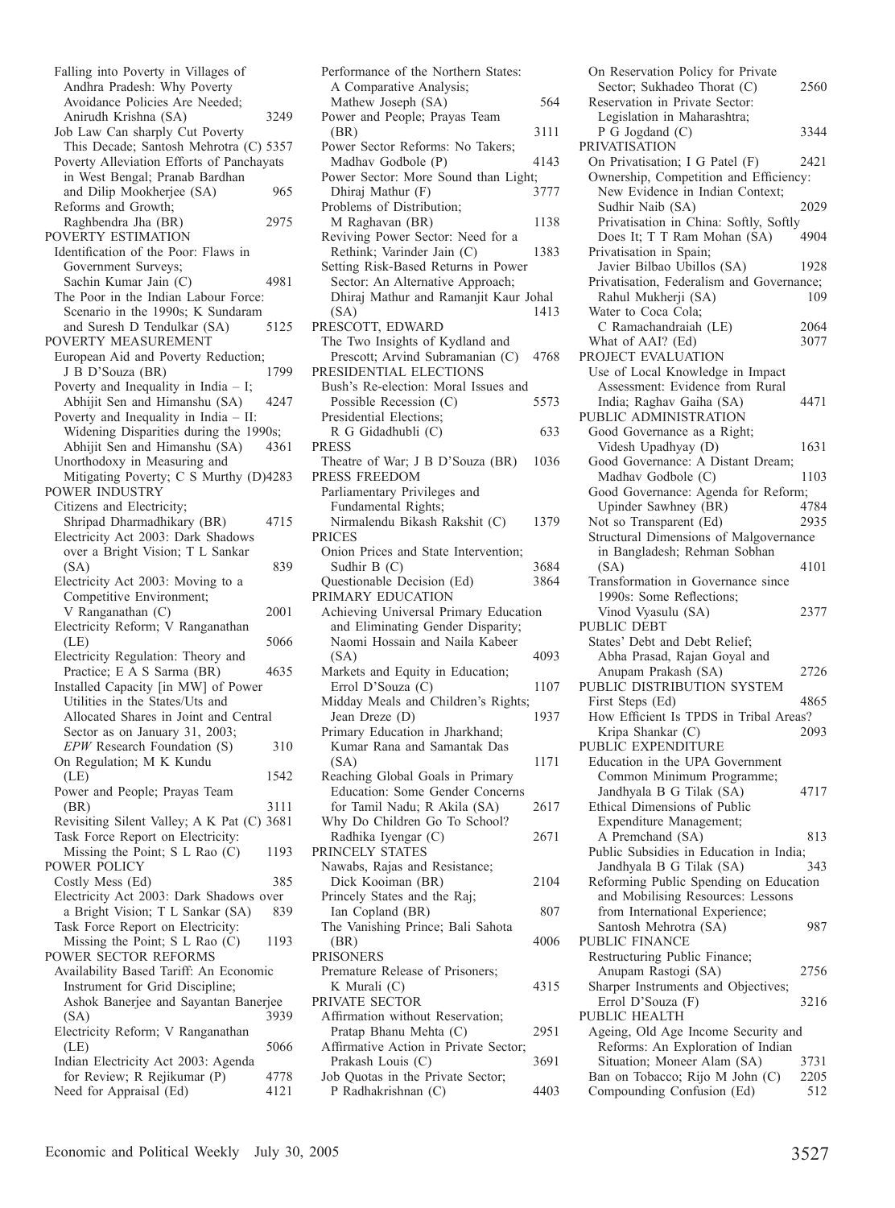Falling into Poverty in Villages of Andhra Pradesh: Why Poverty Avoidance Policies Are Needed; Anirudh Krishna (SA) 3249
Job Law Can sharply Cut Poverty This Decade; Santosh Mehrotra (C) 5357
Poverty Alleviation Efforts of Panchayats in West Bengal; Pranab Bardhan and Dilip Mookherjee (SA) 965
Reforms and Growth; Raghbendra Jha (BR) 2975

POVERTY ESTIMATION
Identification of the Poor: Flaws in Government Surveys; Sachin Kumar Jain (C) 4981
The Poor in the Indian Labour Force: Scenario in the 1990s; K Sundaram and Suresh D Tendulkar (SA) 5125

POVERTY MEASUREMENT
European Aid and Poverty Reduction; J B D'Souza (BR) 1799
Poverty and Inequality in India – I; Abhijit Sen and Himanshu (SA) 4247
Poverty and Inequality in India – II: Widening Disparities during the 1990s; Abhijit Sen and Himanshu (SA) 4361
Unorthodoxy in Measuring and Mitigating Poverty; C S Murthy (D) 4283

POWER INDUSTRY
Citizens and Electricity; Shripad Dharmadhikary (BR) 4715
Electricity Act 2003: Dark Shadows over a Bright Vision; T L Sankar (SA) 839
Electricity Act 2003: Moving to a Competitive Environment; V Ranganathan (C) 2001
Electricity Reform; V Ranganathan (LE) 5066
Electricity Regulation: Theory and Practice; E A S Sarma (BR) 4635
Installed Capacity [in MW] of Power Utilities in the States/Uts and Allocated Shares in Joint and Central Sector as on January 31, 2003; *EPW* Research Foundation (S) 310
On Regulation; M K Kundu (LE) 1542
Power and People; Prayas Team (BR) 3111
Revisiting Silent Valley; A K Pat (C) 3681
Task Force Report on Electricity: Missing the Point; S L Rao (C) 1193

POWER POLICY
Costly Mess (Ed) 385
Electricity Act 2003: Dark Shadows over a Bright Vision; T L Sankar (SA) 839
Task Force Report on Electricity: Missing the Point; S L Rao (C) 1193

POWER SECTOR REFORMS
Availability Based Tariff: An Economic Instrument for Grid Discipline; Ashok Banerjee and Sayantan Banerjee (SA) 3939
Electricity Reform; V Ranganathan (LE) 5066
Indian Electricity Act 2003: Agenda for Review; R Rejikumar (P) 4778
Need for Appraisal (Ed) 4121
Performance of the Northern States: A Comparative Analysis; Mathew Joseph (SA) 564
Power and People; Prayas Team (BR) 3111
Power Sector Reforms: No Takers; Madhav Godbole (P) 4143
Power Sector: More Sound than Light; Dhiraj Mathur (F) 3777
Problems of Distribution; M Raghavan (BR) 1138
Reviving Power Sector: Need for a Rethink; Varinder Jain (C) 1383
Setting Risk-Based Returns in Power Sector: An Alternative Approach; Dhiraj Mathur and Ramanjit Kaur Johal (SA) 1413

PRESCOTT, EDWARD
The Two Insights of Kydland and Prescott; Arvind Subramanian (C) 4768

PRESIDENTIAL ELECTIONS
Bush's Re-election: Moral Issues and Possible Recession (C) 5573
Presidential Elections; R G Gidadhubli (C) 633

PRESS
Theatre of War; J B D'Souza (BR) 1036

PRESS FREEDOM
Parliamentary Privileges and Fundamental Rights; Nirmalendu Bikash Rakshit (C) 1379

PRICES
Onion Prices and State Intervention; Sudhir B (C) 3684
Questionable Decision (Ed) 3864

PRIMARY EDUCATION
Achieving Universal Primary Education and Eliminating Gender Disparity; Naomi Hossain and Naila Kabeer (SA) 4093
Markets and Equity in Education; Errol D'Souza (C) 1107
Midday Meals and Children's Rights; Jean Dreze (D) 1937
Primary Education in Jharkhand; Kumar Rana and Samantak Das (SA) 1171
Reaching Global Goals in Primary Education: Some Gender Concerns for Tamil Nadu; R Akila (SA) 2617
Why Do Children Go To School? Radhika Iyengar (C) 2671

PRINCELY STATES
Nawabs, Rajas and Resistance; Dick Kooiman (BR) 2104
Princely States and the Raj; Ian Copland (BR) 807
The Vanishing Prince; Bali Sahota (BR) 4006

PRISONERS
Premature Release of Prisoners; K Murali (C) 4315

PRIVATE SECTOR
Affirmation without Reservation; Pratap Bhanu Mehta (C) 2951
Affirmative Action in Private Sector; Prakash Louis (C) 3691
Job Quotas in the Private Sector; P Radhakrishnan (C) 4403
On Reservation Policy for Private Sector; Sukhadeo Thorat (C) 2560
Reservation in Private Sector: Legislation in Maharashtra; P G Jogdand (C) 3344

PRIVATISATION
On Privatisation; I G Patel (F) 2421
Ownership, Competition and Efficiency: New Evidence in Indian Context; Sudhir Naib (SA) 2029
Privatisation in China: Softly, Softly Does It; T T Ram Mohan (SA) 4904
Privatisation in Spain; Javier Bilbao Ubillos (SA) 1928
Privatisation, Federalism and Governance; Rahul Mukherji (SA) 109
Water to Coca Cola; C Ramachandraiah (LE) 2064
What of AAI? (Ed) 3077

PROJECT EVALUATION
Use of Local Knowledge in Impact Assessment: Evidence from Rural India; Raghav Gaiha (SA) 4471

PUBLIC ADMINISTRATION
Good Governance as a Right; Videsh Upadhyay (D) 1631
Good Governance: A Distant Dream; Madhav Godbole (C) 1103
Good Governance: Agenda for Reform; Upinder Sawhney (BR) 4784
Not so Transparent (Ed) 2935
Structural Dimensions of Malgovernance in Bangladesh; Rehman Sobhan (SA) 4101
Transformation in Governance since 1990s: Some Reflections; Vinod Vyasulu (SA) 2377

PUBLIC DEBT
States' Debt and Debt Relief; Abha Prasad, Rajan Goyal and Anupam Prakash (SA) 2726

PUBLIC DISTRIBUTION SYSTEM
First Steps (Ed) 4865
How Efficient Is TPDS in Tribal Areas? Kripa Shankar (C) 2093

PUBLIC EXPENDITURE
Education in the UPA Government Common Minimum Programme; Jandhyala B G Tilak (SA) 4717
Ethical Dimensions of Public Expenditure Management; A Premchand (SA) 813
Public Subsidies in Education in India; Jandhyala B G Tilak (SA) 343
Reforming Public Spending on Education and Mobilising Resources: Lessons from International Experience; Santosh Mehrotra (SA) 987

PUBLIC FINANCE
Restructuring Public Finance; Anupam Rastogi (SA) 2756
Sharper Instruments and Objectives; Errol D'Souza (F) 3216

PUBLIC HEALTH
Ageing, Old Age Income Security and Reforms: An Exploration of Indian Situation; Moneer Alam (SA) 3731
Ban on Tobacco; Rijo M John (C) 2205
Compounding Confusion (Ed) 512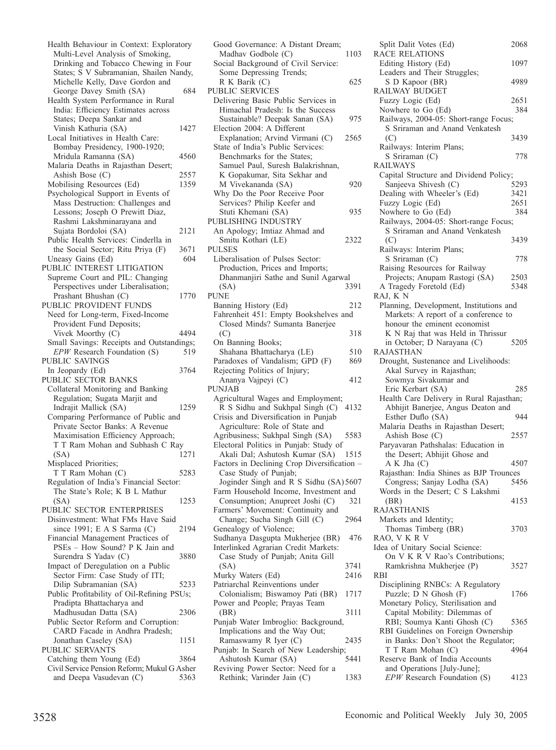Health Behaviour in Context: Exploratory Multi-Level Analysis of Smoking, Drinking and Tobacco Chewing in Four States; S V Subramanian, Shailen Nandy, Michelle Kelly, Dave Gordon and George Davey Smith (SA) 684

Health System Performance in Rural India: Efficiency Estimates across States; Deepa Sankar and Vinish Kathuria (SA) 1427

Local Initiatives in Health Care: Bombay Presidency, 1900-1920; Mridula Ramanna (SA) 4560

Malaria Deaths in Rajasthan Desert; Ashish Bose (C) 2557

Mobilising Resources (Ed) 1359

Psychological Support in Events of Mass Destruction: Challenges and Lessons; Joseph O Prewitt Diaz, Rashmi Lakshminarayana and Sujata Bordoloi (SA) 2121

Public Health Services: Cinderlla in the Social Sector; Ritu Priya (F) 3671

Uneasy Gains (Ed) 604

PUBLIC INTEREST LITIGATION

Supreme Court and PIL: Changing Perspectives under Liberalisation; Prashant Bhushan (C) 1770

PUBLIC PROVIDENT FUNDS

Need for Long-term, Fixed-Income Provident Fund Deposits; Vivek Moorthy (C) 4494

Small Savings: Receipts and Outstandings; *EPW* Research Foundation (S) 519

PUBLIC SAVINGS

In Jeopardy (Ed) 3764

PUBLIC SECTOR BANKS

Collateral Monitoring and Banking Regulation; Sugata Marjit and Indrajit Mallick (SA) 1259

Comparing Performance of Public and Private Sector Banks: A Revenue Maximisation Efficiency Approach; T T Ram Mohan and Subhash C Ray (SA) 1271

Misplaced Priorities; T T Ram Mohan (C) 5283

Regulation of India's Financial Sector: The State's Role; K B L Mathur (SA) 1253

PUBLIC SECTOR ENTERPRISES

Disinvestment: What FMs Have Said since 1991; E A S Sarma (C) 2194

Financial Management Practices of PSEs – How Sound? P K Jain and Surendra S Yadav (C) 3880

Impact of Deregulation on a Public Sector Firm: Case Study of ITI; Dilip Subramanian (SA) 5233

Public Profitability of Oil-Refining PSUs; Pradipta Bhattacharya and Madhusudan Datta (SA) 2306

Public Sector Reform and Corruption: CARD Facade in Andhra Pradesh; Jonathan Caseley (SA) 1151

PUBLIC SERVANTS

Catching them Young (Ed) 3864

Civil Service Pension Reform; Mukul G Asher and Deepa Vasudevan (C) 5363

Good Governance: A Distant Dream; Madhav Godbole (C) 1103

Social Background of Civil Service: Some Depressing Trends; R K Barik (C) 625

PUBLIC SERVICES

Delivering Basic Public Services in Himachal Pradesh: Is the Success Sustainable? Deepak Sanan (SA) 975

Election 2004: A Different Explanation; Arvind Virmani (C) 2565

State of India's Public Services: Benchmarks for the States; Samuel Paul, Suresh Balakrishnan, K Gopakumar, Sita Sekhar and M Vivekananda (SA) 920

Why Do the Poor Receive Poor Services? Philip Keefer and Stuti Khemani (SA) 935

PUBLISHING INDUSTRY

An Apology; Imtiaz Ahmad and Smitu Kothari (LE) 2322

PULSES

Liberalisation of Pulses Sector: Production, Prices and Imports; Dhanmanjiri Sathe and Sunil Agarwal (SA) 3391

PUNE

Banning History (Ed) 212

Fahrenheit 451: Empty Bookshelves and Closed Minds? Sumanta Banerjee (C) 318

On Banning Books; Shahana Bhattacharya (LE) 510

Paradoxes of Vandalism; GPD (F) 869

Rejecting Politics of Injury; Ananya Vajpeyi (C) 412

PUNJAB

Agricultural Wages and Employment; R S Sidhu and Sukhpal Singh (C) 4132

Crisis and Diversification in Punjab Agriculture: Role of State and Agribusiness; Sukhpal Singh (SA) 5583

Electoral Politics in Punjab: Study of Akali Dal; Ashutosh Kumar (SA) 1515

Factors in Declining Crop Diversification – Case Study of Punjab; Joginder Singh and R S Sidhu (SA) 5607

Farm Household Income, Investment and Consumption; Anupreet Joshi (C) 321

Farmers' Movement: Continuity and Change; Sucha Singh Gill (C) 2964

Genealogy of Violence; Sudhanya Dasgupta Mukherjee (BR) 476

Interlinked Agrarian Credit Markets: Case Study of Punjab; Anita Gill (SA) 3741

Murky Waters (Ed) 2416

Patriarchal Reinventions under Colonialism; Biswamoy Pati (BR) 1717

Power and People; Prayas Team (BR) 3111

Punjab Water Imbroglio: Background, Implications and the Way Out; Ramaswamy R Iyer (C) 2435

Punjab: In Search of New Leadership; Ashutosh Kumar (SA) 5441

Reviving Power Sector: Need for a Rethink; Varinder Jain (C) 1383

Split Dalit Votes (Ed) 2068

RACE RELATIONS

Editing History (Ed) 1097

Leaders and Their Struggles; S D Kapoor (BR) 4989

RAILWAY BUDGET

Fuzzy Logic (Ed) 2651

Nowhere to Go (Ed) 384

Railways, 2004-05: Short-range Focus; S Sriraman and Anand Venkatesh (C) 3439

Railways: Interim Plans; S Sriraman (C) 778

RAILWAYS

Capital Structure and Dividend Policy; Sanjeeva Shivesh (C) 5293

Dealing with Wheeler's (Ed) 3421

Fuzzy Logic (Ed) 2651

Nowhere to Go (Ed) 384

Railways, 2004-05: Short-range Focus; S Sriraman and Anand Venkatesh (C) 3439

Railways: Interim Plans; S Sriraman (C) 778

Raising Resources for Railway Projects; Anupam Rastogi (SA) 2503

A Tragedy Foretold (Ed) 5348

RAJ, K N

Planning, Development, Institutions and Markets: A report of a conference to honour the eminent economist K N Raj that was Held in Thrissur in October; D Narayana (C) 5205

RAJASTHAN

Drought, Sustenance and Livelihoods: Akal Survey in Rajasthan; Sowmya Sivakumar and Eric Kerbart (SA) 285

Health Care Delivery in Rural Rajasthan; Abhijit Banerjee, Angus Deaton and Esther Duflo (SA) 944

Malaria Deaths in Rajasthan Desert; Ashish Bose (C) 2557

Paryavaran Pathshalas: Education in the Desert; Abhijit Ghose and A K Jha (C) 4507

Rajasthan: India Shines as BJP Trounces Congress; Sanjay Lodha (SA) 5456

Words in the Desert; C S Lakshmi (BR) 4153

RAJASTHANIS

Markets and Identity; Thomas Timberg (BR) 3703

RAO, V K R V

Idea of Unitary Social Science: On V K R V Rao's Contributions; Ramkrishna Mukherjee (P) 3527

RBI

Disciplining RNBCs: A Regulatory Puzzle; D N Ghosh (F) 1766

Monetary Policy, Sterilisation and Capital Mobility: Dilemmas of RBI; Soumya Kanti Ghosh (C) 5365

RBI Guidelines on Foreign Ownership in Banks: Don't Shoot the Regulator; T T Ram Mohan (C) 4964

Reserve Bank of India Accounts and Operations [July-June]; *EPW* Research Foundation (S) 4123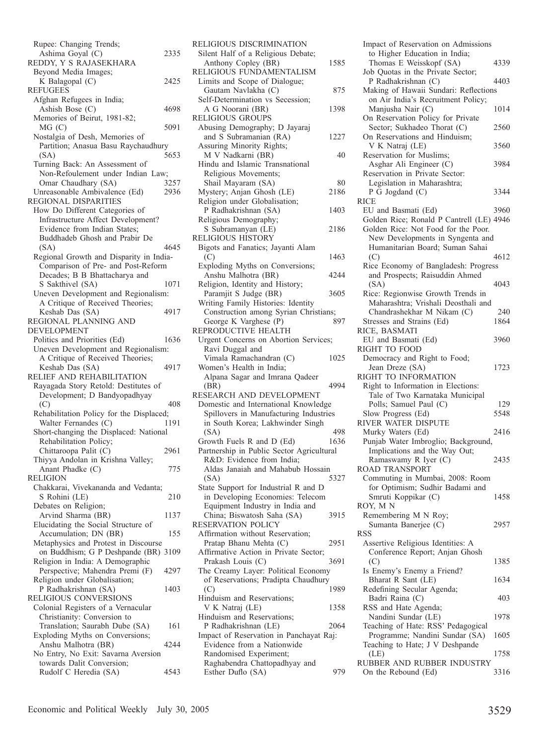Rupee: Changing Trends; Ashima Goyal (C) 2335

REDDY, Y S RAJASEKHARA
Beyond Media Images; K Balagopal (C) 2425

REFUGEES
Afghan Refugees in India; Ashish Bose (C) 4698
Memories of Beirut, 1981-82; MG (C) 5091
Nostalgia of Desh, Memories of Partition; Anasua Basu Raychaudhury (SA) 5653
Turning Back: An Assessment of Non-Refoulement under Indian Law; Omar Chaudhary (SA) 3257
Unreasonable Ambivalence (Ed) 2936

REGIONAL DISPARITIES
How Do Different Categories of Infrastructure Affect Development? Evidence from Indian States; Buddhadeb Ghosh and Prabir De (SA) 4645
Regional Growth and Disparity in India- Comparison of Pre- and Post-Reform Decades; B B Bhattacharya and S Sakthivel (SA) 1071
Uneven Development and Regionalism: A Critique of Received Theories; Keshab Das (SA) 4917

REGIONAL PLANNING AND DEVELOPMENT
Politics and Priorities (Ed) 1636
Uneven Development and Regionalism: A Critique of Received Theories; Keshab Das (SA) 4917

RELIEF AND REHABILITATION
Rayagada Story Retold: Destitutes of Development; D Bandyopadhyay (C) 408
Rehabilitation Policy for the Displaced; Walter Fernandes (C) 1191
Short-changing the Displaced: National Rehabilitation Policy; Chittaroopa Palit (C) 2961
Thiyya Andolan in Krishna Valley; Anant Phadke (C) 775

RELIGION
Chakkarai, Vivekananda and Vedanta; S Rohini (LE) 210
Debates on Religion; Arvind Sharma (BR) 1137
Elucidating the Social Structure of Accumulation; DN (BR) 155
Metaphysics and Protest in Discourse on Buddhism; G P Deshpande (BR) 3109
Religion in India: A Demographic Perspective; Mahendra Premi (F) 4297
Religion under Globalisation; P Radhakrishnan (SA) 1403

RELIGIOUS CONVERSIONS
Colonial Registers of a Vernacular Christianity: Conversion to Translation; Saurabh Dube (SA) 161
Exploding Myths on Conversions; Anshu Malhotra (BR) 4244
No Entry, No Exit: Savarna Aversion towards Dalit Conversion; Rudolf C Heredia (SA) 4543

RELIGIOUS DISCRIMINATION
Silent Half of a Religious Debate; Anthony Copley (BR) 1585

RELIGIOUS FUNDAMENTALISM
Limits and Scope of Dialogue; Gautam Navlakha (C) 875
Self-Determination vs Secession; A G Noorani (BR) 1398

RELIGIOUS GROUPS
Abusing Demography; D Jayaraj and S Subramanian (RA) 1227
Assuring Minority Rights; M V Nadkarni (BR) 40
Hindu and Islamic Transnational Religious Movements; Shail Mayaram (SA) 80
Mystery; Anjan Ghosh (LE) 2186
Religion under Globalisation; P Radhakrishnan (SA) 1403
Religious Demography; S Subramanyan (LE) 2186

RELIGIOUS HISTORY
Bigots and Fanatics; Jayanti Alam (C) 1463
Exploding Myths on Conversions; Anshu Malhotra (BR) 4244
Religion, Identity and History; Paramjit S Judge (BR) 3605
Writing Family Histories: Identity Construction among Syrian Christians; George K Varghese (P) 897

REPRODUCTIVE HEALTH
Urgent Concerns on Abortion Services; Ravi Duggal and Vimala Ramachandran (C) 1025
Women's Health in India; Alpana Sagar and Imrana Qadeer (BR) 4994

RESEARCH AND DEVELOPMENT
Domestic and International Knowledge Spillovers in Manufacturing Industries in South Korea; Lakhwinder Singh (SA) 498
Growth Fuels R and D (Ed) 1636
Partnership in Public Sector Agricultural R&D: Evidence from India; Aldas Janaiah and Mahabub Hossain (SA) 5327
State Support for Industrial R and D in Developing Economies: Telecom Equipment Industry in India and China; Biswatosh Saha (SA) 3915

RESERVATION POLICY
Affirmation without Reservation; Pratap Bhanu Mehta (C) 2951
Affirmative Action in Private Sector; Prakash Louis (C) 3691
The Creamy Layer: Political Economy of Reservations; Pradipta Chaudhury (C) 1989
Hinduism and Reservations; V K Natraj (LE) 1358
Hinduism and Reservations; P Radhakrishnan (LE) 2064
Impact of Reservation in Panchayat Raj: Evidence from a Nationwide Randomised Experiment; Raghabendra Chattopadhyay and Esther Duflo (SA) 979
Impact of Reservation on Admissions to Higher Education in India; Thomas E Weisskopf (SA) 4339
Job Quotas in the Private Sector; P Radhakrishnan (C) 4403
Making of Hawaii Sundari: Reflections on Air India's Recruitment Policy; Manjusha Nair (C) 1014
On Reservation Policy for Private Sector; Sukhadeo Thorat (C) 2560
On Reservations and Hinduism; V K Natraj (LE) 3560
Reservation for Muslims; Asghar Ali Engineer (C) 3984
Reservation in Private Sector: Legislation in Maharashtra; P G Jogdand (C) 3344

RICE
EU and Basmati (Ed) 3960
Golden Rice; Ronald P Cantrell (LE) 4946
Golden Rice: Not Food for the Poor. New Developments in Syngenta and Humanitarian Board; Suman Sahai (C) 4612
Rice Economy of Bangladesh: Progress and Prospects; Raisuddin Ahmed (SA) 4043
Rice: Regionwise Growth Trends in Maharashtra; Vrishali Deosthali and Chandrashekhar M Nikam (C) 240
Stresses and Strains (Ed) 1864

RICE, BASMATI
EU and Basmati (Ed) 3960

RIGHT TO FOOD
Democracy and Right to Food; Jean Dreze (SA) 1723

RIGHT TO INFORMATION
Right to Information in Elections: Tale of Two Karnataka Municipal Polls; Samuel Paul (C) 129
Slow Progress (Ed) 5548

RIVER WATER DISPUTE
Murky Waters (Ed) 2416
Punjab Water Imbroglio; Background, Implications and the Way Out; Ramaswamy R Iyer (C) 2435

ROAD TRANSPORT
Commuting in Mumbai, 2008: Room for Optimism; Sudhir Badami and Smruti Koppikar (C) 1458

ROY, M N
Remembering M N Roy; Sumanta Banerjee (C) 2957

RSS
Assertive Religious Identities: A Conference Report; Anjan Ghosh (C) 1385
Is Enemy's Enemy a Friend? Bharat R Sant (LE) 1634
Redefining Secular Agenda; Badri Raina (C) 403
RSS and Hate Agenda; Nandini Sundar (LE) 1978
Teaching of Hate: RSS' Pedagogical Programme; Nandini Sundar (SA) 1605
Teaching to Hate; J V Deshpande (LE) 1758

RUBBER AND RUBBER INDUSTRY
On the Rebound (Ed) 3316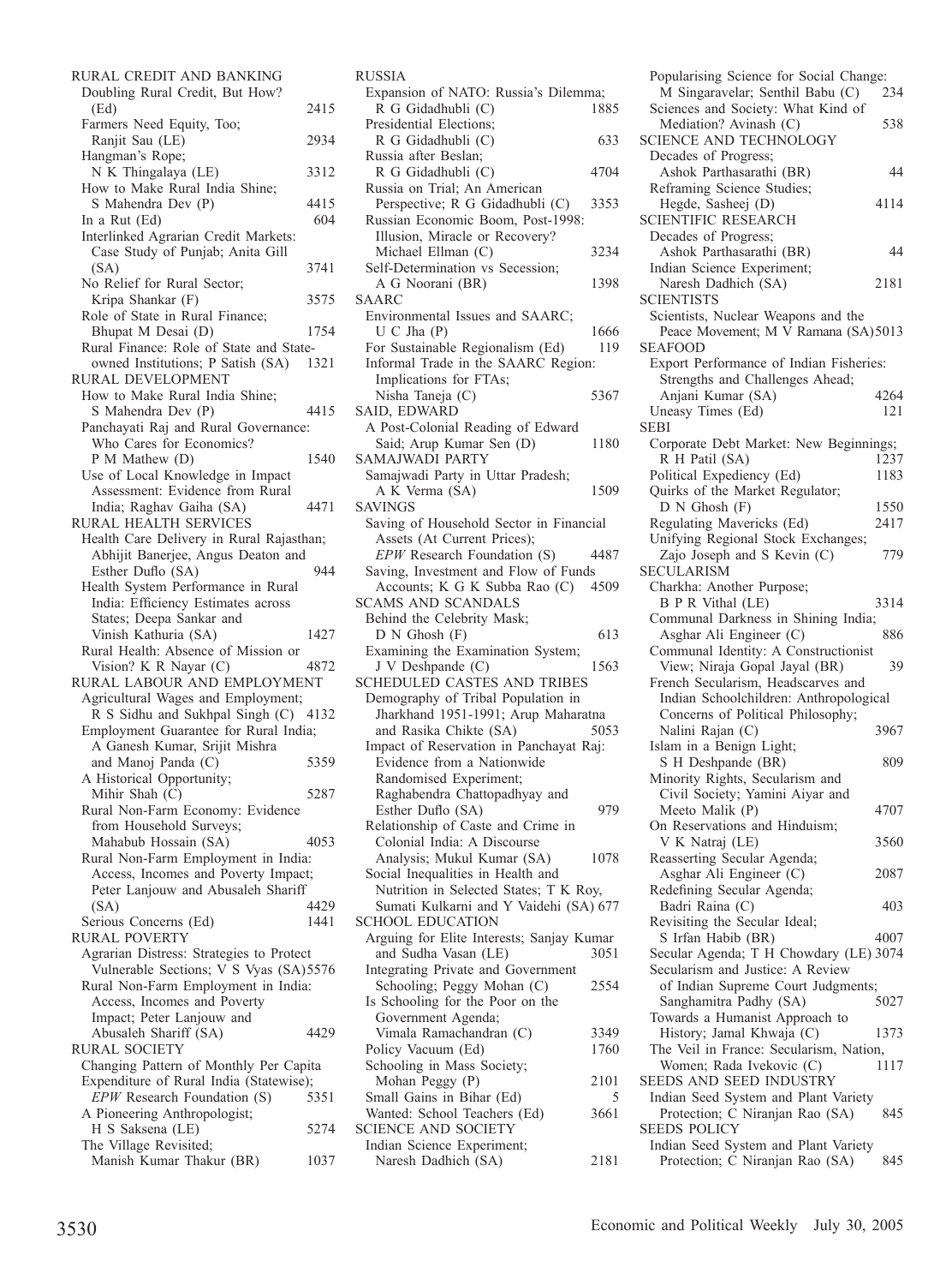RURAL CREDIT AND BANKING

Doubling Rural Credit, But How? (Ed) 2415

Farmers Need Equity, Too; Ranjit Sau (LE) 2934

Hangman's Rope; N K Thingalaya (LE) 3312

How to Make Rural India Shine; S Mahendra Dev (P) 4415

In a Rut (Ed) 604

Interlinked Agrarian Credit Markets: Case Study of Punjab; Anita Gill (SA) 3741

No Relief for Rural Sector; Kripa Shankar (F) 3575

Role of State in Rural Finance; Bhupat M Desai (D) 1754

Rural Finance: Role of State and State-owned Institutions; P Satish (SA) 1321

RURAL DEVELOPMENT

How to Make Rural India Shine; S Mahendra Dev (P) 4415

Panchayati Raj and Rural Governance: Who Cares for Economics? P M Mathew (D) 1540

Use of Local Knowledge in Impact Assessment: Evidence from Rural India; Raghav Gaiha (SA) 4471

RURAL HEALTH SERVICES

Health Care Delivery in Rural Rajasthan; Abhijit Banerjee, Angus Deaton and Esther Duflo (SA) 944

Health System Performance in Rural India: Efficiency Estimates across States; Deepa Sankar and Vinish Kathuria (SA) 1427

Rural Health: Absence of Mission or Vision? K R Nayar (C) 4872

RURAL LABOUR AND EMPLOYMENT

Agricultural Wages and Employment; R S Sidhu and Sukhpal Singh (C) 4132

Employment Guarantee for Rural India; A Ganesh Kumar, Srijit Mishra and Manoj Panda (C) 5359

A Historical Opportunity; Mihir Shah (C) 5287

Rural Non-Farm Economy: Evidence from Household Surveys; Mahabub Hossain (SA) 4053

Rural Non-Farm Employment in India: Access, Incomes and Poverty Impact; Peter Lanjouw and Abusaleh Shariff (SA) 4429

Serious Concerns (Ed) 1441

RURAL POVERTY

Agrarian Distress: Strategies to Protect Vulnerable Sections; V S Vyas (SA) 5576

Rural Non-Farm Employment in India: Access, Incomes and Poverty Impact; Peter Lanjouw and Abusaleh Shariff (SA) 4429

RURAL SOCIETY

Changing Pattern of Monthly Per Capita Expenditure of Rural India (Statewise); *EPW* Research Foundation (S) 5351

A Pioneering Anthropologist; H S Saksena (LE) 5274

The Village Revisited; Manish Kumar Thakur (BR) 1037

RUSSIA

Expansion of NATO: Russia's Dilemma; R G Gidadhubli (C) 1885

Presidential Elections; R G Gidadhubli (C) 633

Russia after Beslan; R G Gidadhubli (C) 4704

Russia on Trial; An American Perspective; R G Gidadhubli (C) 3353

Russian Economic Boom, Post-1998: Illusion, Miracle or Recovery? Michael Ellman (C) 3234

Self-Determination vs Secession; A G Noorani (BR) 1398

SAARC

Environmental Issues and SAARC; U C Jha (P) 1666

For Sustainable Regionalism (Ed) 119

Informal Trade in the SAARC Region: Implications for FTAs; Nisha Taneja (C) 5367

SAID, EDWARD

A Post-Colonial Reading of Edward Said; Arup Kumar Sen (D) 1180

SAMAJWADI PARTY

Samajwadi Party in Uttar Pradesh; A K Verma (SA) 1509

SAVINGS

Saving of Household Sector in Financial Assets (At Current Prices); *EPW* Research Foundation (S) 4487

Saving, Investment and Flow of Funds Accounts; K G K Subba Rao (C) 4509

SCAMS AND SCANDALS

Behind the Celebrity Mask; D N Ghosh (F) 613

Examining the Examination System; J V Deshpande (C) 1563

SCHEDULED CASTES AND TRIBES

Demography of Tribal Population in Jharkhand 1951-1991; Arup Maharatna and Rasika Chikte (SA) 5053

Impact of Reservation in Panchayat Raj: Evidence from a Nationwide Randomised Experiment; Raghabendra Chattopadhyay and Esther Duflo (SA) 979

Relationship of Caste and Crime in Colonial India: A Discourse Analysis; Mukul Kumar (SA) 1078

Social Inequalities in Health and Nutrition in Selected States; T K Roy, Sumati Kulkarni and Y Vaidehi (SA) 677

SCHOOL EDUCATION

Arguing for Elite Interests; Sanjay Kumar and Sudha Vasan (LE) 3051

Integrating Private and Government Schooling; Peggy Mohan (C) 2554

Is Schooling for the Poor on the Government Agenda; Vimala Ramachandran (C) 3349

Policy Vacuum (Ed) 1760

Schooling in Mass Society; Mohan Peggy (P) 2101

Small Gains in Bihar (Ed) 5

Wanted: School Teachers (Ed) 3661

SCIENCE AND SOCIETY

Indian Science Experiment; Naresh Dadhich (SA) 2181

Popularising Science for Social Change: M Singaravelar; Senthil Babu (C) 234

Sciences and Society: What Kind of Mediation? Avinash (C) 538

SCIENCE AND TECHNOLOGY

Decades of Progress; Ashok Parthasarathi (BR) 44

Reframing Science Studies; Hegde, Sasheej (D) 4114

SCIENTIFIC RESEARCH

Decades of Progress; Ashok Parthasarathi (BR) 44

Indian Science Experiment; Naresh Dadhich (SA) 2181

SCIENTISTS

Scientists, Nuclear Weapons and the Peace Movement; M V Ramana (SA) 5013

SEAFOOD

Export Performance of Indian Fisheries: Strengths and Challenges Ahead; Anjani Kumar (SA) 4264

Uneasy Times (Ed) 121

SEBI

Corporate Debt Market: New Beginnings; R H Patil (SA) 1237

Political Expediency (Ed) 1183

Quirks of the Market Regulator; D N Ghosh (F) 1550

Regulating Mavericks (Ed) 2417

Unifying Regional Stock Exchanges; Zajo Joseph and S Kevin (C) 779

SECULARISM

Charkha: Another Purpose; B P R Vithal (LE) 3314

Communal Darkness in Shining India; Asghar Ali Engineer (C) 886

Communal Identity: A Constructionist View; Niraja Gopal Jayal (BR) 39

French Secularism, Headscarves and Indian Schoolchildren: Anthropological Concerns of Political Philosophy; Nalini Rajan (C) 3967

Islam in a Benign Light; S H Deshpande (BR) 809

Minority Rights, Secularism and Civil Society; Yamini Aiyar and Meeto Malik (P) 4707

On Reservations and Hinduism; V K Natraj (LE) 3560

Reasserting Secular Agenda; Asghar Ali Engineer (C) 2087

Redefining Secular Agenda; Badri Raina (C) 403

Revisiting the Secular Ideal; S Irfan Habib (BR) 4007

Secular Agenda; T H Chowdary (LE) 3074

Secularism and Justice: A Review of Indian Supreme Court Judgments; Sanghamitra Padhy (SA) 5027

Towards a Humanist Approach to History; Jamal Khwaja (C) 1373

The Veil in France: Secularism, Nation, Women; Rada Ivekovic (C) 1117

SEEDS AND SEED INDUSTRY

Indian Seed System and Plant Variety Protection; C Niranjan Rao (SA) 845

SEEDS POLICY

Indian Seed System and Plant Variety Protection; C Niranjan Rao (SA) 845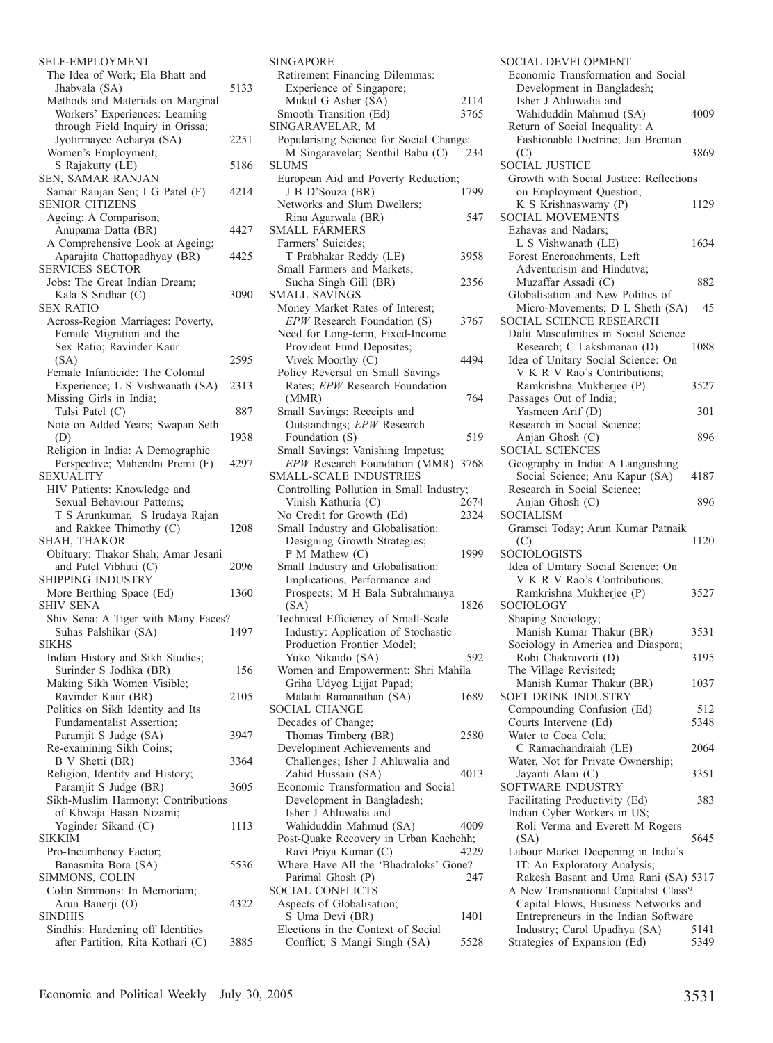SELF-EMPLOYMENT
The Idea of Work; Ela Bhatt and Jhabvala (SA) 5133
Methods and Materials on Marginal Workers' Experiences: Learning through Field Inquiry in Orissa; Jyotirmayee Acharya (SA) 2251
Women's Employment; S Rajakutty (LE) 5186

SEN, SAMAR RANJAN
Samar Ranjan Sen; I G Patel (F) 4214

SENIOR CITIZENS
Ageing: A Comparison; Anupama Datta (BR) 4427
A Comprehensive Look at Ageing; Aparajita Chattopadhyay (BR) 4425

SERVICES SECTOR
Jobs: The Great Indian Dream; Kala S Sridhar (C) 3090

SEX RATIO
Across-Region Marriages: Poverty, Female Migration and the Sex Ratio; Ravinder Kaur (SA) 2595
Female Infanticide: The Colonial Experience; L S Vishwanath (SA) 2313
Missing Girls in India; Tulsi Patel (C) 887
Note on Added Years; Swapan Seth (D) 1938
Religion in India: A Demographic Perspective; Mahendra Premi (F) 4297

SEXUALITY
HIV Patients: Knowledge and Sexual Behaviour Patterns; T S Arunkumar, S Irudaya Rajan and Rakkee Thimothy (C) 1208

SHAH, THAKOR
Obituary: Thakor Shah; Amar Jesani and Patel Vibhuti (C) 2096

SHIPPING INDUSTRY
More Berthing Space (Ed) 1360

SHIV SENA
Shiv Sena: A Tiger with Many Faces? Suhas Palshikar (SA) 1497

SIKHS
Indian History and Sikh Studies; Surinder S Jodhka (BR) 156
Making Sikh Women Visible; Ravinder Kaur (BR) 2105
Politics on Sikh Identity and Its Fundamentalist Assertion; Paramjit S Judge (SA) 3947
Re-examining Sikh Coins; B V Shetti (BR) 3364
Religion, Identity and History; Paramjit S Judge (BR) 3605
Sikh-Muslim Harmony: Contributions of Khwaja Hasan Nizami; Yoginder Sikand (C) 1113

SIKKIM
Pro-Incumbency Factor; Banasmita Bora (SA) 5536

SIMMONS, COLIN
Colin Simmons: In Memoriam; Arun Banerji (O) 4322

SINDHIS
Sindhis: Hardening off Identities after Partition; Rita Kothari (C) 3885

SINGAPORE
Retirement Financing Dilemmas: Experience of Singapore; Mukul G Asher (SA) 2114
Smooth Transition (Ed) 3765

SINGARAVELAR, M
Popularising Science for Social Change: M Singaravelar; Senthil Babu (C) 234

SLUMS
European Aid and Poverty Reduction; J B D'Souza (BR) 1799
Networks and Slum Dwellers; Rina Agarwala (BR) 547

SMALL FARMERS
Farmers' Suicides; T Prabhakar Reddy (LE) 3958
Small Farmers and Markets; Sucha Singh Gill (BR) 2356

SMALL SAVINGS
Money Market Rates of Interest; *EPW* Research Foundation (S) 3767
Need for Long-term, Fixed-Income Provident Fund Deposites; Vivek Moorthy (C) 4494
Policy Reversal on Small Savings Rates; *EPW* Research Foundation (MMR) 764
Small Savings: Receipts and Outstandings; *EPW* Research Foundation (S) 519
Small Savings: Vanishing Impetus; *EPW* Research Foundation (MMR) 3768

SMALL-SCALE INDUSTRIES
Controlling Pollution in Small Industry; Vinish Kathuria (C) 2674
No Credit for Growth (Ed) 2324
Small Industry and Globalisation: Designing Growth Strategies; P M Mathew (C) 1999
Small Industry and Globalisation: Implications, Performance and Prospects; M H Bala Subrahmanya (SA) 1826
Technical Efficiency of Small-Scale Industry: Application of Stochastic Production Frontier Model; Yuko Nikaido (SA) 592
Women and Empowerment: Shri Mahila Griha Udyog Lijjat Papad; Malathi Ramanathan (SA) 1689

SOCIAL CHANGE
Decades of Change; Thomas Timberg (BR) 2580
Development Achievements and Challenges; Isher J Ahluwalia and Zahid Hussain (SA) 4013
Economic Transformation and Social Development in Bangladesh; Isher J Ahluwalia and Wahiduddin Mahmud (SA) 4009
Post-Quake Recovery in Urban Kachchh; Ravi Priya Kumar (C) 4229
Where Have All the 'Bhadraloks' Gone? Parimal Ghosh (P) 247

SOCIAL CONFLICTS
Aspects of Globalisation; S Uma Devi (BR) 1401
Elections in the Context of Social Conflict; S Mangi Singh (SA) 5528

SOCIAL DEVELOPMENT
Economic Transformation and Social Development in Bangladesh; Isher J Ahluwalia and Wahiduddin Mahmud (SA) 4009
Return of Social Inequality: A Fashionable Doctrine; Jan Breman (C) 3869

SOCIAL JUSTICE
Growth with Social Justice: Reflections on Employment Question; K S Krishnaswamy (P) 1129

SOCIAL MOVEMENTS
Ezhavas and Nadars; L S Vishwanath (LE) 1634
Forest Encroachments, Left Adventurism and Hindutva; Muzaffar Assadi (C) 882
Globalisation and New Politics of Micro-Movements; D L Sheth (SA) 45

SOCIAL SCIENCE RESEARCH
Dalit Masculinities in Social Science Research; C Lakshmanan (D) 1088
Idea of Unitary Social Science: On V K R V Rao's Contributions; Ramkrishna Mukherjee (P) 3527
Passages Out of India; Yasmeen Arif (D) 301
Research in Social Science; Anjan Ghosh (C) 896

SOCIAL SCIENCES
Geography in India: A Languishing Social Science; Anu Kapur (SA) 4187
Research in Social Science; Anjan Ghosh (C) 896

SOCIALISM
Gramsci Today; Arun Kumar Patnaik (C) 1120

SOCIOLOGISTS
Idea of Unitary Social Science: On V K R V Rao's Contributions; Ramkrishna Mukherjee (P) 3527

SOCIOLOGY
Shaping Sociology; Manish Kumar Thakur (BR) 3531
Sociology in America and Diaspora; Robi Chakravorti (D) 3195
The Village Revisited; Manish Kumar Thakur (BR) 1037

SOFT DRINK INDUSTRY
Compounding Confusion (Ed) 512
Courts Intervene (Ed) 5348
Water to Coca Cola; C Ramachandraiah (LE) 2064
Water, Not for Private Ownership; Jayanti Alam (C) 3351

SOFTWARE INDUSTRY
Facilitating Productivity (Ed) 383
Indian Cyber Workers in US; Roli Verma and Everett M Rogers (SA) 5645
Labour Market Deepening in India's IT: An Exploratory Analysis; Rakesh Basant and Uma Rani (SA) 5317
A New Transnational Capitalist Class? Capital Flows, Business Networks and Entrepreneurs in the Indian Software Industry; Carol Upadhya (SA) 5141
Strategies of Expansion (Ed) 5349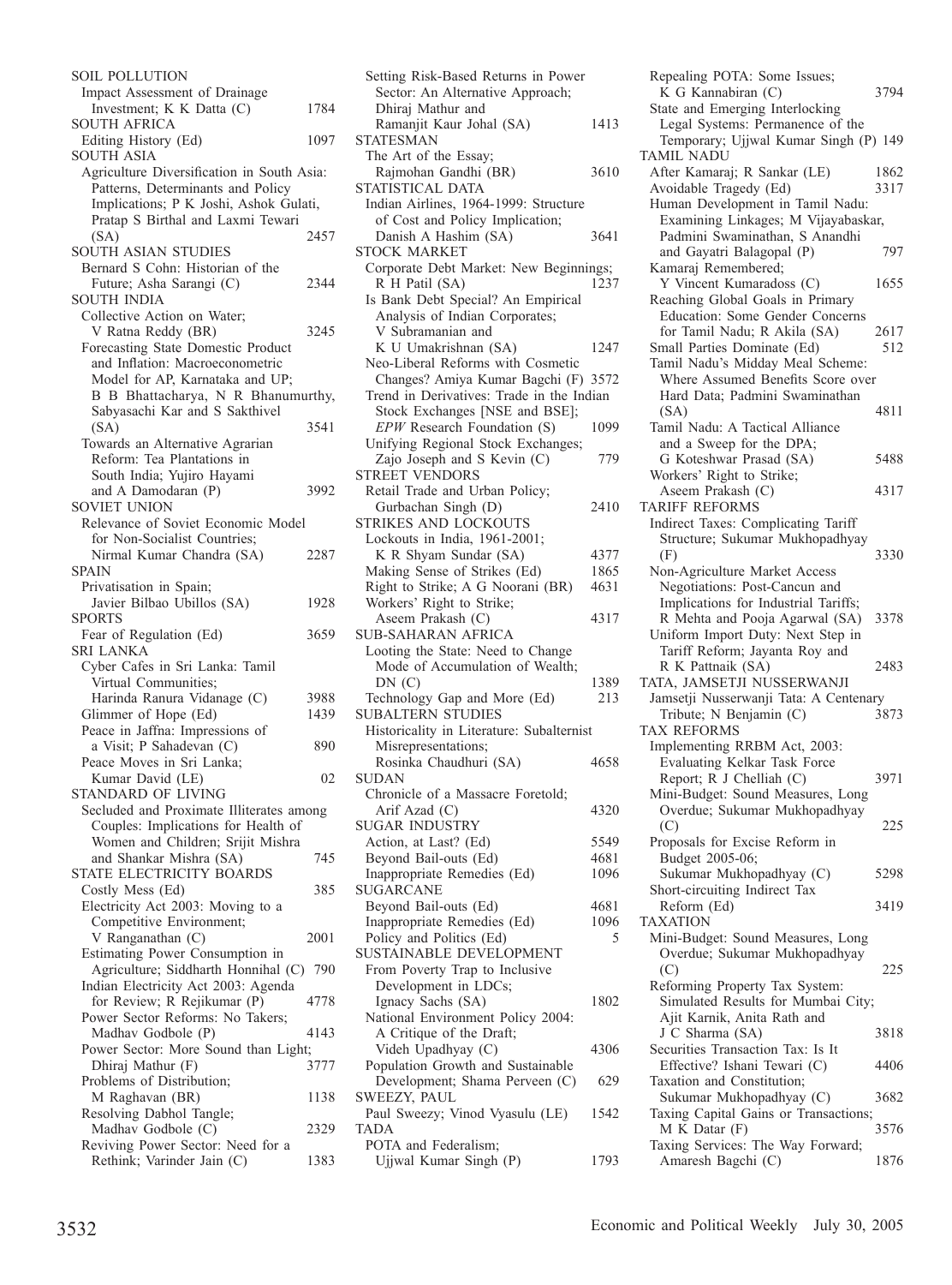SOIL POLLUTION
- Impact Assessment of Drainage Investment; K K Datta (C) 1784

SOUTH AFRICA
- Editing History (Ed) 1097

SOUTH ASIA
- Agriculture Diversification in South Asia: Patterns, Determinants and Policy Implications; P K Joshi, Ashok Gulati, Pratap S Birthal and Laxmi Tewari (SA) 2457

SOUTH ASIAN STUDIES
- Bernard S Cohn: Historian of the Future; Asha Sarangi (C) 2344

SOUTH INDIA
- Collective Action on Water; V Ratna Reddy (BR) 3245
- Forecasting State Domestic Product and Inflation: Macroeconometric Model for AP, Karnataka and UP; B B Bhattacharya, N R Bhanumurthy, Sabyasachi Kar and S Sakthivel (SA) 3541
- Towards an Alternative Agrarian Reform: Tea Plantations in South India; Yujiro Hayami and A Damodaran (P) 3992

SOVIET UNION
- Relevance of Soviet Economic Model for Non-Socialist Countries; Nirmal Kumar Chandra (SA) 2287

SPAIN
- Privatisation in Spain; Javier Bilbao Ubillos (SA) 1928

SPORTS
- Fear of Regulation (Ed) 3659

SRI LANKA
- Cyber Cafes in Sri Lanka: Tamil Virtual Communities; Harinda Ranura Vidanage (C) 3988
- Glimmer of Hope (Ed) 1439
- Peace in Jaffna: Impressions of a Visit; P Sahadevan (C) 890
- Peace Moves in Sri Lanka; Kumar David (LE) 02

STANDARD OF LIVING
- Secluded and Proximate Illiterates among Couples: Implications for Health of Women and Children; Srijit Mishra and Shankar Mishra (SA) 745

STATE ELECTRICITY BOARDS
- Costly Mess (Ed) 385
- Electricity Act 2003: Moving to a Competitive Environment; V Ranganathan (C) 2001
- Estimating Power Consumption in Agriculture; Siddharth Honnihal (C) 790
- Indian Electricity Act 2003: Agenda for Review; R Rejikumar (P) 4778
- Power Sector Reforms: No Takers; Madhav Godbole (P) 4143
- Power Sector: More Sound than Light; Dhiraj Mathur (F) 3777
- Problems of Distribution; M Raghavan (BR) 1138
- Resolving Dabhol Tangle; Madhav Godbole (C) 2329
- Reviving Power Sector: Need for a Rethink; Varinder Jain (C) 1383
- Setting Risk-Based Returns in Power Sector: An Alternative Approach; Dhiraj Mathur and Ramanjit Kaur Johal (SA) 1413

STATESMAN
- The Art of the Essay; Rajmohan Gandhi (BR) 3610

STATISTICAL DATA
- Indian Airlines, 1964-1999: Structure of Cost and Policy Implication; Danish A Hashim (SA) 3641

STOCK MARKET
- Corporate Debt Market: New Beginnings; R H Patil (SA) 1237
- Is Bank Debt Special? An Empirical Analysis of Indian Corporates; V Subramanian and K U Umakrishnan (SA) 1247
- Neo-Liberal Reforms with Cosmetic Changes? Amiya Kumar Bagchi (F) 3572
- Trend in Derivatives: Trade in the Indian Stock Exchanges [NSE and BSE]; *EPW* Research Foundation (S) 1099
- Unifying Regional Stock Exchanges; Zajo Joseph and S Kevin (C) 779

STREET VENDORS
- Retail Trade and Urban Policy; Gurbachan Singh (D) 2410

STRIKES AND LOCKOUTS
- Lockouts in India, 1961-2001; K R Shyam Sundar (SA) 4377
- Making Sense of Strikes (Ed) 1865
- Right to Strike; A G Noorani (BR) 4631
- Workers' Right to Strike; Aseem Prakash (C) 4317

SUB-SAHARAN AFRICA
- Looting the State: Need to Change Mode of Accumulation of Wealth; DN (C) 1389
- Technology Gap and More (Ed) 213

SUBALTERN STUDIES
- Historicality in Literature: Subalternist Misrepresentations; Rosinka Chaudhuri (SA) 4658

SUDAN
- Chronicle of a Massacre Foretold; Arif Azad (C) 4320

SUGAR INDUSTRY
- Action, at Last? (Ed) 5549
- Beyond Bail-outs (Ed) 4681
- Inappropriate Remedies (Ed) 1096

SUGARCANE
- Beyond Bail-outs (Ed) 4681
- Inappropriate Remedies (Ed) 1096
- Policy and Politics (Ed) 5

SUSTAINABLE DEVELOPMENT
- From Poverty Trap to Inclusive Development in LDCs; Ignacy Sachs (SA) 1802
- National Environment Policy 2004: A Critique of the Draft; Videh Upadhyay (C) 4306
- Population Growth and Sustainable Development; Shama Perveen (C) 629

SWEEZY, PAUL
- Paul Sweezy; Vinod Vyasulu (LE) 1542

TADA
- POTA and Federalism; Ujjwal Kumar Singh (P) 1793
- Repealing POTA: Some Issues; K G Kannabiran (C) 3794
- State and Emerging Interlocking Legal Systems: Permanence of the Temporary; Ujjwal Kumar Singh (P) 149

TAMIL NADU
- After Kamaraj; R Sankar (LE) 1862
- Avoidable Tragedy (Ed) 3317
- Human Development in Tamil Nadu: Examining Linkages; M Vijayabaskar, Padmini Swaminathan, S Anandhi and Gayatri Balagopal (P) 797
- Kamaraj Remembered; Y Vincent Kumaradoss (C) 1655
- Reaching Global Goals in Primary Education: Some Gender Concerns for Tamil Nadu; R Akila (SA) 2617
- Small Parties Dominate (Ed) 512
- Tamil Nadu's Midday Meal Scheme: Where Assumed Benefits Score over Hard Data; Padmini Swaminathan (SA) 4811
- Tamil Nadu: A Tactical Alliance and a Sweep for the DPA; G Koteshwar Prasad (SA) 5488
- Workers' Right to Strike; Aseem Prakash (C) 4317

TARIFF REFORMS
- Indirect Taxes: Complicating Tariff Structure; Sukumar Mukhopadhyay (F) 3330
- Non-Agriculture Market Access Negotiations: Post-Cancun and Implications for Industrial Tariffs; R Mehta and Pooja Agarwal (SA) 3378
- Uniform Import Duty: Next Step in Tariff Reform; Jayanta Roy and R K Pattnaik (SA) 2483

TATA, JAMSETJI NUSSERWANJI
- Jamsetji Nusserwanji Tata: A Centenary Tribute; N Benjamin (C) 3873

TAX REFORMS
- Implementing RRBM Act, 2003: Evaluating Kelkar Task Force Report; R J Chelliah (C) 3971
- Mini-Budget: Sound Measures, Long Overdue; Sukumar Mukhopadhyay (C) 225
- Proposals for Excise Reform in Budget 2005-06; Sukumar Mukhopadhyay (C) 5298
- Short-circuiting Indirect Tax Reform (Ed) 3419

TAXATION
- Mini-Budget: Sound Measures, Long Overdue; Sukumar Mukhopadhyay (C) 225
- Reforming Property Tax System: Simulated Results for Mumbai City; Ajit Karnik, Anita Rath and J C Sharma (SA) 3818
- Securities Transaction Tax: Is It Effective? Ishani Tewari (C) 4406
- Taxation and Constitution; Sukumar Mukhopadhyay (C) 3682
- Taxing Capital Gains or Transactions; M K Datar (F) 3576
- Taxing Services: The Way Forward; Amaresh Bagchi (C) 1876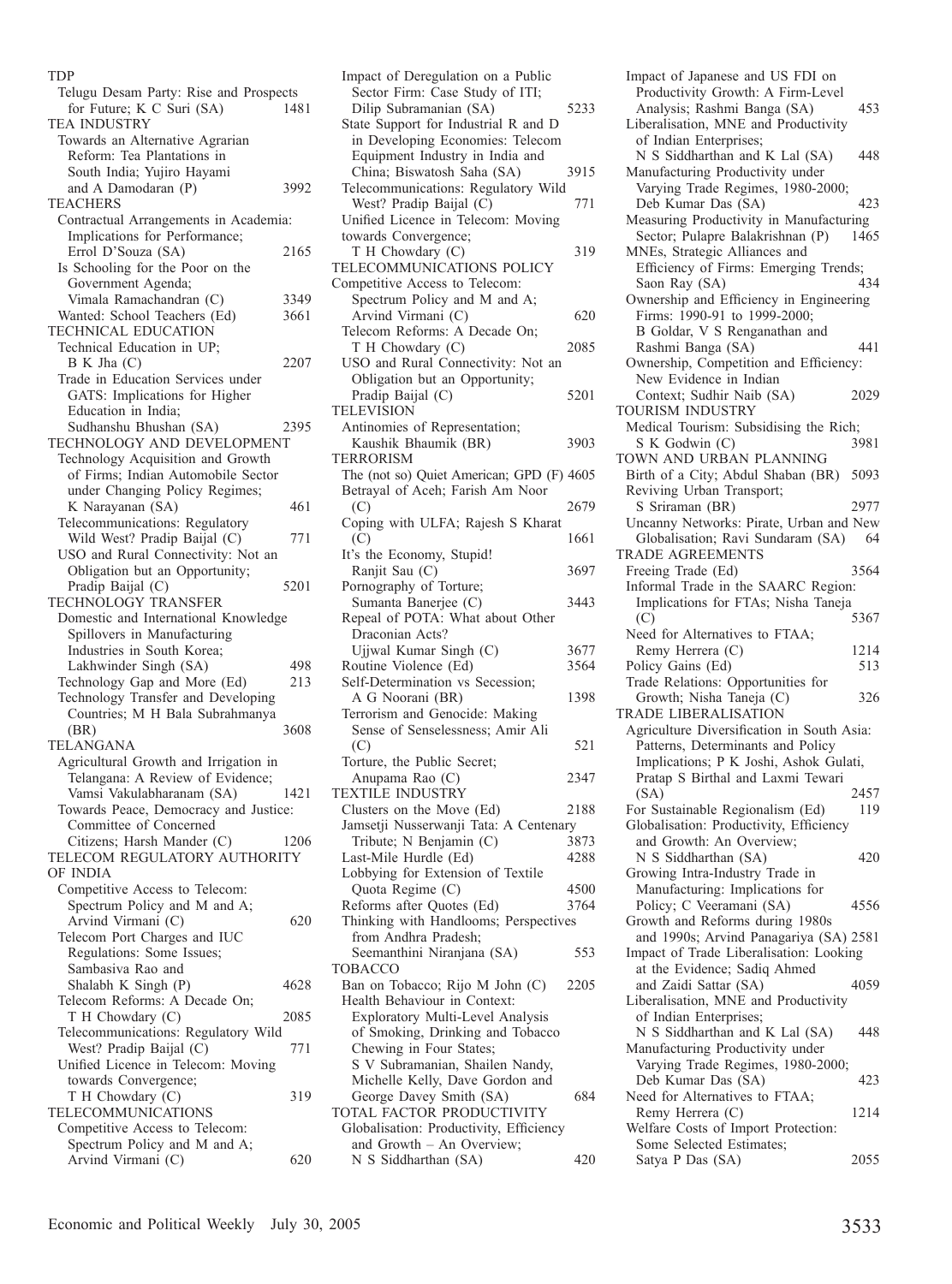TDP

Telugu Desam Party: Rise and Prospects for Future; K C Suri (SA) 1481

TEA INDUSTRY

Towards an Alternative Agrarian Reform: Tea Plantations in South India; Yujiro Hayami and A Damodaran (P) 3992

TEACHERS

Contractual Arrangements in Academia: Implications for Performance; Errol D'Souza (SA) 2165

Is Schooling for the Poor on the Government Agenda; Vimala Ramachandran (C) 3349

Wanted: School Teachers (Ed) 3661

TECHNICAL EDUCATION

Technical Education in UP; B K Jha (C) 2207

Trade in Education Services under GATS: Implications for Higher Education in India; Sudhanshu Bhushan (SA) 2395

TECHNOLOGY AND DEVELOPMENT

Technology Acquisition and Growth of Firms; Indian Automobile Sector under Changing Policy Regimes; K Narayanan (SA) 461

Telecommunications: Regulatory Wild West? Pradip Baijal (C) 771

USO and Rural Connectivity: Not an Obligation but an Opportunity; Pradip Baijal (C) 5201

TECHNOLOGY TRANSFER

Domestic and International Knowledge Spillovers in Manufacturing Industries in South Korea; Lakhwinder Singh (SA) 498

Technology Gap and More (Ed) 213

Technology Transfer and Developing Countries; M H Bala Subrahmanya (BR) 3608

TELANGANA

Agricultural Growth and Irrigation in Telangana: A Review of Evidence; Vamsi Vakulabharanam (SA) 1421

Towards Peace, Democracy and Justice: Committee of Concerned Citizens; Harsh Mander (C) 1206

TELECOM REGULATORY AUTHORITY OF INDIA

Competitive Access to Telecom: Spectrum Policy and M and A; Arvind Virmani (C) 620

Telecom Port Charges and IUC Regulations: Some Issues; Sambasiva Rao and Shalabh K Singh (P) 4628

Telecom Reforms: A Decade On; T H Chowdary (C) 2085

Telecommunications: Regulatory Wild West? Pradip Baijal (C) 771

Unified Licence in Telecom: Moving towards Convergence; T H Chowdary (C) 319

TELECOMMUNICATIONS

Competitive Access to Telecom: Spectrum Policy and M and A; Arvind Virmani (C) 620

Impact of Deregulation on a Public Sector Firm: Case Study of ITI; Dilip Subramanian (SA) 5233

State Support for Industrial R and D in Developing Economies: Telecom Equipment Industry in India and China; Biswatosh Saha (SA) 3915

Telecommunications: Regulatory Wild West? Pradip Baijal (C) 771

Unified Licence in Telecom: Moving towards Convergence; T H Chowdary (C) 319

TELECOMMUNICATIONS POLICY

Competitive Access to Telecom: Spectrum Policy and M and A; Arvind Virmani (C) 620

Telecom Reforms: A Decade On; T H Chowdary (C) 2085

USO and Rural Connectivity: Not an Obligation but an Opportunity; Pradip Baijal (C) 5201

TELEVISION

Antinomies of Representation; Kaushik Bhaumik (BR) 3903

TERRORISM

The (not so) Quiet American; GPD (F) 4605

Betrayal of Aceh; Farish Am Noor (C) 2679

Coping with ULFA; Rajesh S Kharat (C) 1661

It's the Economy, Stupid! Ranjit Sau (C) 3697

Pornography of Torture; Sumanta Banerjee (C) 3443

Repeal of POTA: What about Other Draconian Acts? Ujjwal Kumar Singh (C) 3677

Routine Violence (Ed) 3564

Self-Determination vs Secession; A G Noorani (BR) 1398

Terrorism and Genocide: Making Sense of Senselessness; Amir Ali (C) 521

Torture, the Public Secret; Anupama Rao (C) 2347

TEXTILE INDUSTRY

Clusters on the Move (Ed) 2188

Jamsetji Nusserwanji Tata: A Centenary Tribute; N Benjamin (C) 3873

Last-Mile Hurdle (Ed) 4288

Lobbying for Extension of Textile Quota Regime (C) 4500

Reforms after Quotes (Ed) 3764

Thinking with Handlooms; Perspectives from Andhra Pradesh; Seemanthini Niranjana (SA) 553

TOBACCO

Ban on Tobacco; Rijo M John (C) 2205

Health Behaviour in Context: Exploratory Multi-Level Analysis of Smoking, Drinking and Tobacco Chewing in Four States; S V Subramanian, Shailen Nandy, Michelle Kelly, Dave Gordon and George Davey Smith (SA) 684

TOTAL FACTOR PRODUCTIVITY

Globalisation: Productivity, Efficiency and Growth – An Overview; N S Siddharthan (SA) 420

Impact of Japanese and US FDI on Productivity Growth: A Firm-Level Analysis; Rashmi Banga (SA) 453

Liberalisation, MNE and Productivity of Indian Enterprises; N S Siddharthan and K Lal (SA) 448

Manufacturing Productivity under Varying Trade Regimes, 1980-2000; Deb Kumar Das (SA) 423

Measuring Productivity in Manufacturing Sector; Pulapre Balakrishnan (P) 1465

MNEs, Strategic Alliances and Efficiency of Firms: Emerging Trends; Saon Ray (SA) 434

Ownership and Efficiency in Engineering Firms: 1990-91 to 1999-2000; B Goldar, V S Renganathan and Rashmi Banga (SA) 441

Ownership, Competition and Efficiency: New Evidence in Indian Context; Sudhir Naib (SA) 2029

TOURISM INDUSTRY

Medical Tourism: Subsidising the Rich; S K Godwin (C) 3981

TOWN AND URBAN PLANNING

Birth of a City; Abdul Shaban (BR) 5093

Reviving Urban Transport; S Sriraman (BR) 2977

Uncanny Networks: Pirate, Urban and New Globalisation; Ravi Sundaram (SA) 64

TRADE AGREEMENTS

Freeing Trade (Ed) 3564

Informal Trade in the SAARC Region: Implications for FTAs; Nisha Taneja (C) 5367

Need for Alternatives to FTAA; Remy Herrera (C) 1214

Policy Gains (Ed) 513

Trade Relations: Opportunities for Growth; Nisha Taneja (C) 326

TRADE LIBERALISATION

Agriculture Diversification in South Asia: Patterns, Determinants and Policy Implications; P K Joshi, Ashok Gulati, Pratap S Birthal and Laxmi Tewari (SA) 2457

For Sustainable Regionalism (Ed) 119

Globalisation: Productivity, Efficiency and Growth: An Overview; N S Siddharthan (SA) 420

Growing Intra-Industry Trade in Manufacturing: Implications for Policy; C Veeramani (SA) 4556

Growth and Reforms during 1980s and 1990s; Arvind Panagariya (SA) 2581

Impact of Trade Liberalisation: Looking at the Evidence; Sadiq Ahmed and Zaidi Sattar (SA) 4059

Liberalisation, MNE and Productivity of Indian Enterprises; N S Siddharthan and K Lal (SA) 448

Manufacturing Productivity under Varying Trade Regimes, 1980-2000; Deb Kumar Das (SA) 423

Need for Alternatives to FTAA; Remy Herrera (C) 1214

Welfare Costs of Import Protection: Some Selected Estimates; Satya P Das (SA) 2055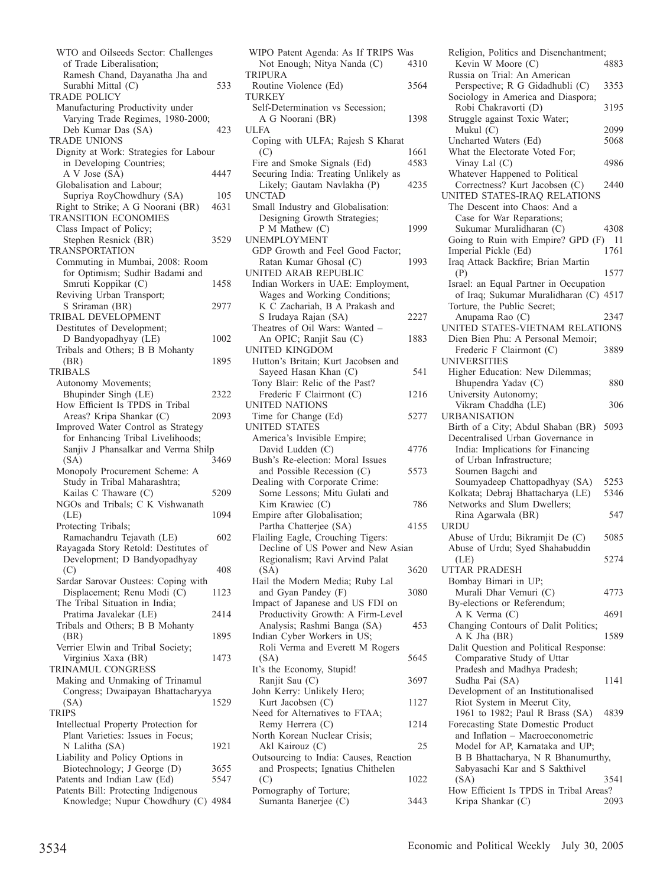WTO and Oilseeds Sector: Challenges of Trade Liberalisation; Ramesh Chand, Dayanatha Jha and Surabhi Mittal (C) 533

TRADE POLICY

Manufacturing Productivity under Varying Trade Regimes, 1980-2000; Deb Kumar Das (SA) 423

TRADE UNIONS

Dignity at Work: Strategies for Labour in Developing Countries; A V Jose (SA) 4447

Globalisation and Labour; Supriya RoyChowdhury (SA) 105

Right to Strike; A G Noorani (BR) 4631

TRANSITION ECONOMIES

Class Impact of Policy; Stephen Resnick (BR) 3529

TRANSPORTATION

Commuting in Mumbai, 2008: Room for Optimism; Sudhir Badami and Smruti Koppikar (C) 1458

Reviving Urban Transport; S Sriraman (BR) 2977

TRIBAL DEVELOPMENT

Destitutes of Development; D Bandyopadhyay (LE) 1002

Tribals and Others; B B Mohanty (BR) 1895

TRIBALS

Autonomy Movements; Bhupinder Singh (LE) 2322

How Efficient Is TPDS in Tribal Areas? Kripa Shankar (C) 2093

Improved Water Control as Strategy for Enhancing Tribal Livelihoods; Sanjiv J Phansalkar and Verma Shilp (SA) 3469

Monopoly Procurement Scheme: A Study in Tribal Maharashtra; Kailas C Thaware (C) 5209

NGOs and Tribals; C K Vishwanath (LE) 1094

Protecting Tribals; Ramachandru Tejavath (LE) 602

Rayagada Story Retold: Destitutes of Development; D Bandyopadhyay (C) 408

Sardar Sarovar Oustees: Coping with Displacement; Renu Modi (C) 1123

The Tribal Situation in India; Pratima Javalekar (LE) 2414

Tribals and Others; B B Mohanty (BR) 1895

Verrier Elwin and Tribal Society; Virginius Xaxa (BR) 1473

TRINAMUL CONGRESS

Making and Unmaking of Trinamul Congress; Dwaipayan Bhattacharyya (SA) 1529

TRIPS

Intellectual Property Protection for Plant Varieties: Issues in Focus; N Lalitha (SA) 1921

Liability and Policy Options in Biotechnology; J George (D) 3655

Patents and Indian Law (Ed) 5547

Patents Bill: Protecting Indigenous Knowledge; Nupur Chowdhury (C) 4984

WIPO Patent Agenda: As If TRIPS Was Not Enough; Nitya Nanda (C) 4310

TRIPURA

Routine Violence (Ed) 3564

TURKEY

Self-Determination vs Secession; A G Noorani (BR) 1398

ULFA

Coping with ULFA; Rajesh S Kharat (C) 1661

Fire and Smoke Signals (Ed) 4583

Securing India: Treating Unlikely as Likely; Gautam Navlakha (P) 4235

UNCTAD

Small Industry and Globalisation: Designing Growth Strategies; P M Mathew (C) 1999

UNEMPLOYMENT

GDP Growth and Feel Good Factor; Ratan Kumar Ghosal (C) 1993

UNITED ARAB REPUBLIC

Indian Workers in UAE: Employment, Wages and Working Conditions; K C Zachariah, B A Prakash and S Irudaya Rajan (SA) 2227

Theatres of Oil Wars: Wanted – An OPIC; Ranjit Sau (C) 1883

UNITED KINGDOM

Hutton's Britain; Kurt Jacobsen and Sayeed Hasan Khan (C) 541

Tony Blair: Relic of the Past? Frederic F Clairmont (C) 1216

UNITED NATIONS

Time for Change (Ed) 5277

UNITED STATES

America's Invisible Empire; David Ludden (C) 4776

Bush's Re-election: Moral Issues and Possible Recession (C) 5573

Dealing with Corporate Crime: Some Lessons; Mitu Gulati and Kim Krawiec (C) 786

Empire after Globalisation; Partha Chatterjee (SA) 4155

Flailing Eagle, Crouching Tigers: Decline of US Power and New Asian Regionalism; Ravi Arvind Palat (SA) 3620

Hail the Modern Media; Ruby Lal and Gyan Pandey (F) 3080

Impact of Japanese and US FDI on Productivity Growth: A Firm-Level Analysis; Rashmi Banga (SA) 453

Indian Cyber Workers in US; Roli Verma and Everett M Rogers (SA) 5645

It's the Economy, Stupid! Ranjit Sau (C) 3697

John Kerry: Unlikely Hero; Kurt Jacobsen (C) 1127

Need for Alternatives to FTAA; Remy Herrera (C) 1214

North Korean Nuclear Crisis; Akl Kairouz (C) 25

Outsourcing to India: Causes, Reaction and Prospects; Ignatius Chithelen (C) 1022

Pornography of Torture; Sumanta Banerjee (C) 3443

Religion, Politics and Disenchantment; Kevin W Moore (C) 4883

Russia on Trial: An American Perspective; R G Gidadhubli (C) 3353

Sociology in America and Diaspora; Robi Chakravorti (D) 3195

Struggle against Toxic Water; Mukul (C) 2099

Uncharted Waters (Ed) 5068

What the Electorate Voted For; Vinay Lal (C) 4986

Whatever Happened to Political Correctness? Kurt Jacobsen (C) 2440

UNITED STATES-IRAQ RELATIONS

The Descent into Chaos: And a Case for War Reparations; Sukumar Muralidharan (C) 4308

Going to Ruin with Empire? GPD (F) 11

Imperial Pickle (Ed) 1761

Iraq Attack Backfire; Brian Martin (P) 1577

Israel: an Equal Partner in Occupation of Iraq; Sukumar Muralidharan (C) 4517

Torture, the Public Secret; Anupama Rao (C) 2347

UNITED STATES-VIETNAM RELATIONS

Dien Bien Phu: A Personal Memoir; Frederic F Clairmont (C) 3889

UNIVERSITIES

Higher Education: New Dilemmas; Bhupendra Yadav (C) 880

University Autonomy; Vikram Chaddha (LE) 306

URBANISATION

Birth of a City; Abdul Shaban (BR) 5093

Decentralised Urban Governance in India: Implications for Financing of Urban Infrastructure; Soumen Bagchi and Soumyadeep Chattopadhyay (SA) 5253

Kolkata; Debraj Bhattacharya (LE) 5346

Networks and Slum Dwellers; Rina Agarwala (BR) 547

URDU

Abuse of Urdu; Bikramjit De (C) 5085

Abuse of Urdu; Syed Shahabuddin (LE) 5274

UTTAR PRADESH

Bombay Bimari in UP; Murali Dhar Vemuri (C) 4773

By-elections or Referendum; A K Verma (C) 4691

Changing Contours of Dalit Politics; A K Jha (BR) 1589

Dalit Question and Political Response: Comparative Study of Uttar Pradesh and Madhya Pradesh; Sudha Pai (SA) 1141

Development of an Institutionalised Riot System in Meerut City, 1961 to 1982; Paul R Brass (SA) 4839

Forecasting State Domestic Product and Inflation – Macroeconometric Model for AP, Karnataka and UP; B B Bhattacharya, N R Bhanumurthy, Sabyasachi Kar and S Sakthivel (SA) 3541

How Efficient Is TPDS in Tribal Areas? Kripa Shankar (C) 2093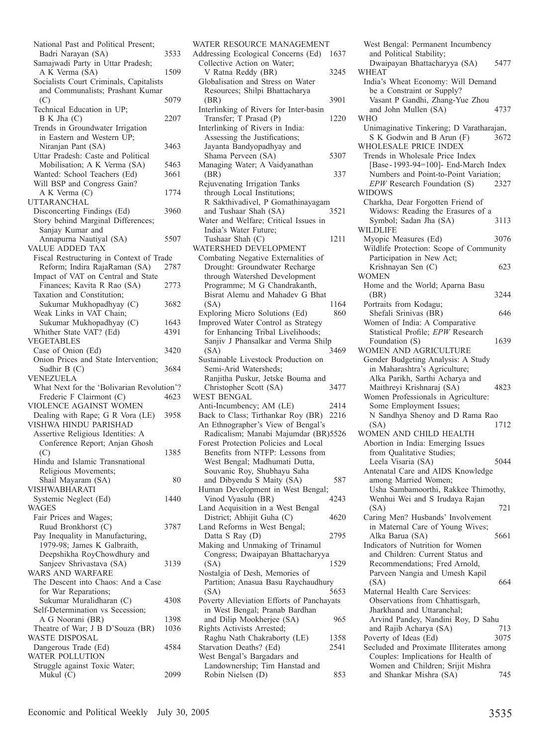National Past and Political Present; Badri Narayan (SA) 3533

Samajwadi Party in Uttar Pradesh; A K Verma (SA) 1509

Socialists Court Criminals, Capitalists and Communalists; Prashant Kumar (C) 5079

Technical Education in UP; B K Jha (C) 2207

Trends in Groundwater Irrigation in Eastern and Western UP; Niranjan Pant (SA) 3463

Uttar Pradesh: Caste and Political Mobilisation; A K Verma (SA) 5463

Wanted: School Teachers (Ed) 3661

Will BSP and Congress Gain? A K Verma (C) 1774

UTTARANCHAL

Disconcerting Findings (Ed) 3960

Story behind Marginal Differences; Sanjay Kumar and Annapurna Nautiyal (SA) 5507

VALUE ADDED TAX

Fiscal Restructuring in Context of Trade Reform; Indira RajaRaman (SA) 2787

Impact of VAT on Central and State Finances; Kavita R Rao (SA) 2773

Taxation and Constitution; Sukumar Mukhopadhyay (C) 3682

Weak Links in VAT Chain; Sukumar Mukhopadhyay (C) 1643

Whither State VAT? (Ed) 4391

VEGETABLES

Case of Onion (Ed) 3420

Onion Prices and State Intervention; Sudhir B (C) 3684

VENEZUELA

What Next for the 'Bolivarian Revolution'? Frederic F Clairmont (C) 4623

VIOLENCE AGAINST WOMEN

Dealing with Rape; G R Vora (LE) 3958

VISHWA HINDU PARISHAD

Assertive Religious Identities: A Conference Report; Anjan Ghosh (C) 1385

Hindu and Islamic Transnational Religious Movements; Shail Mayaram (SA) 80

VISHWABHARATI

Systemic Neglect (Ed) 1440

WAGES

Fair Prices and Wages; Ruud Bronkhorst (C) 3787

Pay Inequality in Manufacturing, 1979-98; James K Galbraith, Deepshikha RoyChowdhury and Sanjeev Shrivastava (SA) 3139

WARS AND WARFARE

The Descent into Chaos: And a Case for War Reparations; Sukumar Muralidharan (C) 4308

Self-Determination vs Secession; A G Noorani (BR) 1398

Theatre of War; J B D'Souza (BR) 1036

WASTE DISPOSAL

Dangerous Trade (Ed) 4584

WATER POLLUTION

Struggle against Toxic Water; Mukul (C) 2099

WATER RESOURCE MANAGEMENT

Addressing Ecological Concerns (Ed) 1637

Collective Action on Water; V Ratna Reddy (BR) 3245

Globalisation and Stress on Water Resources; Shilpi Bhattacharya (BR) 3901

Interlinking of Rivers for Inter-basin Transfer; T Prasad (P) 1220

Interlinking of Rivers in India: Assessing the Justifications; Jayanta Bandyopadhyay and Shama Perveen (SA) 5307

Managing Water; A Vaidyanathan (BR) 337

Rejuvenating Irrigation Tanks through Local Institutions; R Sakthivadivel, P Gomathinayagam and Tushaar Shah (SA) 3521

Water and Welfare; Critical Issues in India's Water Future; Tushaar Shah (C) 1211

WATERSHED DEVELOPMENT

Combating Negative Externalities of Drought: Groundwater Recharge through Watershed Development Programme; M G Chandrakanth, Bisrat Alemu and Mahadev G Bhat (SA) 1164

Exploring Micro Solutions (Ed) 860

Improved Water Control as Strategy for Enhancing Tribal Livelihoods; Sanjiv J Phansalkar and Verma Shilp (SA) 3469

Sustainable Livestock Production on Semi-Arid Watersheds; Ranjitha Puskur, Jetske Bouma and Christopher Scott (SA) 3477

WEST BENGAL

Anti-Incumbency; AM (LE) 2414

Back to Class; Tirthankar Roy (BR) 2216

An Ethnographer's View of Bengal's Radicalism; Manabi Majumdar (BR) 5526

Forest Protection Policies and Local Benefits from NTFP: Lessons from West Bengal; Madhumati Dutta, Souvanic Roy, Shubhayu Saha and Dibyendu S Maity (SA) 587

Human Development in West Bengal; Vinod Vyasulu (BR) 4243

Land Acquisition in a West Bengal District; Abhijit Guha (C) 4620

Land Reforms in West Bengal; Datta S Ray (D) 2795

Making and Unmaking of Trinamul Congress; Dwaipayan Bhattacharyya (SA) 1529

Nostalgia of Desh, Memories of Partition; Anasua Basu Raychaudhury (SA) 5653

Poverty Alleviation Efforts of Panchayats in West Bengal; Pranab Bardhan and Dilip Mookherjee (SA) 965

Rights Activists Arrested; Raghu Nath Chakraborty (LE) 1358

Starvation Deaths? (Ed) 2541

West Bengal's Bargadars and Landownership; Tim Hanstad and Robin Nielsen (D) 853

West Bengal: Permanent Incumbency and Political Stability; Dwaipayan Bhattacharyya (SA) 5477

WHEAT

India's Wheat Economy: Will Demand be a Constraint or Supply? Vasant P Gandhi, Zhang-Yue Zhou and John Mullen (SA) 4737

WHO

Unimaginative Tinkering; D Varatharajan, S K Godwin and B Arun (F) 3672

WHOLESALE PRICE INDEX

Trends in Wholesale Price Index [Base-1993-94=100]- End-March Index Numbers and Point-to-Point Variation; *EPW* Research Foundation (S) 2327

WIDOWS

Charkha, Dear Forgotten Friend of Widows: Reading the Erasures of a Symbol; Sadan Jha (SA) 3113

WILDLIFE

Myopic Measures (Ed) 3076

Wildlife Protection: Scope of Community Participation in New Act; Krishnayan Sen (C) 623

WOMEN

Home and the World; Aparna Basu (BR) 3244

Portraits from Kodagu; Shefali Srinivas (BR) 646

Women of India: A Comparative Statistical Profile; *EPW* Research Foundation (S) 1639

WOMEN AND AGRICULTURE

Gender Budgeting Analysis: A Study in Maharashtra's Agriculture; Alka Parikh, Sarthi Acharya and Maithreyi Krishnaraj (SA) 4823

Women Professionals in Agriculture: Some Employment Issues; N Sandhya Shenoy and D Rama Rao (SA) 1712

WOMEN AND CHILD HEALTH

Abortion in India: Emerging Issues from Qualitative Studies; Leela Visaria (SA) 5044

Antenatal Care and AIDS Knowledge among Married Women; Usha Sambamoorthi, Rakkee Thimothy, Wenhui Wei and S Irudaya Rajan (SA) 721

Caring Men? Husbands' Involvement in Maternal Care of Young Wives; Alka Barua (SA) 5661

Indicators of Nutrition for Women and Children: Current Status and Recommendations; Fred Arnold, Parveen Nangia and Umesh Kapil (SA) 664

Maternal Health Care Services: Observations from Chhattisgarh, Jharkhand and Uttaranchal; Arvind Pandey, Nandini Roy, D Sahu and Rajib Acharya (SA) 713

Poverty of Ideas (Ed) 3075

Secluded and Proximate Illiterates among Couples: Implications for Health of Women and Children; Srijit Mishra and Shankar Mishra (SA) 745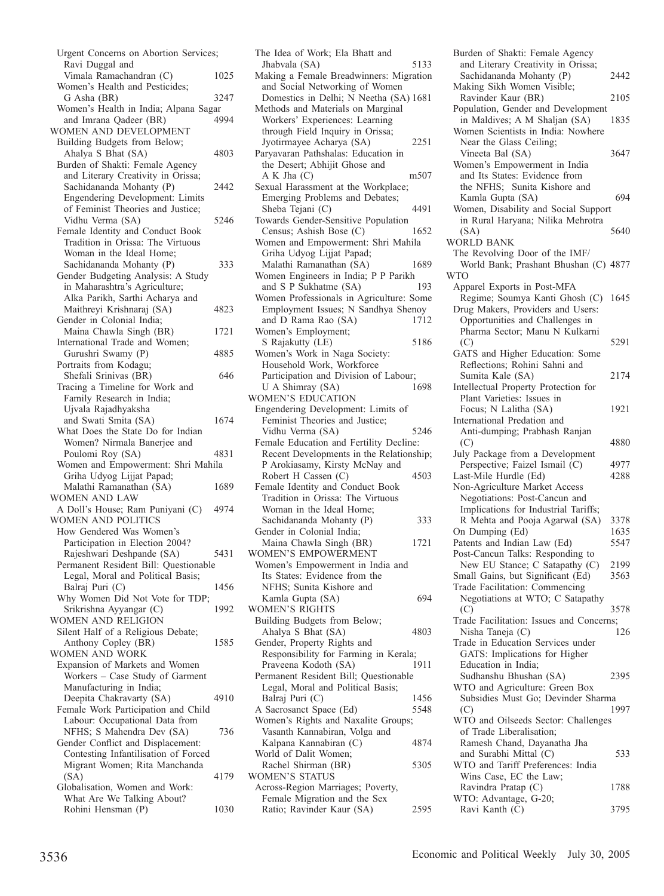Urgent Concerns on Abortion Services; Ravi Duggal and Vimala Ramachandran (C) 1025

Women's Health and Pesticides; G Asha (BR) 3247

Women's Health in India; Alpana Sagar and Imrana Qadeer (BR) 4994

WOMEN AND DEVELOPMENT

Building Budgets from Below; Ahalya S Bhat (SA) 4803

Burden of Shakti: Female Agency and Literary Creativity in Orissa; Sachidananda Mohanty (P) 2442

Engendering Development: Limits of Feminist Theories and Justice; Vidhu Verma (SA) 5246

Female Identity and Conduct Book Tradition in Orissa: The Virtuous Woman in the Ideal Home; Sachidananda Mohanty (P) 333

Gender Budgeting Analysis: A Study in Maharashtra's Agriculture; Alka Parikh, Sarthi Acharya and Maithreyi Krishnaraj (SA) 4823

Gender in Colonial India; Maina Chawla Singh (BR) 1721

International Trade and Women; Gurushri Swamy (P) 4885

Portraits from Kodagu; Shefali Srinivas (BR) 646

Tracing a Timeline for Work and Family Research in India; Ujvala Rajadhyaksha and Swati Smita (SA) 1674

What Does the State Do for Indian Women? Nirmala Banerjee and Poulomi Roy (SA) 4831

Women and Empowerment: Shri Mahila Griha Udyog Lijjat Papad; Malathi Ramanathan (SA) 1689

WOMEN AND LAW

A Doll's House; Ram Puniyani (C) 4974

WOMEN AND POLITICS

How Gendered Was Women's Participation in Election 2004? Rajeshwari Deshpande (SA) 5431

Permanent Resident Bill: Questionable Legal, Moral and Political Basis; Balraj Puri (C) 1456

Why Women Did Not Vote for TDP; Srikrishna Ayyangar (C) 1992

WOMEN AND RELIGION

Silent Half of a Religious Debate; Anthony Copley (BR) 1585

WOMEN AND WORK

Expansion of Markets and Women Workers – Case Study of Garment Manufacturing in India; Deepita Chakravarty (SA) 4910

Female Work Participation and Child Labour: Occupational Data from NFHS; S Mahendra Dev (SA) 736

Gender Conflict and Displacement: Contesting Infantilisation of Forced Migrant Women; Rita Manchanda (SA) 4179

Globalisation, Women and Work: What Are We Talking About? Rohini Hensman (P) 1030

The Idea of Work; Ela Bhatt and Jhabvala (SA) 5133

Making a Female Breadwinners: Migration and Social Networking of Women Domestics in Delhi; N Neetha (SA) 1681

Methods and Materials on Marginal Workers' Experiences: Learning through Field Inquiry in Orissa; Jyotirmayee Acharya (SA) 2251

Paryavaran Pathshalas: Education in the Desert; Abhijit Ghose and A K Jha (C) m507

Sexual Harassment at the Workplace; Emerging Problems and Debates; Sheba Tejani (C) 4491

Towards Gender-Sensitive Population Census; Ashish Bose (C) 1652

Women and Empowerment: Shri Mahila Griha Udyog Lijjat Papad; Malathi Ramanathan (SA) 1689

Women Engineers in India; P P Parikh and S P Sukhatme (SA) 193

Women Professionals in Agriculture: Some Employment Issues; N Sandhya Shenoy and D Rama Rao (SA) 1712

Women's Employment; S Rajakutty (LE) 5186

Women's Work in Naga Society: Household Work, Workforce Participation and Division of Labour; U A Shimray (SA) 1698

WOMEN'S EDUCATION

Engendering Development: Limits of Feminist Theories and Justice; Vidhu Verma (SA) 5246

Female Education and Fertility Decline: Recent Developments in the Relationship; P Arokiasamy, Kirsty McNay and Robert H Cassen (C) 4503

Female Identity and Conduct Book Tradition in Orissa: The Virtuous Woman in the Ideal Home; Sachidananda Mohanty (P) 333

Gender in Colonial India; Maina Chawla Singh (BR) 1721

WOMEN'S EMPOWERMENT

Women's Empowerment in India and Its States: Evidence from the NFHS; Sunita Kishore and Kamla Gupta (SA) 694

WOMEN'S RIGHTS

Building Budgets from Below; Ahalya S Bhat (SA) 4803

Gender, Property Rights and Responsibility for Farming in Kerala; Praveena Kodoth (SA) 1911

Permanent Resident Bill; Questionable Legal, Moral and Political Basis; Balraj Puri (C) 1456

A Sacrosanct Space (Ed) 5548

Women's Rights and Naxalite Groups; Vasanth Kannabiran, Volga and Kalpana Kannabiran (C) 4874

World of Dalit Women; Rachel Shirman (BR) 5305

WOMEN'S STATUS

Across-Region Marriages; Poverty, Female Migration and the Sex Ratio; Ravinder Kaur (SA) 2595

Burden of Shakti: Female Agency and Literary Creativity in Orissa; Sachidananda Mohanty (P) 2442

Making Sikh Women Visible; Ravinder Kaur (BR) 2105

Population, Gender and Development in Maldives; A M Shaljan (SA) 1835

Women Scientists in India: Nowhere Near the Glass Ceiling; Vineeta Bal (SA) 3647

Women's Empowerment in India and Its States: Evidence from the NFHS; Sunita Kishore and Kamla Gupta (SA) 694

Women, Disability and Social Support in Rural Haryana; Nilika Mehrotra (SA) 5640

WORLD BANK

The Revolving Door of the IMF/ World Bank; Prashant Bhushan (C) 4877

WTO

Apparel Exports in Post-MFA Regime; Soumya Kanti Ghosh (C) 1645

Drug Makers, Providers and Users: Opportunities and Challenges in Pharma Sector; Manu N Kulkarni (C) 5291

GATS and Higher Education: Some Reflections; Rohini Sahni and Sumita Kale (SA) 2174

Intellectual Property Protection for Plant Varieties: Issues in Focus; N Lalitha (SA) 1921

International Predation and Anti-dumping; Prabhash Ranjan (C) 4880

July Package from a Development Perspective; Faizel Ismail (C) 4977

Last-Mile Hurdle (Ed) 4288

Non-Agriculture Market Access Negotiations: Post-Cancun and Implications for Industrial Tariffs; R Mehta and Pooja Agarwal (SA) 3378

On Dumping (Ed) 1635

Patents and Indian Law (Ed) 5547

Post-Cancun Talks: Responding to New EU Stance; C Satapathy (C) 2199

Small Gains, but Significant (Ed) 3563

Trade Facilitation: Commencing Negotiations at WTO; C Satapathy (C) 3578

Trade Facilitation: Issues and Concerns; Nisha Taneja (C) 126

Trade in Education Services under GATS: Implications for Higher Education in India; Sudhanshu Bhushan (SA) 2395

WTO and Agriculture: Green Box Subsidies Must Go; Devinder Sharma (C) 1997

WTO and Oilseeds Sector: Challenges of Trade Liberalisation; Ramesh Chand, Dayanatha Jha and Surabhi Mittal (C) 533

WTO and Tariff Preferences: India Wins Case, EC the Law; Ravindra Pratap (C) 1788

WTO: Advantage, G-20; Ravi Kanth (C) 3795